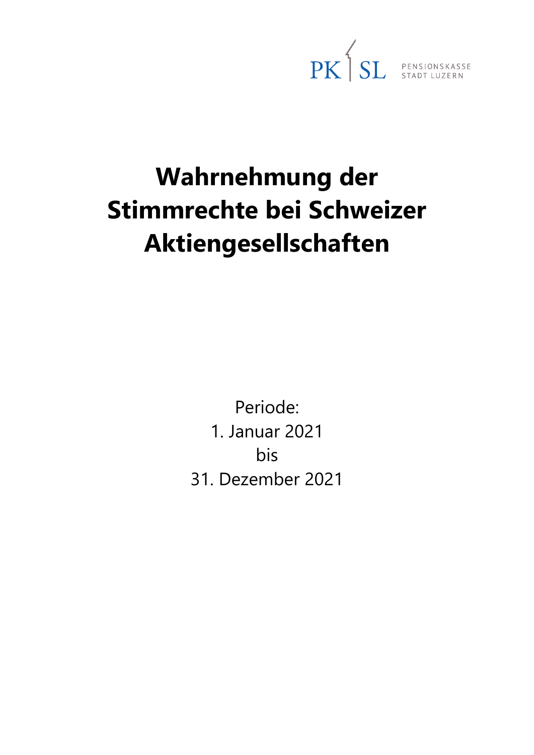PK SL PENSIONSKASSE STADT LUZERN

# Wahrnehmung der Stimmrechte bei Schweizer Aktiengesellschaften

Periode:
1. Januar 2021
bis
31. Dezember 2021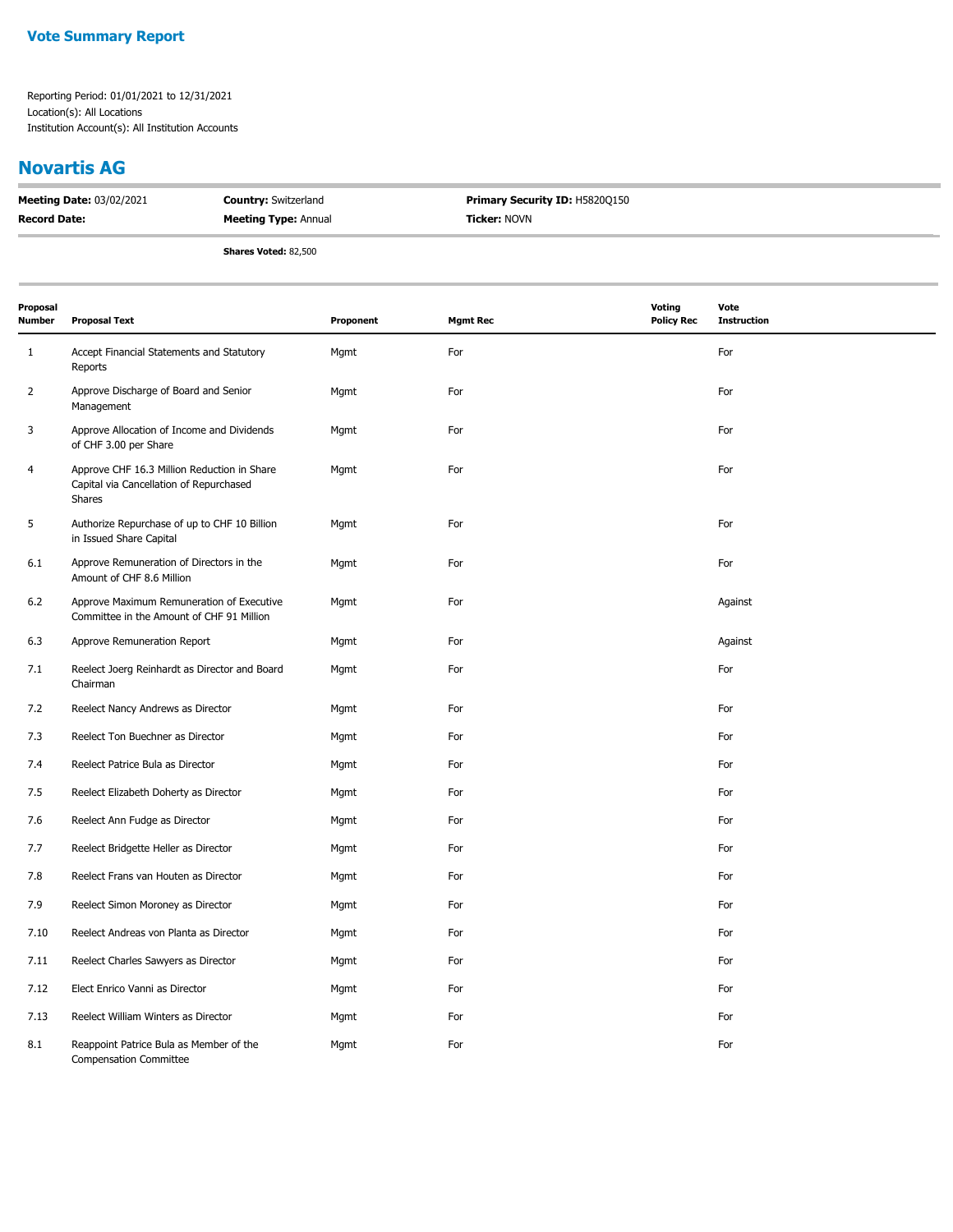**Vote Summary Report**

Reporting Period: 01/01/2021 to 12/31/2021
Location(s): All Locations
Institution Account(s): All Institution Accounts

## Novartis AG

| | | |
|---|---|---|
| **Meeting Date:** 03/02/2021 | **Country:** Switzerland | **Primary Security ID:** H5820Q150 |
| **Record Date:** | **Meeting Type:** Annual | **Ticker:** NOVN |
| | **Shares Voted:** 82,500 | |

| Proposal Number | Proposal Text | Proponent | Mgmt Rec | Voting Policy Rec | Vote Instruction |
|---|---|---|---|---|---|
| 1 | Accept Financial Statements and Statutory Reports | Mgmt | For | | For |
| 2 | Approve Discharge of Board and Senior Management | Mgmt | For | | For |
| 3 | Approve Allocation of Income and Dividends of CHF 3.00 per Share | Mgmt | For | | For |
| 4 | Approve CHF 16.3 Million Reduction in Share Capital via Cancellation of Repurchased Shares | Mgmt | For | | For |
| 5 | Authorize Repurchase of up to CHF 10 Billion in Issued Share Capital | Mgmt | For | | For |
| 6.1 | Approve Remuneration of Directors in the Amount of CHF 8.6 Million | Mgmt | For | | For |
| 6.2 | Approve Maximum Remuneration of Executive Committee in the Amount of CHF 91 Million | Mgmt | For | | Against |
| 6.3 | Approve Remuneration Report | Mgmt | For | | Against |
| 7.1 | Reelect Joerg Reinhardt as Director and Board Chairman | Mgmt | For | | For |
| 7.2 | Reelect Nancy Andrews as Director | Mgmt | For | | For |
| 7.3 | Reelect Ton Buechner as Director | Mgmt | For | | For |
| 7.4 | Reelect Patrice Bula as Director | Mgmt | For | | For |
| 7.5 | Reelect Elizabeth Doherty as Director | Mgmt | For | | For |
| 7.6 | Reelect Ann Fudge as Director | Mgmt | For | | For |
| 7.7 | Reelect Bridgette Heller as Director | Mgmt | For | | For |
| 7.8 | Reelect Frans van Houten as Director | Mgmt | For | | For |
| 7.9 | Reelect Simon Moroney as Director | Mgmt | For | | For |
| 7.10 | Reelect Andreas von Planta as Director | Mgmt | For | | For |
| 7.11 | Reelect Charles Sawyers as Director | Mgmt | For | | For |
| 7.12 | Elect Enrico Vanni as Director | Mgmt | For | | For |
| 7.13 | Reelect William Winters as Director | Mgmt | For | | For |
| 8.1 | Reappoint Patrice Bula as Member of the Compensation Committee | Mgmt | For | | For |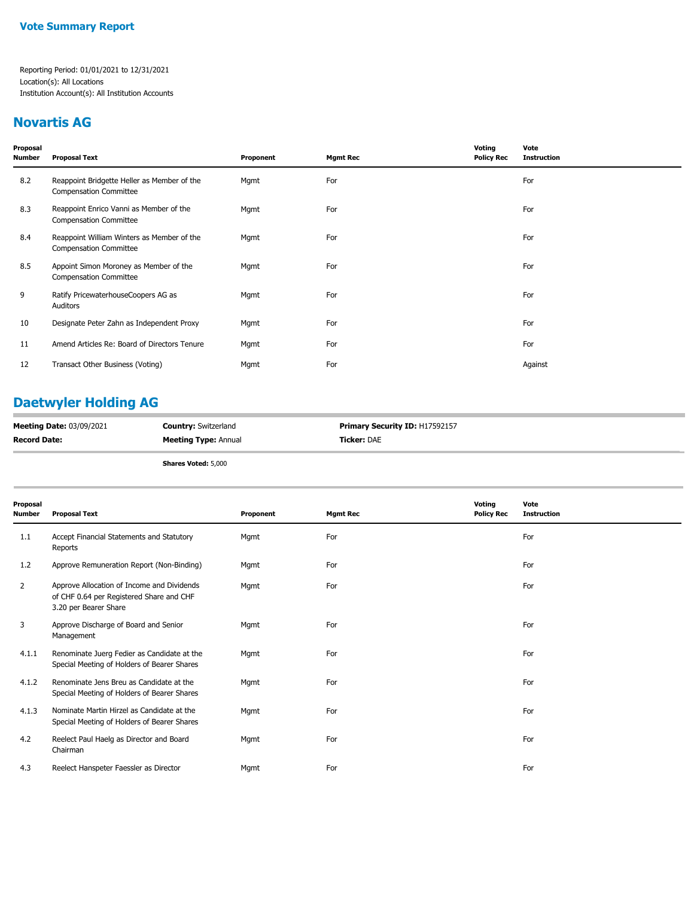**Vote Summary Report**

Reporting Period: 01/01/2021 to 12/31/2021
Location(s): All Locations
Institution Account(s): All Institution Accounts

## Novartis AG

| Proposal Number | Proposal Text | Proponent | Mgmt Rec | Voting Policy Rec | Vote Instruction |
|---|---|---|---|---|---|
| 8.2 | Reappoint Bridgette Heller as Member of the Compensation Committee | Mgmt | For | | For |
| 8.3 | Reappoint Enrico Vanni as Member of the Compensation Committee | Mgmt | For | | For |
| 8.4 | Reappoint William Winters as Member of the Compensation Committee | Mgmt | For | | For |
| 8.5 | Appoint Simon Moroney as Member of the Compensation Committee | Mgmt | For | | For |
| 9 | Ratify PricewaterhouseCoopers AG as Auditors | Mgmt | For | | For |
| 10 | Designate Peter Zahn as Independent Proxy | Mgmt | For | | For |
| 11 | Amend Articles Re: Board of Directors Tenure | Mgmt | For | | For |
| 12 | Transact Other Business (Voting) | Mgmt | For | | Against |

## Daetwyler Holding AG

**Meeting Date:** 03/09/2021 | **Country:** Switzerland | **Primary Security ID:** H17592157
**Record Date:** | **Meeting Type:** Annual | **Ticker:** DAE

**Shares Voted:** 5,000

| Proposal Number | Proposal Text | Proponent | Mgmt Rec | Voting Policy Rec | Vote Instruction |
|---|---|---|---|---|---|
| 1.1 | Accept Financial Statements and Statutory Reports | Mgmt | For | | For |
| 1.2 | Approve Remuneration Report (Non-Binding) | Mgmt | For | | For |
| 2 | Approve Allocation of Income and Dividends of CHF 0.64 per Registered Share and CHF 3.20 per Bearer Share | Mgmt | For | | For |
| 3 | Approve Discharge of Board and Senior Management | Mgmt | For | | For |
| 4.1.1 | Renominate Juerg Fedier as Candidate at the Special Meeting of Holders of Bearer Shares | Mgmt | For | | For |
| 4.1.2 | Renominate Jens Breu as Candidate at the Special Meeting of Holders of Bearer Shares | Mgmt | For | | For |
| 4.1.3 | Nominate Martin Hirzel as Candidate at the Special Meeting of Holders of Bearer Shares | Mgmt | For | | For |
| 4.2 | Reelect Paul Haelg as Director and Board Chairman | Mgmt | For | | For |
| 4.3 | Reelect Hanspeter Faessler as Director | Mgmt | For | | For |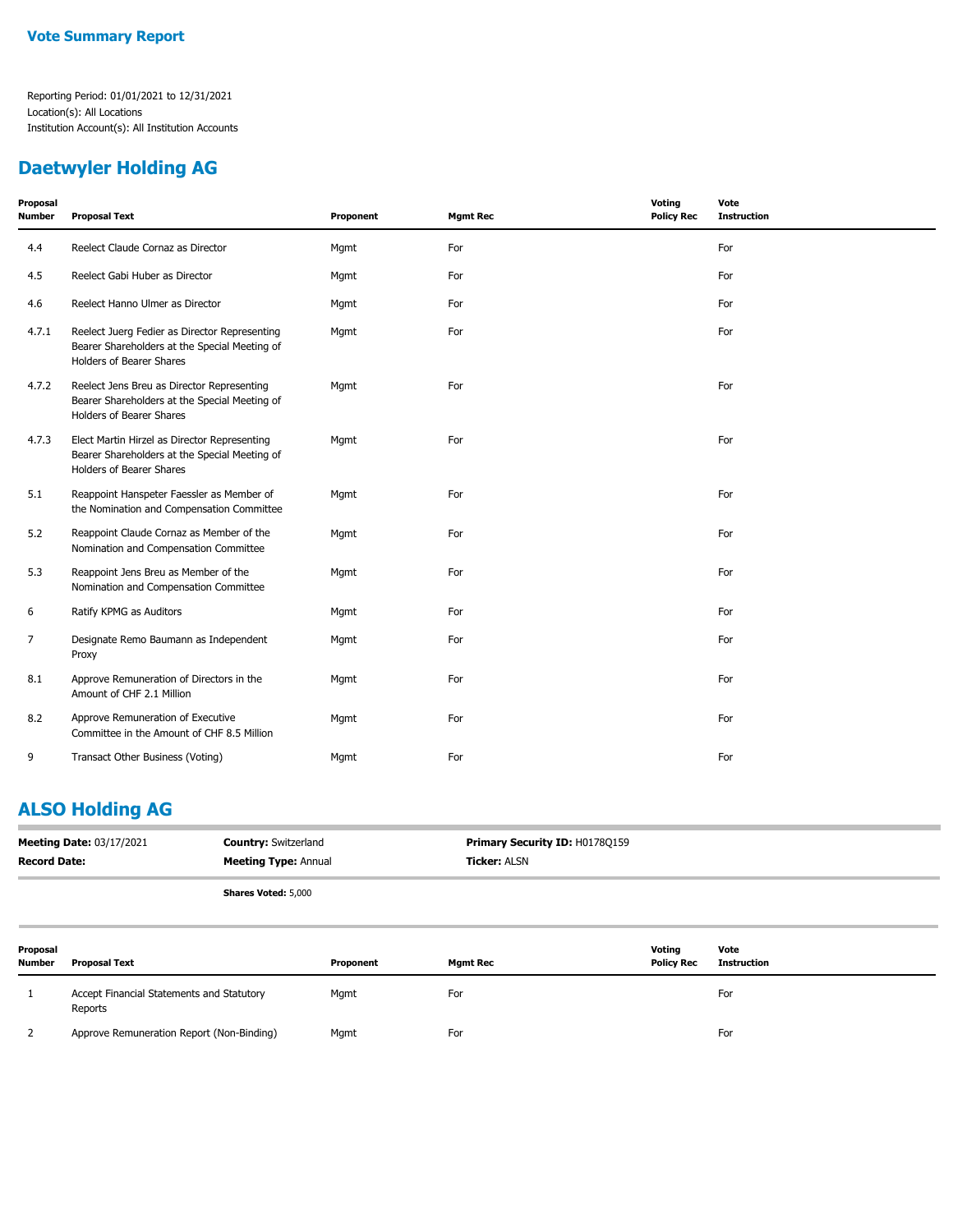**Vote Summary Report**

Reporting Period: 01/01/2021 to 12/31/2021
Location(s): All Locations
Institution Account(s): All Institution Accounts

## Daetwyler Holding AG

| Proposal Number | Proposal Text | Proponent | Mgmt Rec | Voting Policy Rec | Vote Instruction |
|---|---|---|---|---|---|
| 4.4 | Reelect Claude Cornaz as Director | Mgmt | For | | For |
| 4.5 | Reelect Gabi Huber as Director | Mgmt | For | | For |
| 4.6 | Reelect Hanno Ulmer as Director | Mgmt | For | | For |
| 4.7.1 | Reelect Juerg Fedier as Director Representing Bearer Shareholders at the Special Meeting of Holders of Bearer Shares | Mgmt | For | | For |
| 4.7.2 | Reelect Jens Breu as Director Representing Bearer Shareholders at the Special Meeting of Holders of Bearer Shares | Mgmt | For | | For |
| 4.7.3 | Elect Martin Hirzel as Director Representing Bearer Shareholders at the Special Meeting of Holders of Bearer Shares | Mgmt | For | | For |
| 5.1 | Reappoint Hanspeter Faessler as Member of the Nomination and Compensation Committee | Mgmt | For | | For |
| 5.2 | Reappoint Claude Cornaz as Member of the Nomination and Compensation Committee | Mgmt | For | | For |
| 5.3 | Reappoint Jens Breu as Member of the Nomination and Compensation Committee | Mgmt | For | | For |
| 6 | Ratify KPMG as Auditors | Mgmt | For | | For |
| 7 | Designate Remo Baumann as Independent Proxy | Mgmt | For | | For |
| 8.1 | Approve Remuneration of Directors in the Amount of CHF 2.1 Million | Mgmt | For | | For |
| 8.2 | Approve Remuneration of Executive Committee in the Amount of CHF 8.5 Million | Mgmt | For | | For |
| 9 | Transact Other Business (Voting) | Mgmt | For | | For |

## ALSO Holding AG

**Meeting Date:** 03/17/2021 | **Country:** Switzerland | **Primary Security ID:** H0178Q159
**Record Date:** | **Meeting Type:** Annual | **Ticker:** ALSN

**Shares Voted:** 5,000

| Proposal Number | Proposal Text | Proponent | Mgmt Rec | Voting Policy Rec | Vote Instruction |
|---|---|---|---|---|---|
| 1 | Accept Financial Statements and Statutory Reports | Mgmt | For | | For |
| 2 | Approve Remuneration Report (Non-Binding) | Mgmt | For | | For |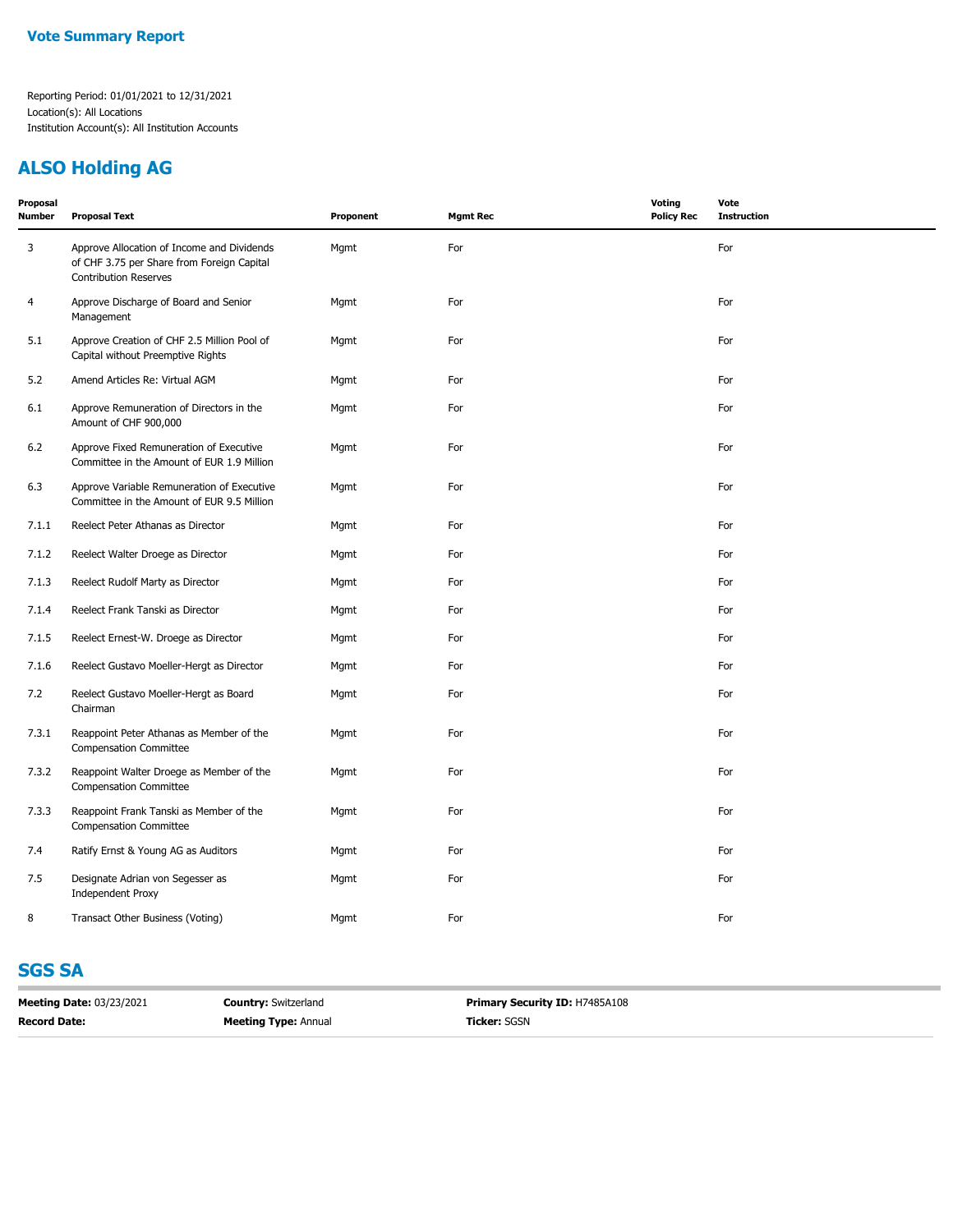**Vote Summary Report**

Reporting Period: 01/01/2021 to 12/31/2021
Location(s): All Locations
Institution Account(s): All Institution Accounts

## ALSO Holding AG

| Proposal Number | Proposal Text | Proponent | Mgmt Rec | Voting Policy Rec | Vote Instruction |
|---|---|---|---|---|---|
| 3 | Approve Allocation of Income and Dividends of CHF 3.75 per Share from Foreign Capital Contribution Reserves | Mgmt | For | | For |
| 4 | Approve Discharge of Board and Senior Management | Mgmt | For | | For |
| 5.1 | Approve Creation of CHF 2.5 Million Pool of Capital without Preemptive Rights | Mgmt | For | | For |
| 5.2 | Amend Articles Re: Virtual AGM | Mgmt | For | | For |
| 6.1 | Approve Remuneration of Directors in the Amount of CHF 900,000 | Mgmt | For | | For |
| 6.2 | Approve Fixed Remuneration of Executive Committee in the Amount of EUR 1.9 Million | Mgmt | For | | For |
| 6.3 | Approve Variable Remuneration of Executive Committee in the Amount of EUR 9.5 Million | Mgmt | For | | For |
| 7.1.1 | Reelect Peter Athanas as Director | Mgmt | For | | For |
| 7.1.2 | Reelect Walter Droege as Director | Mgmt | For | | For |
| 7.1.3 | Reelect Rudolf Marty as Director | Mgmt | For | | For |
| 7.1.4 | Reelect Frank Tanski as Director | Mgmt | For | | For |
| 7.1.5 | Reelect Ernest-W. Droege as Director | Mgmt | For | | For |
| 7.1.6 | Reelect Gustavo Moeller-Hergt as Director | Mgmt | For | | For |
| 7.2 | Reelect Gustavo Moeller-Hergt as Board Chairman | Mgmt | For | | For |
| 7.3.1 | Reappoint Peter Athanas as Member of the Compensation Committee | Mgmt | For | | For |
| 7.3.2 | Reappoint Walter Droege as Member of the Compensation Committee | Mgmt | For | | For |
| 7.3.3 | Reappoint Frank Tanski as Member of the Compensation Committee | Mgmt | For | | For |
| 7.4 | Ratify Ernst & Young AG as Auditors | Mgmt | For | | For |
| 7.5 | Designate Adrian von Segesser as Independent Proxy | Mgmt | For | | For |
| 8 | Transact Other Business (Voting) | Mgmt | For | | For |

## SGS SA

| | | |
|---|---|---|
| **Meeting Date:** 03/23/2021 | **Country:** Switzerland | **Primary Security ID:** H7485A108 |
| **Record Date:** | **Meeting Type:** Annual | **Ticker:** SGSN |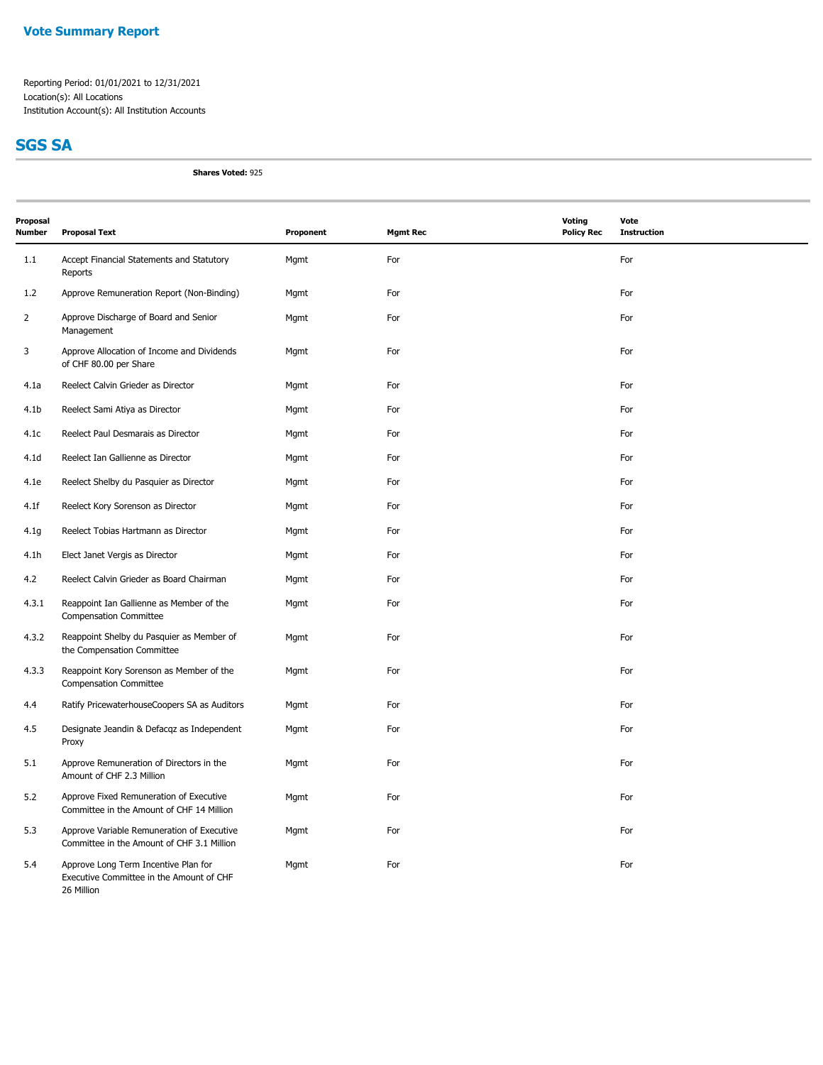## Vote Summary Report

Reporting Period: 01/01/2021 to 12/31/2021
Location(s): All Locations
Institution Account(s): All Institution Accounts

## SGS SA

**Shares Voted:** 925

| Proposal Number | Proposal Text | Proponent | Mgmt Rec | Voting Policy Rec | Vote Instruction |
|---|---|---|---|---|---|
| 1.1 | Accept Financial Statements and Statutory Reports | Mgmt | For | | For |
| 1.2 | Approve Remuneration Report (Non-Binding) | Mgmt | For | | For |
| 2 | Approve Discharge of Board and Senior Management | Mgmt | For | | For |
| 3 | Approve Allocation of Income and Dividends of CHF 80.00 per Share | Mgmt | For | | For |
| 4.1a | Reelect Calvin Grieder as Director | Mgmt | For | | For |
| 4.1b | Reelect Sami Atiya as Director | Mgmt | For | | For |
| 4.1c | Reelect Paul Desmarais as Director | Mgmt | For | | For |
| 4.1d | Reelect Ian Gallienne as Director | Mgmt | For | | For |
| 4.1e | Reelect Shelby du Pasquier as Director | Mgmt | For | | For |
| 4.1f | Reelect Kory Sorenson as Director | Mgmt | For | | For |
| 4.1g | Reelect Tobias Hartmann as Director | Mgmt | For | | For |
| 4.1h | Elect Janet Vergis as Director | Mgmt | For | | For |
| 4.2 | Reelect Calvin Grieder as Board Chairman | Mgmt | For | | For |
| 4.3.1 | Reappoint Ian Gallienne as Member of the Compensation Committee | Mgmt | For | | For |
| 4.3.2 | Reappoint Shelby du Pasquier as Member of the Compensation Committee | Mgmt | For | | For |
| 4.3.3 | Reappoint Kory Sorenson as Member of the Compensation Committee | Mgmt | For | | For |
| 4.4 | Ratify PricewaterhouseCoopers SA as Auditors | Mgmt | For | | For |
| 4.5 | Designate Jeandin & Defacqz as Independent Proxy | Mgmt | For | | For |
| 5.1 | Approve Remuneration of Directors in the Amount of CHF 2.3 Million | Mgmt | For | | For |
| 5.2 | Approve Fixed Remuneration of Executive Committee in the Amount of CHF 14 Million | Mgmt | For | | For |
| 5.3 | Approve Variable Remuneration of Executive Committee in the Amount of CHF 3.1 Million | Mgmt | For | | For |
| 5.4 | Approve Long Term Incentive Plan for Executive Committee in the Amount of CHF 26 Million | Mgmt | For | | For |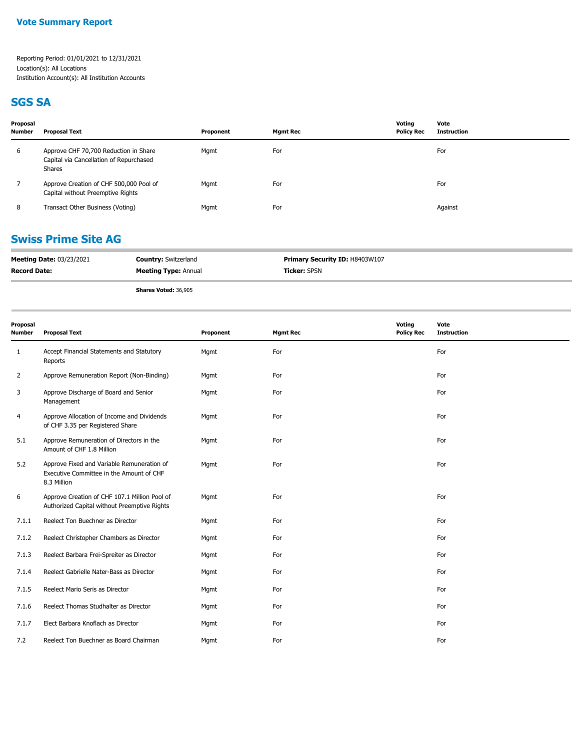## Vote Summary Report

Reporting Period: 01/01/2021 to 12/31/2021
Location(s): All Locations
Institution Account(s): All Institution Accounts

## SGS SA

| Proposal Number | Proposal Text | Proponent | Mgmt Rec | Voting Policy Rec | Vote Instruction |
|---|---|---|---|---|---|
| 6 | Approve CHF 70,700 Reduction in Share Capital via Cancellation of Repurchased Shares | Mgmt | For | | For |
| 7 | Approve Creation of CHF 500,000 Pool of Capital without Preemptive Rights | Mgmt | For | | For |
| 8 | Transact Other Business (Voting) | Mgmt | For | | Against |

## Swiss Prime Site AG

**Meeting Date:** 03/23/2021
**Country:** Switzerland
**Primary Security ID:** H8403W107
**Record Date:**
**Meeting Type:** Annual
**Ticker:** SPSN

**Shares Voted:** 36,905

| Proposal Number | Proposal Text | Proponent | Mgmt Rec | Voting Policy Rec | Vote Instruction |
|---|---|---|---|---|---|
| 1 | Accept Financial Statements and Statutory Reports | Mgmt | For | | For |
| 2 | Approve Remuneration Report (Non-Binding) | Mgmt | For | | For |
| 3 | Approve Discharge of Board and Senior Management | Mgmt | For | | For |
| 4 | Approve Allocation of Income and Dividends of CHF 3.35 per Registered Share | Mgmt | For | | For |
| 5.1 | Approve Remuneration of Directors in the Amount of CHF 1.8 Million | Mgmt | For | | For |
| 5.2 | Approve Fixed and Variable Remuneration of Executive Committee in the Amount of CHF 8.3 Million | Mgmt | For | | For |
| 6 | Approve Creation of CHF 107.1 Million Pool of Authorized Capital without Preemptive Rights | Mgmt | For | | For |
| 7.1.1 | Reelect Ton Buechner as Director | Mgmt | For | | For |
| 7.1.2 | Reelect Christopher Chambers as Director | Mgmt | For | | For |
| 7.1.3 | Reelect Barbara Frei-Spreiter as Director | Mgmt | For | | For |
| 7.1.4 | Reelect Gabrielle Nater-Bass as Director | Mgmt | For | | For |
| 7.1.5 | Reelect Mario Seris as Director | Mgmt | For | | For |
| 7.1.6 | Reelect Thomas Studhalter as Director | Mgmt | For | | For |
| 7.1.7 | Elect Barbara Knoflach as Director | Mgmt | For | | For |
| 7.2 | Reelect Ton Buechner as Board Chairman | Mgmt | For | | For |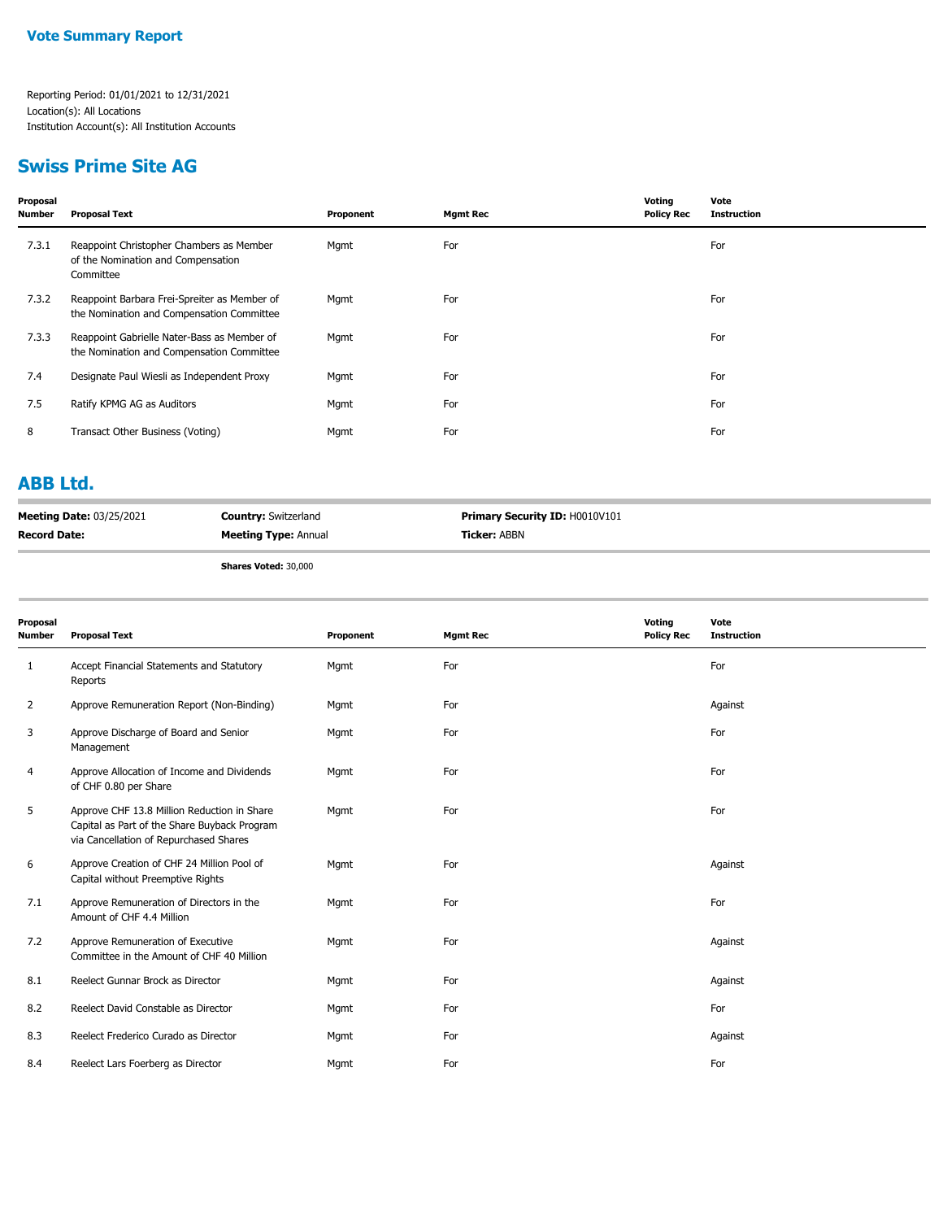**Vote Summary Report**

Reporting Period: 01/01/2021 to 12/31/2021
Location(s): All Locations
Institution Account(s): All Institution Accounts

## Swiss Prime Site AG

| Proposal Number | Proposal Text | Proponent | Mgmt Rec | Voting Policy Rec | Vote Instruction |
|---|---|---|---|---|---|
| 7.3.1 | Reappoint Christopher Chambers as Member of the Nomination and Compensation Committee | Mgmt | For | | For |
| 7.3.2 | Reappoint Barbara Frei-Spreiter as Member of the Nomination and Compensation Committee | Mgmt | For | | For |
| 7.3.3 | Reappoint Gabrielle Nater-Bass as Member of the Nomination and Compensation Committee | Mgmt | For | | For |
| 7.4 | Designate Paul Wiesli as Independent Proxy | Mgmt | For | | For |
| 7.5 | Ratify KPMG AG as Auditors | Mgmt | For | | For |
| 8 | Transact Other Business (Voting) | Mgmt | For | | For |

## ABB Ltd.

**Meeting Date:** 03/25/2021 | **Country:** Switzerland | **Primary Security ID:** H0010V101
**Record Date:** | **Meeting Type:** Annual | **Ticker:** ABBN

**Shares Voted:** 30,000

| Proposal Number | Proposal Text | Proponent | Mgmt Rec | Voting Policy Rec | Vote Instruction |
|---|---|---|---|---|---|
| 1 | Accept Financial Statements and Statutory Reports | Mgmt | For | | For |
| 2 | Approve Remuneration Report (Non-Binding) | Mgmt | For | | Against |
| 3 | Approve Discharge of Board and Senior Management | Mgmt | For | | For |
| 4 | Approve Allocation of Income and Dividends of CHF 0.80 per Share | Mgmt | For | | For |
| 5 | Approve CHF 13.8 Million Reduction in Share Capital as Part of the Share Buyback Program via Cancellation of Repurchased Shares | Mgmt | For | | For |
| 6 | Approve Creation of CHF 24 Million Pool of Capital without Preemptive Rights | Mgmt | For | | Against |
| 7.1 | Approve Remuneration of Directors in the Amount of CHF 4.4 Million | Mgmt | For | | For |
| 7.2 | Approve Remuneration of Executive Committee in the Amount of CHF 40 Million | Mgmt | For | | Against |
| 8.1 | Reelect Gunnar Brock as Director | Mgmt | For | | Against |
| 8.2 | Reelect David Constable as Director | Mgmt | For | | For |
| 8.3 | Reelect Frederico Curado as Director | Mgmt | For | | Against |
| 8.4 | Reelect Lars Foerberg as Director | Mgmt | For | | For |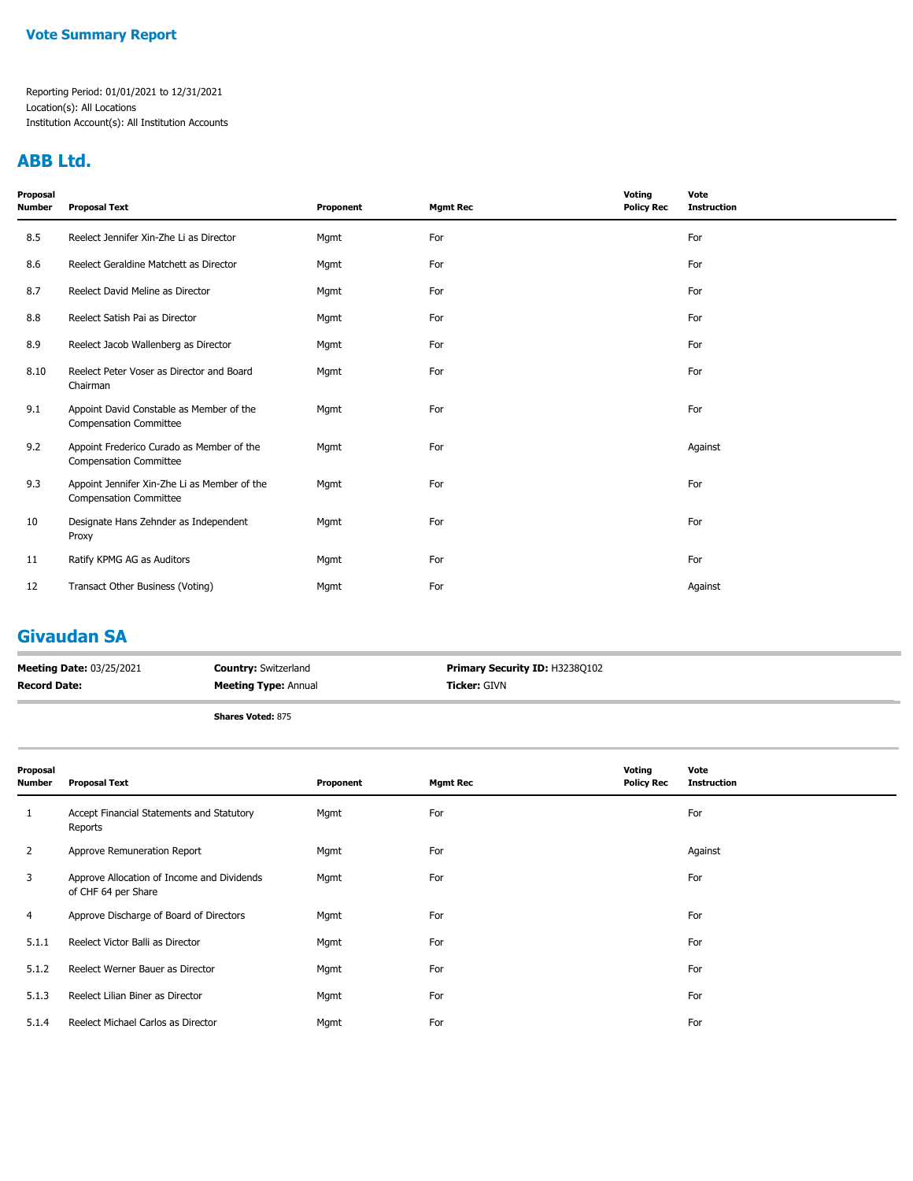## Vote Summary Report

Reporting Period: 01/01/2021 to 12/31/2021
Location(s): All Locations
Institution Account(s): All Institution Accounts

## ABB Ltd.

| Proposal Number | Proposal Text | Proponent | Mgmt Rec | Voting Policy Rec | Vote Instruction |
|---|---|---|---|---|---|
| 8.5 | Reelect Jennifer Xin-Zhe Li as Director | Mgmt | For | | For |
| 8.6 | Reelect Geraldine Matchett as Director | Mgmt | For | | For |
| 8.7 | Reelect David Meline as Director | Mgmt | For | | For |
| 8.8 | Reelect Satish Pai as Director | Mgmt | For | | For |
| 8.9 | Reelect Jacob Wallenberg as Director | Mgmt | For | | For |
| 8.10 | Reelect Peter Voser as Director and Board Chairman | Mgmt | For | | For |
| 9.1 | Appoint David Constable as Member of the Compensation Committee | Mgmt | For | | For |
| 9.2 | Appoint Frederico Curado as Member of the Compensation Committee | Mgmt | For | | Against |
| 9.3 | Appoint Jennifer Xin-Zhe Li as Member of the Compensation Committee | Mgmt | For | | For |
| 10 | Designate Hans Zehnder as Independent Proxy | Mgmt | For | | For |
| 11 | Ratify KPMG AG as Auditors | Mgmt | For | | For |
| 12 | Transact Other Business (Voting) | Mgmt | For | | Against |

## Givaudan SA

**Meeting Date:** 03/25/2021
**Record Date:**
**Country:** Switzerland
**Meeting Type:** Annual
**Primary Security ID:** H3238Q102
**Ticker:** GIVN

**Shares Voted:** 875

| Proposal Number | Proposal Text | Proponent | Mgmt Rec | Voting Policy Rec | Vote Instruction |
|---|---|---|---|---|---|
| 1 | Accept Financial Statements and Statutory Reports | Mgmt | For | | For |
| 2 | Approve Remuneration Report | Mgmt | For | | Against |
| 3 | Approve Allocation of Income and Dividends of CHF 64 per Share | Mgmt | For | | For |
| 4 | Approve Discharge of Board of Directors | Mgmt | For | | For |
| 5.1.1 | Reelect Victor Balli as Director | Mgmt | For | | For |
| 5.1.2 | Reelect Werner Bauer as Director | Mgmt | For | | For |
| 5.1.3 | Reelect Lilian Biner as Director | Mgmt | For | | For |
| 5.1.4 | Reelect Michael Carlos as Director | Mgmt | For | | For |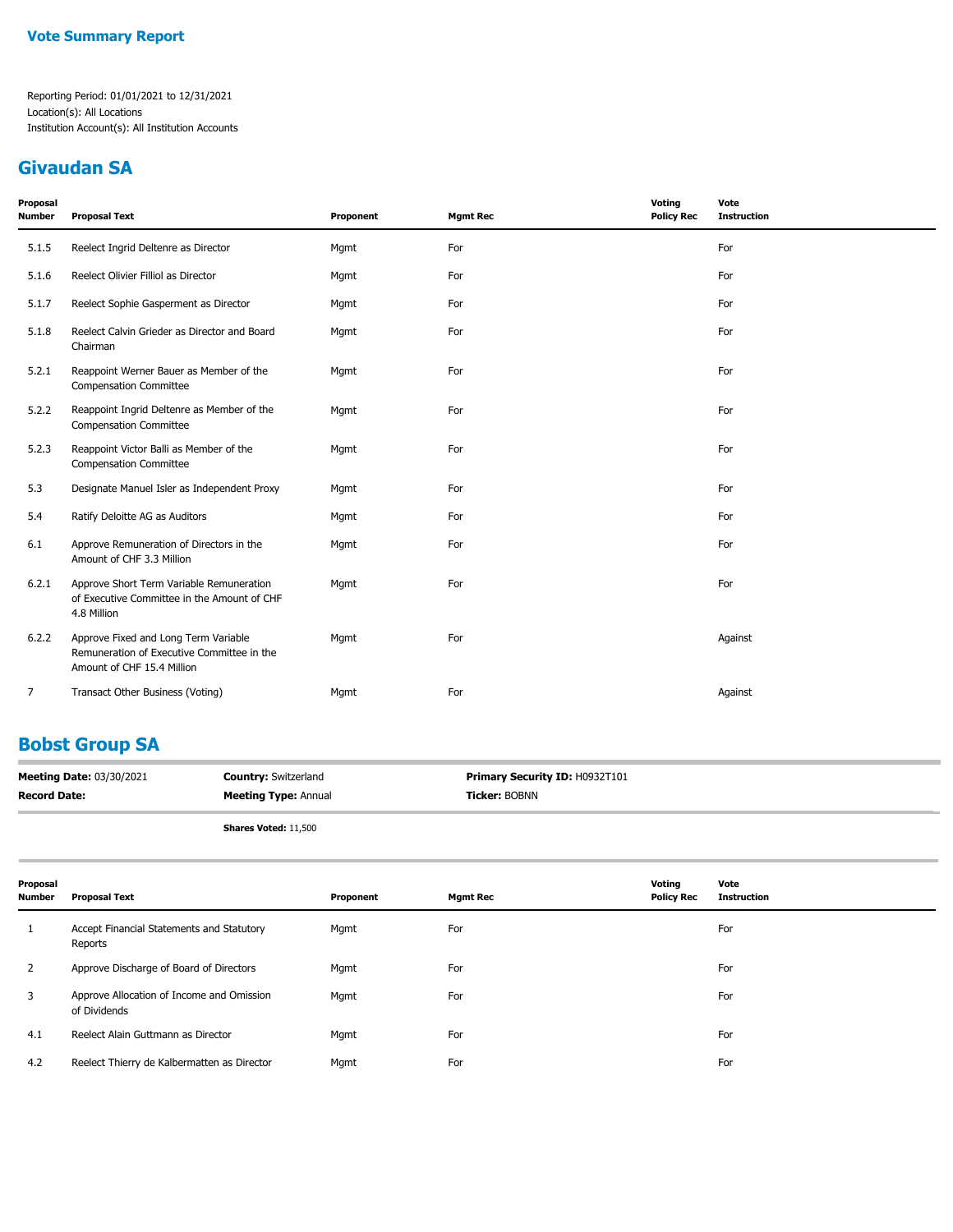## Vote Summary Report

Reporting Period: 01/01/2021 to 12/31/2021
Location(s): All Locations
Institution Account(s): All Institution Accounts

## Givaudan SA

| Proposal Number | Proposal Text | Proponent | Mgmt Rec | Voting Policy Rec | Vote Instruction |
|---|---|---|---|---|---|
| 5.1.5 | Reelect Ingrid Deltenre as Director | Mgmt | For | | For |
| 5.1.6 | Reelect Olivier Filliol as Director | Mgmt | For | | For |
| 5.1.7 | Reelect Sophie Gasperment as Director | Mgmt | For | | For |
| 5.1.8 | Reelect Calvin Grieder as Director and Board Chairman | Mgmt | For | | For |
| 5.2.1 | Reappoint Werner Bauer as Member of the Compensation Committee | Mgmt | For | | For |
| 5.2.2 | Reappoint Ingrid Deltenre as Member of the Compensation Committee | Mgmt | For | | For |
| 5.2.3 | Reappoint Victor Balli as Member of the Compensation Committee | Mgmt | For | | For |
| 5.3 | Designate Manuel Isler as Independent Proxy | Mgmt | For | | For |
| 5.4 | Ratify Deloitte AG as Auditors | Mgmt | For | | For |
| 6.1 | Approve Remuneration of Directors in the Amount of CHF 3.3 Million | Mgmt | For | | For |
| 6.2.1 | Approve Short Term Variable Remuneration of Executive Committee in the Amount of CHF 4.8 Million | Mgmt | For | | For |
| 6.2.2 | Approve Fixed and Long Term Variable Remuneration of Executive Committee in the Amount of CHF 15.4 Million | Mgmt | For | | Against |
| 7 | Transact Other Business (Voting) | Mgmt | For | | Against |

## Bobst Group SA

**Meeting Date:** 03/30/2021 | **Country:** Switzerland | **Primary Security ID:** H0932T101
**Record Date:** | **Meeting Type:** Annual | **Ticker:** BOBNN

**Shares Voted:** 11,500

| Proposal Number | Proposal Text | Proponent | Mgmt Rec | Voting Policy Rec | Vote Instruction |
|---|---|---|---|---|---|
| 1 | Accept Financial Statements and Statutory Reports | Mgmt | For | | For |
| 2 | Approve Discharge of Board of Directors | Mgmt | For | | For |
| 3 | Approve Allocation of Income and Omission of Dividends | Mgmt | For | | For |
| 4.1 | Reelect Alain Guttmann as Director | Mgmt | For | | For |
| 4.2 | Reelect Thierry de Kalbermatten as Director | Mgmt | For | | For |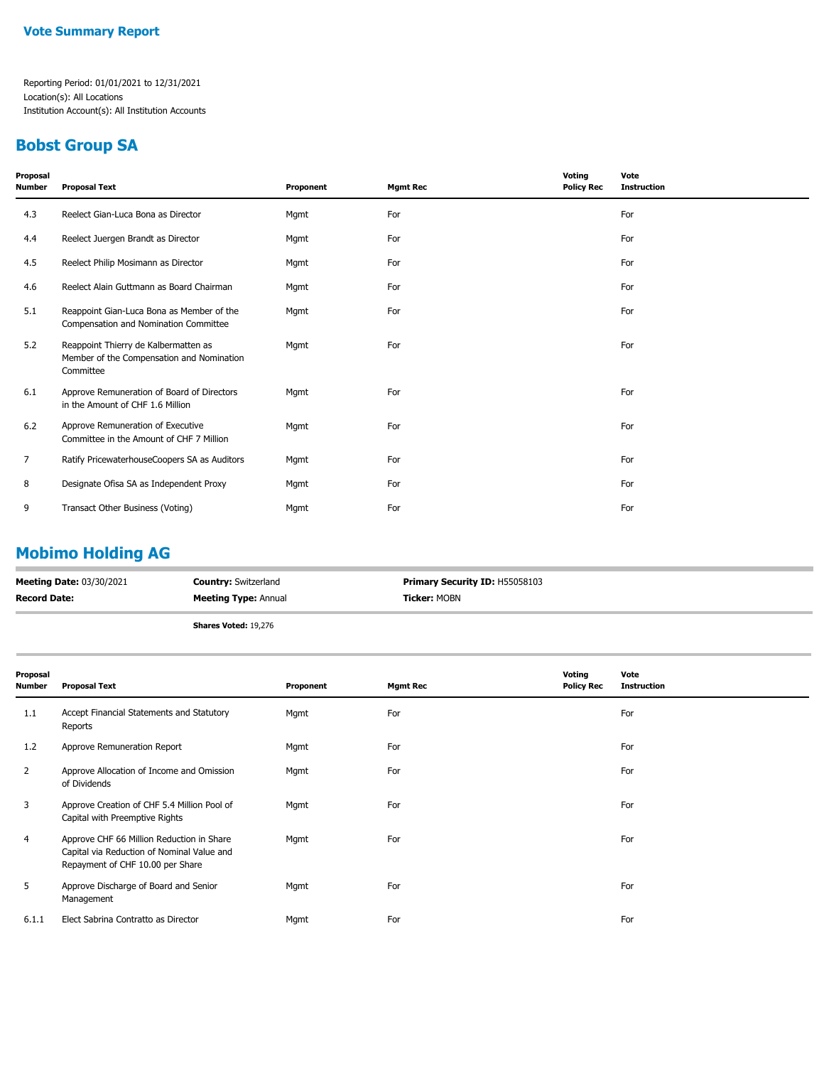## Vote Summary Report

Reporting Period: 01/01/2021 to 12/31/2021
Location(s): All Locations
Institution Account(s): All Institution Accounts

## Bobst Group SA

| Proposal Number | Proposal Text | Proponent | Mgmt Rec | Voting Policy Rec | Vote Instruction |
|---|---|---|---|---|---|
| 4.3 | Reelect Gian-Luca Bona as Director | Mgmt | For | | For |
| 4.4 | Reelect Juergen Brandt as Director | Mgmt | For | | For |
| 4.5 | Reelect Philip Mosimann as Director | Mgmt | For | | For |
| 4.6 | Reelect Alain Guttmann as Board Chairman | Mgmt | For | | For |
| 5.1 | Reappoint Gian-Luca Bona as Member of the Compensation and Nomination Committee | Mgmt | For | | For |
| 5.2 | Reappoint Thierry de Kalbermatten as Member of the Compensation and Nomination Committee | Mgmt | For | | For |
| 6.1 | Approve Remuneration of Board of Directors in the Amount of CHF 1.6 Million | Mgmt | For | | For |
| 6.2 | Approve Remuneration of Executive Committee in the Amount of CHF 7 Million | Mgmt | For | | For |
| 7 | Ratify PricewaterhouseCoopers SA as Auditors | Mgmt | For | | For |
| 8 | Designate Ofisa SA as Independent Proxy | Mgmt | For | | For |
| 9 | Transact Other Business (Voting) | Mgmt | For | | For |

## Mobimo Holding AG

**Meeting Date:** 03/30/2021 | **Country:** Switzerland | **Primary Security ID:** H55058103
**Record Date:** | **Meeting Type:** Annual | **Ticker:** MOBN

**Shares Voted:** 19,276

| Proposal Number | Proposal Text | Proponent | Mgmt Rec | Voting Policy Rec | Vote Instruction |
|---|---|---|---|---|---|
| 1.1 | Accept Financial Statements and Statutory Reports | Mgmt | For | | For |
| 1.2 | Approve Remuneration Report | Mgmt | For | | For |
| 2 | Approve Allocation of Income and Omission of Dividends | Mgmt | For | | For |
| 3 | Approve Creation of CHF 5.4 Million Pool of Capital with Preemptive Rights | Mgmt | For | | For |
| 4 | Approve CHF 66 Million Reduction in Share Capital via Reduction of Nominal Value and Repayment of CHF 10.00 per Share | Mgmt | For | | For |
| 5 | Approve Discharge of Board and Senior Management | Mgmt | For | | For |
| 6.1.1 | Elect Sabrina Contratto as Director | Mgmt | For | | For |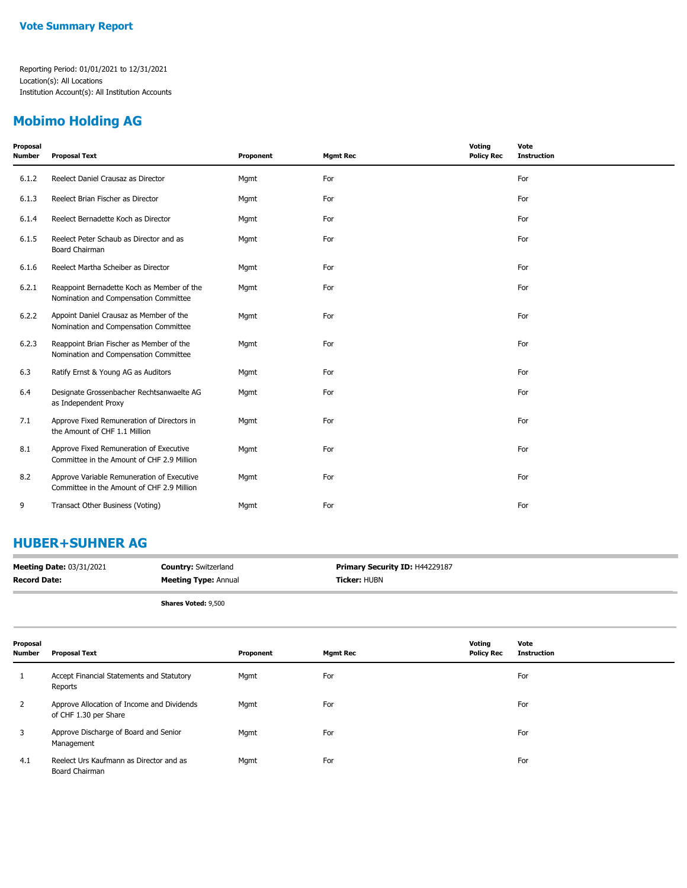## Vote Summary Report

Reporting Period: 01/01/2021 to 12/31/2021
Location(s): All Locations
Institution Account(s): All Institution Accounts

## Mobimo Holding AG

| Proposal Number | Proposal Text | Proponent | Mgmt Rec | Voting Policy Rec | Vote Instruction |
|---|---|---|---|---|---|
| 6.1.2 | Reelect Daniel Crausaz as Director | Mgmt | For | | For |
| 6.1.3 | Reelect Brian Fischer as Director | Mgmt | For | | For |
| 6.1.4 | Reelect Bernadette Koch as Director | Mgmt | For | | For |
| 6.1.5 | Reelect Peter Schaub as Director and as Board Chairman | Mgmt | For | | For |
| 6.1.6 | Reelect Martha Scheiber as Director | Mgmt | For | | For |
| 6.2.1 | Reappoint Bernadette Koch as Member of the Nomination and Compensation Committee | Mgmt | For | | For |
| 6.2.2 | Appoint Daniel Crausaz as Member of the Nomination and Compensation Committee | Mgmt | For | | For |
| 6.2.3 | Reappoint Brian Fischer as Member of the Nomination and Compensation Committee | Mgmt | For | | For |
| 6.3 | Ratify Ernst & Young AG as Auditors | Mgmt | For | | For |
| 6.4 | Designate Grossenbacher Rechtsanwaelte AG as Independent Proxy | Mgmt | For | | For |
| 7.1 | Approve Fixed Remuneration of Directors in the Amount of CHF 1.1 Million | Mgmt | For | | For |
| 8.1 | Approve Fixed Remuneration of Executive Committee in the Amount of CHF 2.9 Million | Mgmt | For | | For |
| 8.2 | Approve Variable Remuneration of Executive Committee in the Amount of CHF 2.9 Million | Mgmt | For | | For |
| 9 | Transact Other Business (Voting) | Mgmt | For | | For |

## HUBER+SUHNER AG

**Meeting Date:** 03/31/2021 | **Country:** Switzerland | **Primary Security ID:** H44229187
**Record Date:** | **Meeting Type:** Annual | **Ticker:** HUBN

**Shares Voted:** 9,500

| Proposal Number | Proposal Text | Proponent | Mgmt Rec | Voting Policy Rec | Vote Instruction |
|---|---|---|---|---|---|
| 1 | Accept Financial Statements and Statutory Reports | Mgmt | For | | For |
| 2 | Approve Allocation of Income and Dividends of CHF 1.30 per Share | Mgmt | For | | For |
| 3 | Approve Discharge of Board and Senior Management | Mgmt | For | | For |
| 4.1 | Reelect Urs Kaufmann as Director and as Board Chairman | Mgmt | For | | For |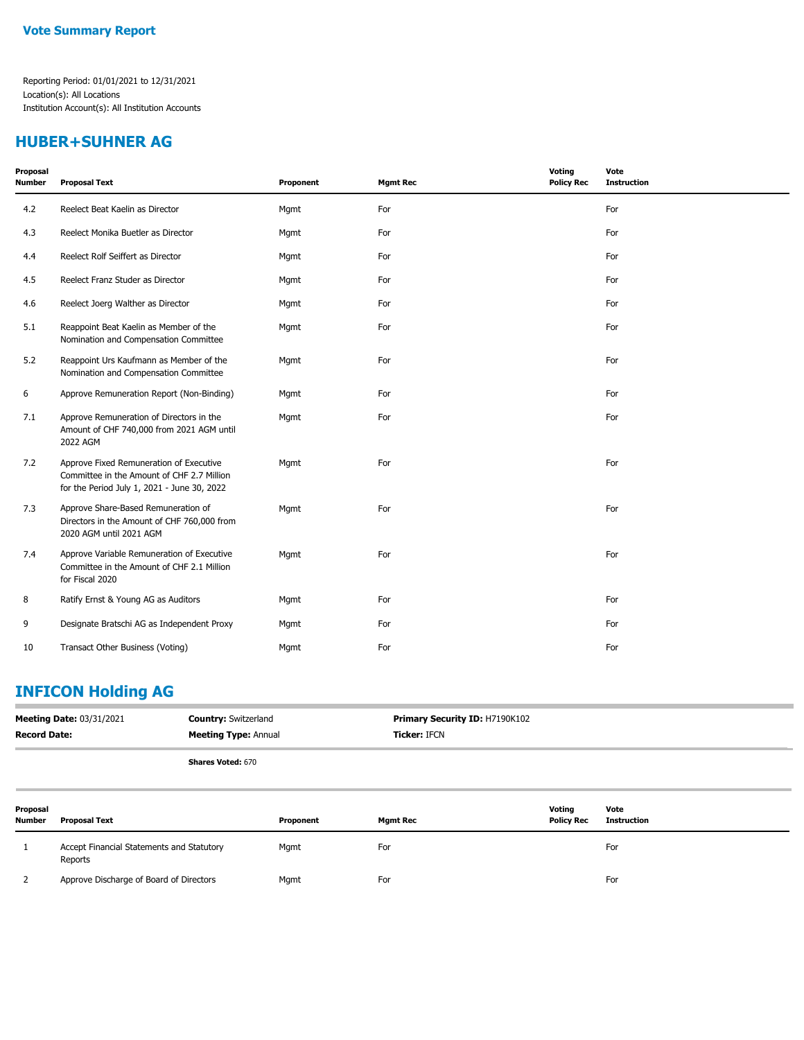**Vote Summary Report**

Reporting Period: 01/01/2021 to 12/31/2021
Location(s): All Locations
Institution Account(s): All Institution Accounts

## HUBER+SUHNER AG

| Proposal Number | Proposal Text | Proponent | Mgmt Rec | Voting Policy Rec | Vote Instruction |
|---|---|---|---|---|---|
| 4.2 | Reelect Beat Kaelin as Director | Mgmt | For | | For |
| 4.3 | Reelect Monika Buetler as Director | Mgmt | For | | For |
| 4.4 | Reelect Rolf Seiffert as Director | Mgmt | For | | For |
| 4.5 | Reelect Franz Studer as Director | Mgmt | For | | For |
| 4.6 | Reelect Joerg Walther as Director | Mgmt | For | | For |
| 5.1 | Reappoint Beat Kaelin as Member of the Nomination and Compensation Committee | Mgmt | For | | For |
| 5.2 | Reappoint Urs Kaufmann as Member of the Nomination and Compensation Committee | Mgmt | For | | For |
| 6 | Approve Remuneration Report (Non-Binding) | Mgmt | For | | For |
| 7.1 | Approve Remuneration of Directors in the Amount of CHF 740,000 from 2021 AGM until 2022 AGM | Mgmt | For | | For |
| 7.2 | Approve Fixed Remuneration of Executive Committee in the Amount of CHF 2.7 Million for the Period July 1, 2021 - June 30, 2022 | Mgmt | For | | For |
| 7.3 | Approve Share-Based Remuneration of Directors in the Amount of CHF 760,000 from 2020 AGM until 2021 AGM | Mgmt | For | | For |
| 7.4 | Approve Variable Remuneration of Executive Committee in the Amount of CHF 2.1 Million for Fiscal 2020 | Mgmt | For | | For |
| 8 | Ratify Ernst & Young AG as Auditors | Mgmt | For | | For |
| 9 | Designate Bratschi AG as Independent Proxy | Mgmt | For | | For |
| 10 | Transact Other Business (Voting) | Mgmt | For | | For |

## INFICON Holding AG

**Meeting Date:** 03/31/2021 | **Country:** Switzerland | **Primary Security ID:** H7190K102
**Record Date:** | **Meeting Type:** Annual | **Ticker:** IFCN

**Shares Voted:** 670

| Proposal Number | Proposal Text | Proponent | Mgmt Rec | Voting Policy Rec | Vote Instruction |
|---|---|---|---|---|---|
| 1 | Accept Financial Statements and Statutory Reports | Mgmt | For | | For |
| 2 | Approve Discharge of Board of Directors | Mgmt | For | | For |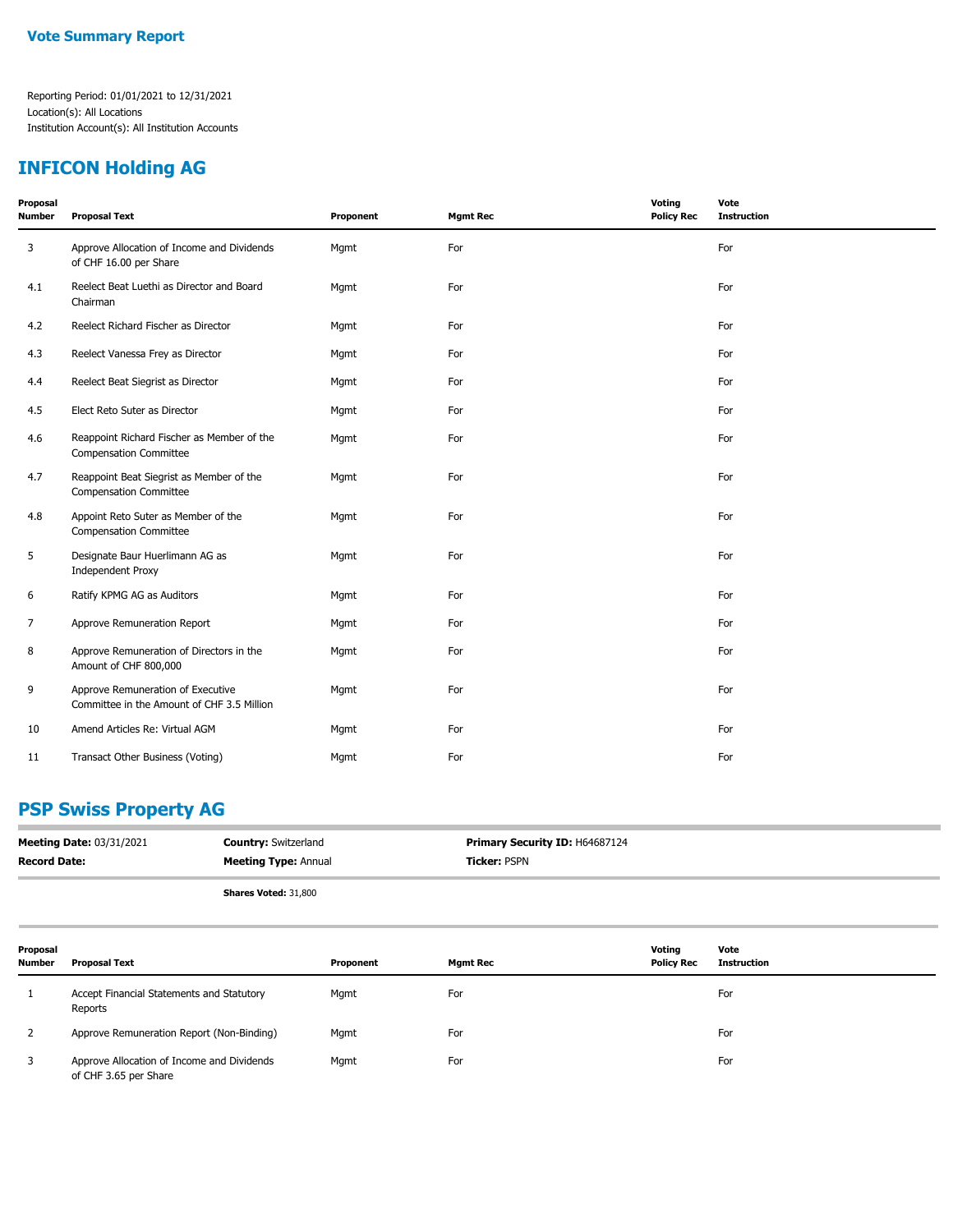## Vote Summary Report

Reporting Period: 01/01/2021 to 12/31/2021
Location(s): All Locations
Institution Account(s): All Institution Accounts

## INFICON Holding AG

| Proposal Number | Proposal Text | Proponent | Mgmt Rec | Voting Policy Rec | Vote Instruction |
|---|---|---|---|---|---|
| 3 | Approve Allocation of Income and Dividends of CHF 16.00 per Share | Mgmt | For | | For |
| 4.1 | Reelect Beat Luethi as Director and Board Chairman | Mgmt | For | | For |
| 4.2 | Reelect Richard Fischer as Director | Mgmt | For | | For |
| 4.3 | Reelect Vanessa Frey as Director | Mgmt | For | | For |
| 4.4 | Reelect Beat Siegrist as Director | Mgmt | For | | For |
| 4.5 | Elect Reto Suter as Director | Mgmt | For | | For |
| 4.6 | Reappoint Richard Fischer as Member of the Compensation Committee | Mgmt | For | | For |
| 4.7 | Reappoint Beat Siegrist as Member of the Compensation Committee | Mgmt | For | | For |
| 4.8 | Appoint Reto Suter as Member of the Compensation Committee | Mgmt | For | | For |
| 5 | Designate Baur Huerlimann AG as Independent Proxy | Mgmt | For | | For |
| 6 | Ratify KPMG AG as Auditors | Mgmt | For | | For |
| 7 | Approve Remuneration Report | Mgmt | For | | For |
| 8 | Approve Remuneration of Directors in the Amount of CHF 800,000 | Mgmt | For | | For |
| 9 | Approve Remuneration of Executive Committee in the Amount of CHF 3.5 Million | Mgmt | For | | For |
| 10 | Amend Articles Re: Virtual AGM | Mgmt | For | | For |
| 11 | Transact Other Business (Voting) | Mgmt | For | | For |

## PSP Swiss Property AG

**Meeting Date:** 03/31/2021 | **Country:** Switzerland | **Primary Security ID:** H64687124
**Record Date:** | **Meeting Type:** Annual | **Ticker:** PSPN

**Shares Voted:** 31,800

| Proposal Number | Proposal Text | Proponent | Mgmt Rec | Voting Policy Rec | Vote Instruction |
|---|---|---|---|---|---|
| 1 | Accept Financial Statements and Statutory Reports | Mgmt | For | | For |
| 2 | Approve Remuneration Report (Non-Binding) | Mgmt | For | | For |
| 3 | Approve Allocation of Income and Dividends of CHF 3.65 per Share | Mgmt | For | | For |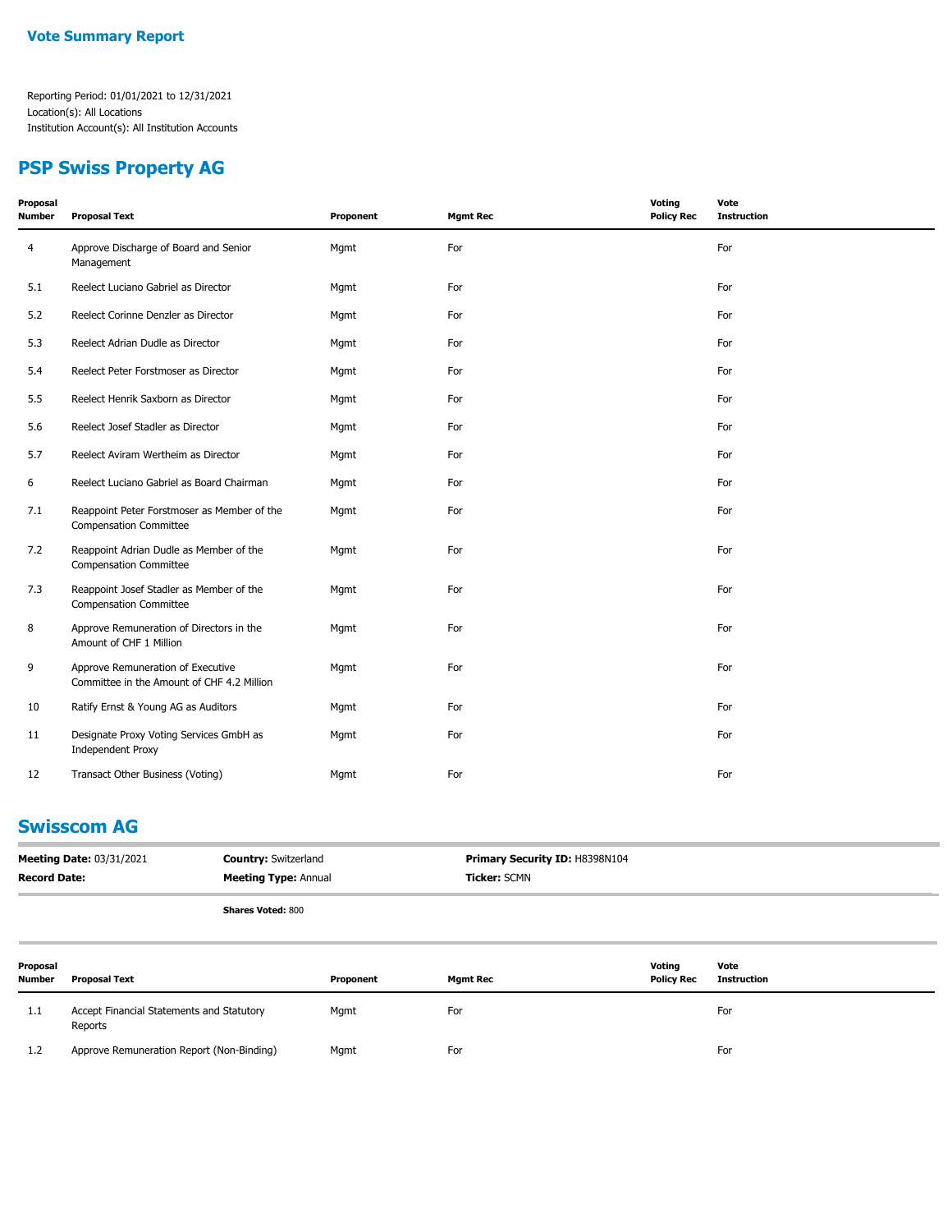## Vote Summary Report

Reporting Period: 01/01/2021 to 12/31/2021
Location(s): All Locations
Institution Account(s): All Institution Accounts

## PSP Swiss Property AG

| Proposal Number | Proposal Text | Proponent | Mgmt Rec | Voting Policy Rec | Vote Instruction |
|---|---|---|---|---|---|
| 4 | Approve Discharge of Board and Senior Management | Mgmt | For | | For |
| 5.1 | Reelect Luciano Gabriel as Director | Mgmt | For | | For |
| 5.2 | Reelect Corinne Denzler as Director | Mgmt | For | | For |
| 5.3 | Reelect Adrian Dudle as Director | Mgmt | For | | For |
| 5.4 | Reelect Peter Forstmoser as Director | Mgmt | For | | For |
| 5.5 | Reelect Henrik Saxborn as Director | Mgmt | For | | For |
| 5.6 | Reelect Josef Stadler as Director | Mgmt | For | | For |
| 5.7 | Reelect Aviram Wertheim as Director | Mgmt | For | | For |
| 6 | Reelect Luciano Gabriel as Board Chairman | Mgmt | For | | For |
| 7.1 | Reappoint Peter Forstmoser as Member of the Compensation Committee | Mgmt | For | | For |
| 7.2 | Reappoint Adrian Dudle as Member of the Compensation Committee | Mgmt | For | | For |
| 7.3 | Reappoint Josef Stadler as Member of the Compensation Committee | Mgmt | For | | For |
| 8 | Approve Remuneration of Directors in the Amount of CHF 1 Million | Mgmt | For | | For |
| 9 | Approve Remuneration of Executive Committee in the Amount of CHF 4.2 Million | Mgmt | For | | For |
| 10 | Ratify Ernst & Young AG as Auditors | Mgmt | For | | For |
| 11 | Designate Proxy Voting Services GmbH as Independent Proxy | Mgmt | For | | For |
| 12 | Transact Other Business (Voting) | Mgmt | For | | For |

## Swisscom AG

**Meeting Date:** 03/31/2021 | **Country:** Switzerland | **Primary Security ID:** H8398N104
**Record Date:** | **Meeting Type:** Annual | **Ticker:** SCMN

**Shares Voted:** 800

| Proposal Number | Proposal Text | Proponent | Mgmt Rec | Voting Policy Rec | Vote Instruction |
|---|---|---|---|---|---|
| 1.1 | Accept Financial Statements and Statutory Reports | Mgmt | For | | For |
| 1.2 | Approve Remuneration Report (Non-Binding) | Mgmt | For | | For |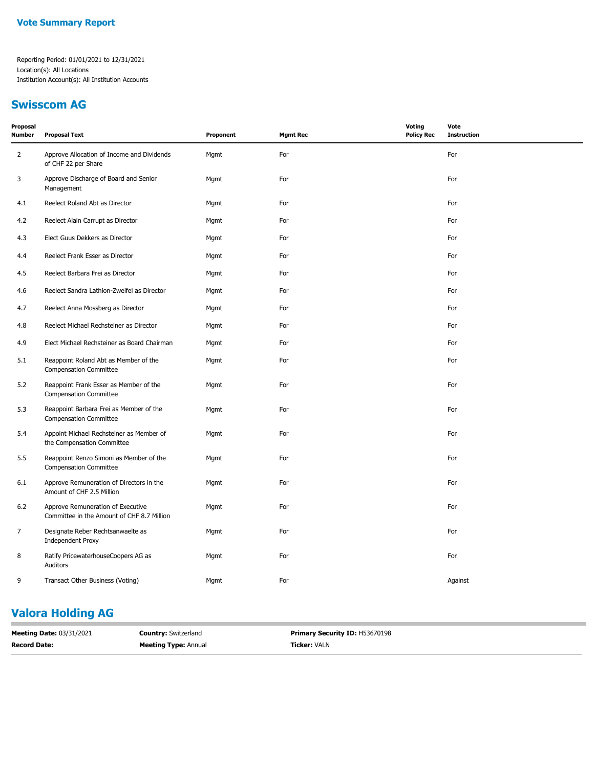**Vote Summary Report**

Reporting Period: 01/01/2021 to 12/31/2021
Location(s): All Locations
Institution Account(s): All Institution Accounts

## Swisscom AG

| Proposal Number | Proposal Text | Proponent | Mgmt Rec | Voting Policy Rec | Vote Instruction |
|---|---|---|---|---|---|
| 2 | Approve Allocation of Income and Dividends of CHF 22 per Share | Mgmt | For | | For |
| 3 | Approve Discharge of Board and Senior Management | Mgmt | For | | For |
| 4.1 | Reelect Roland Abt as Director | Mgmt | For | | For |
| 4.2 | Reelect Alain Carrupt as Director | Mgmt | For | | For |
| 4.3 | Elect Guus Dekkers as Director | Mgmt | For | | For |
| 4.4 | Reelect Frank Esser as Director | Mgmt | For | | For |
| 4.5 | Reelect Barbara Frei as Director | Mgmt | For | | For |
| 4.6 | Reelect Sandra Lathion-Zweifel as Director | Mgmt | For | | For |
| 4.7 | Reelect Anna Mossberg as Director | Mgmt | For | | For |
| 4.8 | Reelect Michael Rechsteiner as Director | Mgmt | For | | For |
| 4.9 | Elect Michael Rechsteiner as Board Chairman | Mgmt | For | | For |
| 5.1 | Reappoint Roland Abt as Member of the Compensation Committee | Mgmt | For | | For |
| 5.2 | Reappoint Frank Esser as Member of the Compensation Committee | Mgmt | For | | For |
| 5.3 | Reappoint Barbara Frei as Member of the Compensation Committee | Mgmt | For | | For |
| 5.4 | Appoint Michael Rechsteiner as Member of the Compensation Committee | Mgmt | For | | For |
| 5.5 | Reappoint Renzo Simoni as Member of the Compensation Committee | Mgmt | For | | For |
| 6.1 | Approve Remuneration of Directors in the Amount of CHF 2.5 Million | Mgmt | For | | For |
| 6.2 | Approve Remuneration of Executive Committee in the Amount of CHF 8.7 Million | Mgmt | For | | For |
| 7 | Designate Reber Rechtsanwaelte as Independent Proxy | Mgmt | For | | For |
| 8 | Ratify PricewaterhouseCoopers AG as Auditors | Mgmt | For | | For |
| 9 | Transact Other Business (Voting) | Mgmt | For | | Against |

## Valora Holding AG

**Meeting Date:** 03/31/2021 | **Country:** Switzerland | **Primary Security ID:** H53670198
**Record Date:** | **Meeting Type:** Annual | **Ticker:** VALN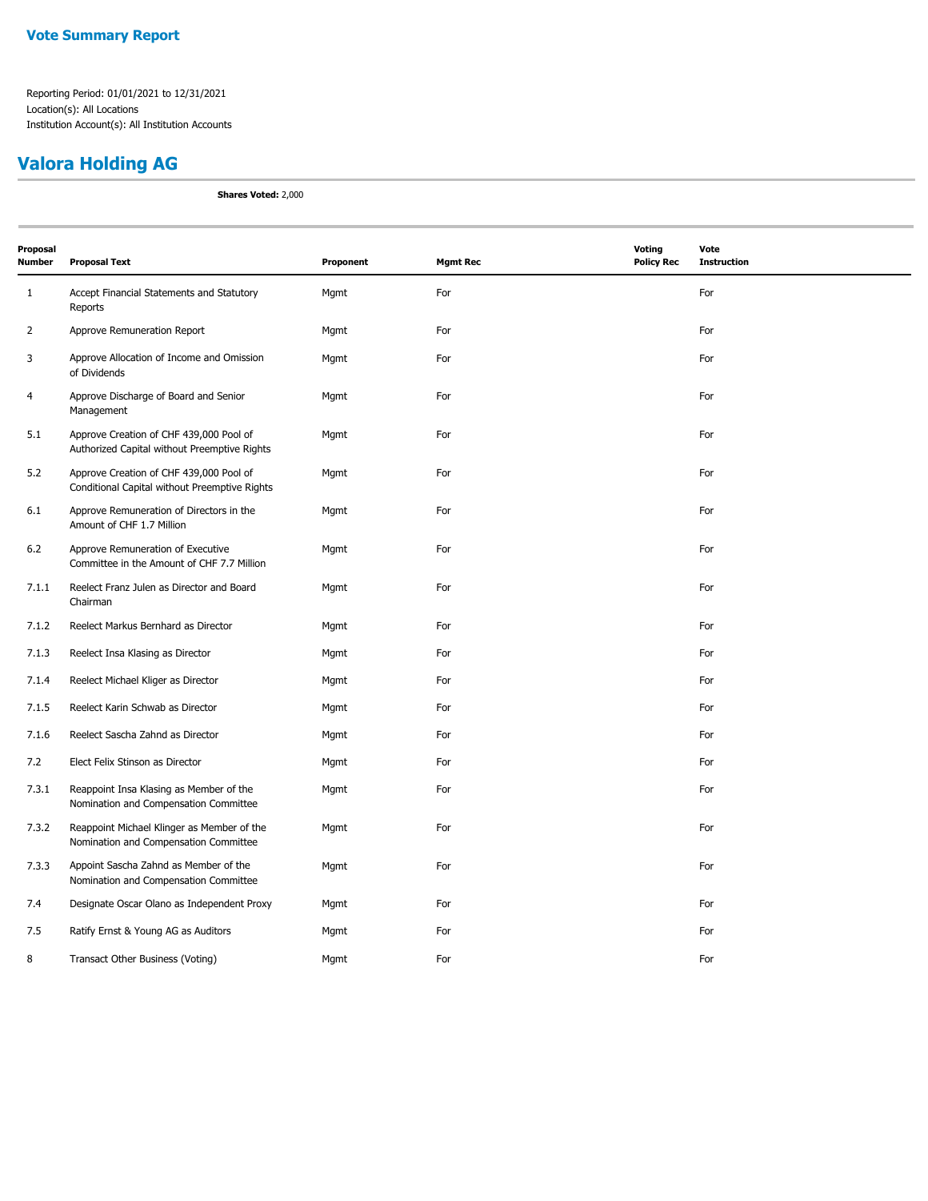## Vote Summary Report

Reporting Period: 01/01/2021 to 12/31/2021
Location(s): All Locations
Institution Account(s): All Institution Accounts

# Valora Holding AG

**Shares Voted:** 2,000

| Proposal Number | Proposal Text | Proponent | Mgmt Rec | Voting Policy Rec | Vote Instruction |
|---|---|---|---|---|---|
| 1 | Accept Financial Statements and Statutory Reports | Mgmt | For | | For |
| 2 | Approve Remuneration Report | Mgmt | For | | For |
| 3 | Approve Allocation of Income and Omission of Dividends | Mgmt | For | | For |
| 4 | Approve Discharge of Board and Senior Management | Mgmt | For | | For |
| 5.1 | Approve Creation of CHF 439,000 Pool of Authorized Capital without Preemptive Rights | Mgmt | For | | For |
| 5.2 | Approve Creation of CHF 439,000 Pool of Conditional Capital without Preemptive Rights | Mgmt | For | | For |
| 6.1 | Approve Remuneration of Directors in the Amount of CHF 1.7 Million | Mgmt | For | | For |
| 6.2 | Approve Remuneration of Executive Committee in the Amount of CHF 7.7 Million | Mgmt | For | | For |
| 7.1.1 | Reelect Franz Julen as Director and Board Chairman | Mgmt | For | | For |
| 7.1.2 | Reelect Markus Bernhard as Director | Mgmt | For | | For |
| 7.1.3 | Reelect Insa Klasing as Director | Mgmt | For | | For |
| 7.1.4 | Reelect Michael Kliger as Director | Mgmt | For | | For |
| 7.1.5 | Reelect Karin Schwab as Director | Mgmt | For | | For |
| 7.1.6 | Reelect Sascha Zahnd as Director | Mgmt | For | | For |
| 7.2 | Elect Felix Stinson as Director | Mgmt | For | | For |
| 7.3.1 | Reappoint Insa Klasing as Member of the Nomination and Compensation Committee | Mgmt | For | | For |
| 7.3.2 | Reappoint Michael Klinger as Member of the Nomination and Compensation Committee | Mgmt | For | | For |
| 7.3.3 | Appoint Sascha Zahnd as Member of the Nomination and Compensation Committee | Mgmt | For | | For |
| 7.4 | Designate Oscar Olano as Independent Proxy | Mgmt | For | | For |
| 7.5 | Ratify Ernst & Young AG as Auditors | Mgmt | For | | For |
| 8 | Transact Other Business (Voting) | Mgmt | For | | For |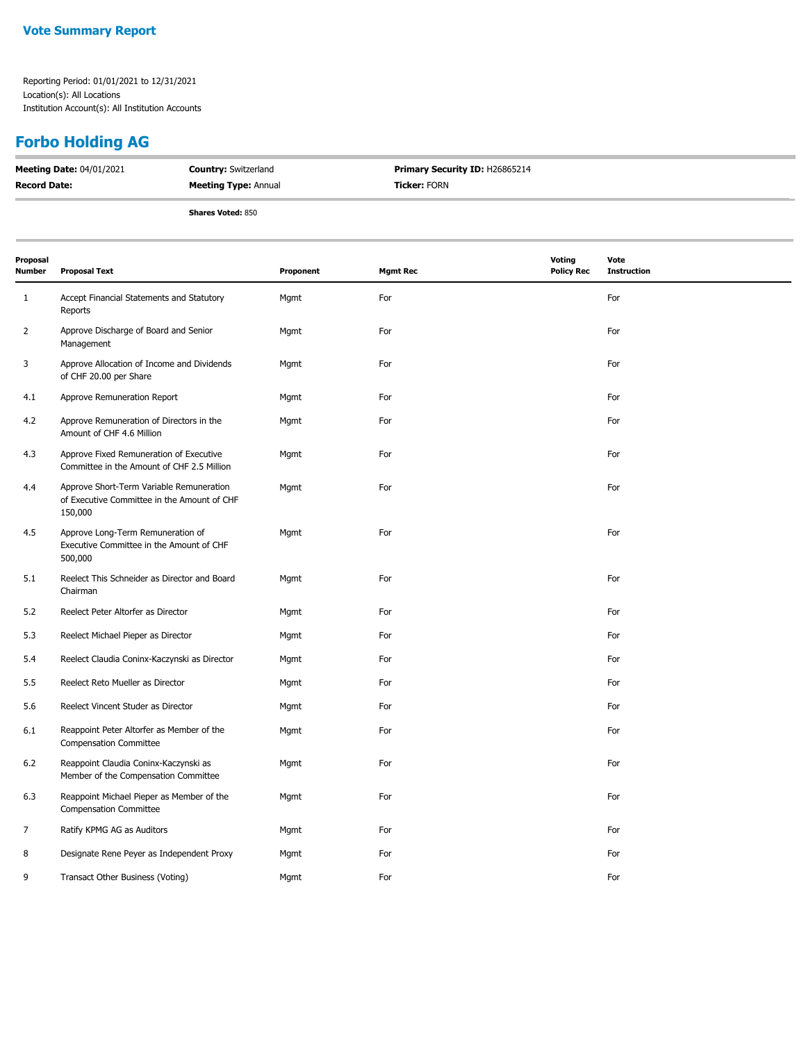**Vote Summary Report**

Reporting Period: 01/01/2021 to 12/31/2021
Location(s): All Locations
Institution Account(s): All Institution Accounts

## Forbo Holding AG

| | | |
|---|---|---|
| **Meeting Date:** 04/01/2021 | **Country:** Switzerland | **Primary Security ID:** H26865214 |
| **Record Date:** | **Meeting Type:** Annual | **Ticker:** FORN |

**Shares Voted:** 850

| Proposal Number | Proposal Text | Proponent | Mgmt Rec | Voting Policy Rec | Vote Instruction |
|---|---|---|---|---|---|
| 1 | Accept Financial Statements and Statutory Reports | Mgmt | For | | For |
| 2 | Approve Discharge of Board and Senior Management | Mgmt | For | | For |
| 3 | Approve Allocation of Income and Dividends of CHF 20.00 per Share | Mgmt | For | | For |
| 4.1 | Approve Remuneration Report | Mgmt | For | | For |
| 4.2 | Approve Remuneration of Directors in the Amount of CHF 4.6 Million | Mgmt | For | | For |
| 4.3 | Approve Fixed Remuneration of Executive Committee in the Amount of CHF 2.5 Million | Mgmt | For | | For |
| 4.4 | Approve Short-Term Variable Remuneration of Executive Committee in the Amount of CHF 150,000 | Mgmt | For | | For |
| 4.5 | Approve Long-Term Remuneration of Executive Committee in the Amount of CHF 500,000 | Mgmt | For | | For |
| 5.1 | Reelect This Schneider as Director and Board Chairman | Mgmt | For | | For |
| 5.2 | Reelect Peter Altorfer as Director | Mgmt | For | | For |
| 5.3 | Reelect Michael Pieper as Director | Mgmt | For | | For |
| 5.4 | Reelect Claudia Coninx-Kaczynski as Director | Mgmt | For | | For |
| 5.5 | Reelect Reto Mueller as Director | Mgmt | For | | For |
| 5.6 | Reelect Vincent Studer as Director | Mgmt | For | | For |
| 6.1 | Reappoint Peter Altorfer as Member of the Compensation Committee | Mgmt | For | | For |
| 6.2 | Reappoint Claudia Coninx-Kaczynski as Member of the Compensation Committee | Mgmt | For | | For |
| 6.3 | Reappoint Michael Pieper as Member of the Compensation Committee | Mgmt | For | | For |
| 7 | Ratify KPMG AG as Auditors | Mgmt | For | | For |
| 8 | Designate Rene Peyer as Independent Proxy | Mgmt | For | | For |
| 9 | Transact Other Business (Voting) | Mgmt | For | | For |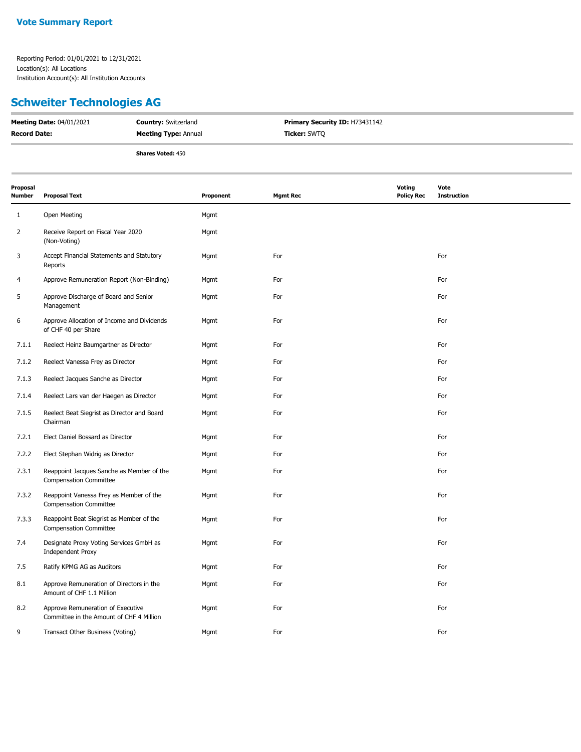## Vote Summary Report

Reporting Period: 01/01/2021 to 12/31/2021
Location(s): All Locations
Institution Account(s): All Institution Accounts

## Schweiter Technologies AG

**Meeting Date:** 04/01/2021 **Country:** Switzerland **Primary Security ID:** H73431142

**Record Date:** **Meeting Type:** Annual **Ticker:** SWTQ

**Shares Voted:** 450

| Proposal Number | Proposal Text | Proponent | Mgmt Rec | Voting Policy Rec | Vote Instruction |
|---|---|---|---|---|---|
| 1 | Open Meeting | Mgmt | | | |
| 2 | Receive Report on Fiscal Year 2020 (Non-Voting) | Mgmt | | | |
| 3 | Accept Financial Statements and Statutory Reports | Mgmt | For | | For |
| 4 | Approve Remuneration Report (Non-Binding) | Mgmt | For | | For |
| 5 | Approve Discharge of Board and Senior Management | Mgmt | For | | For |
| 6 | Approve Allocation of Income and Dividends of CHF 40 per Share | Mgmt | For | | For |
| 7.1.1 | Reelect Heinz Baumgartner as Director | Mgmt | For | | For |
| 7.1.2 | Reelect Vanessa Frey as Director | Mgmt | For | | For |
| 7.1.3 | Reelect Jacques Sanche as Director | Mgmt | For | | For |
| 7.1.4 | Reelect Lars van der Haegen as Director | Mgmt | For | | For |
| 7.1.5 | Reelect Beat Siegrist as Director and Board Chairman | Mgmt | For | | For |
| 7.2.1 | Elect Daniel Bossard as Director | Mgmt | For | | For |
| 7.2.2 | Elect Stephan Widrig as Director | Mgmt | For | | For |
| 7.3.1 | Reappoint Jacques Sanche as Member of the Compensation Committee | Mgmt | For | | For |
| 7.3.2 | Reappoint Vanessa Frey as Member of the Compensation Committee | Mgmt | For | | For |
| 7.3.3 | Reappoint Beat Siegrist as Member of the Compensation Committee | Mgmt | For | | For |
| 7.4 | Designate Proxy Voting Services GmbH as Independent Proxy | Mgmt | For | | For |
| 7.5 | Ratify KPMG AG as Auditors | Mgmt | For | | For |
| 8.1 | Approve Remuneration of Directors in the Amount of CHF 1.1 Million | Mgmt | For | | For |
| 8.2 | Approve Remuneration of Executive Committee in the Amount of CHF 4 Million | Mgmt | For | | For |
| 9 | Transact Other Business (Voting) | Mgmt | For | | For |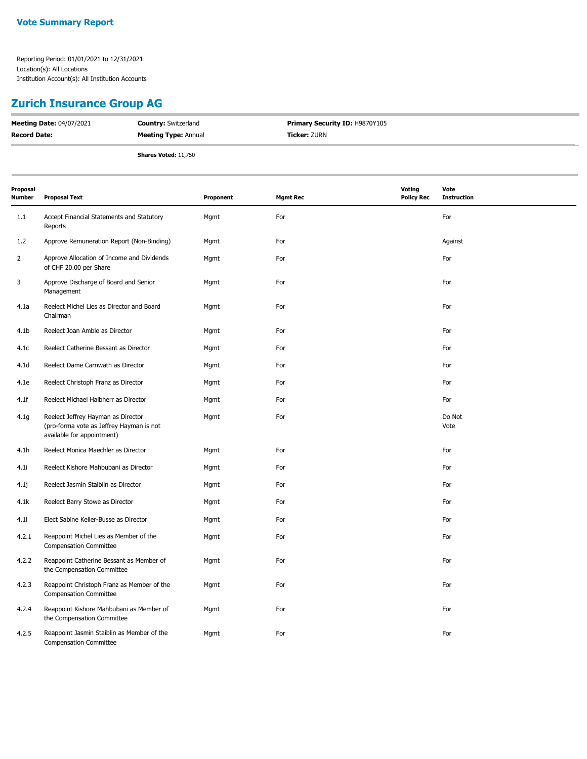## Vote Summary Report

Reporting Period: 01/01/2021 to 12/31/2021
Location(s): All Locations
Institution Account(s): All Institution Accounts

# Zurich Insurance Group AG

| | | |
|---|---|---|
| **Meeting Date:** 04/07/2021 | **Country:** Switzerland | **Primary Security ID:** H9870Y105 |
| **Record Date:** | **Meeting Type:** Annual | **Ticker:** ZURN |
| | **Shares Voted:** 11,750 | |

| Proposal Number | Proposal Text | Proponent | Mgmt Rec | Voting Policy Rec | Vote Instruction |
|---|---|---|---|---|---|
| 1.1 | Accept Financial Statements and Statutory Reports | Mgmt | For | | For |
| 1.2 | Approve Remuneration Report (Non-Binding) | Mgmt | For | | Against |
| 2 | Approve Allocation of Income and Dividends of CHF 20.00 per Share | Mgmt | For | | For |
| 3 | Approve Discharge of Board and Senior Management | Mgmt | For | | For |
| 4.1a | Reelect Michel Lies as Director and Board Chairman | Mgmt | For | | For |
| 4.1b | Reelect Joan Amble as Director | Mgmt | For | | For |
| 4.1c | Reelect Catherine Bessant as Director | Mgmt | For | | For |
| 4.1d | Reelect Dame Carnwath as Director | Mgmt | For | | For |
| 4.1e | Reelect Christoph Franz as Director | Mgmt | For | | For |
| 4.1f | Reelect Michael Halbherr as Director | Mgmt | For | | For |
| 4.1g | Reelect Jeffrey Hayman as Director (pro-forma vote as Jeffrey Hayman is not available for appointment) | Mgmt | For | | Do Not Vote |
| 4.1h | Reelect Monica Maechler as Director | Mgmt | For | | For |
| 4.1i | Reelect Kishore Mahbubani as Director | Mgmt | For | | For |
| 4.1j | Reelect Jasmin Staiblin as Director | Mgmt | For | | For |
| 4.1k | Reelect Barry Stowe as Director | Mgmt | For | | For |
| 4.1l | Elect Sabine Keller-Busse as Director | Mgmt | For | | For |
| 4.2.1 | Reappoint Michel Lies as Member of the Compensation Committee | Mgmt | For | | For |
| 4.2.2 | Reappoint Catherine Bessant as Member of the Compensation Committee | Mgmt | For | | For |
| 4.2.3 | Reappoint Christoph Franz as Member of the Compensation Committee | Mgmt | For | | For |
| 4.2.4 | Reappoint Kishore Mahbubani as Member of the Compensation Committee | Mgmt | For | | For |
| 4.2.5 | Reappoint Jasmin Staiblin as Member of the Compensation Committee | Mgmt | For | | For |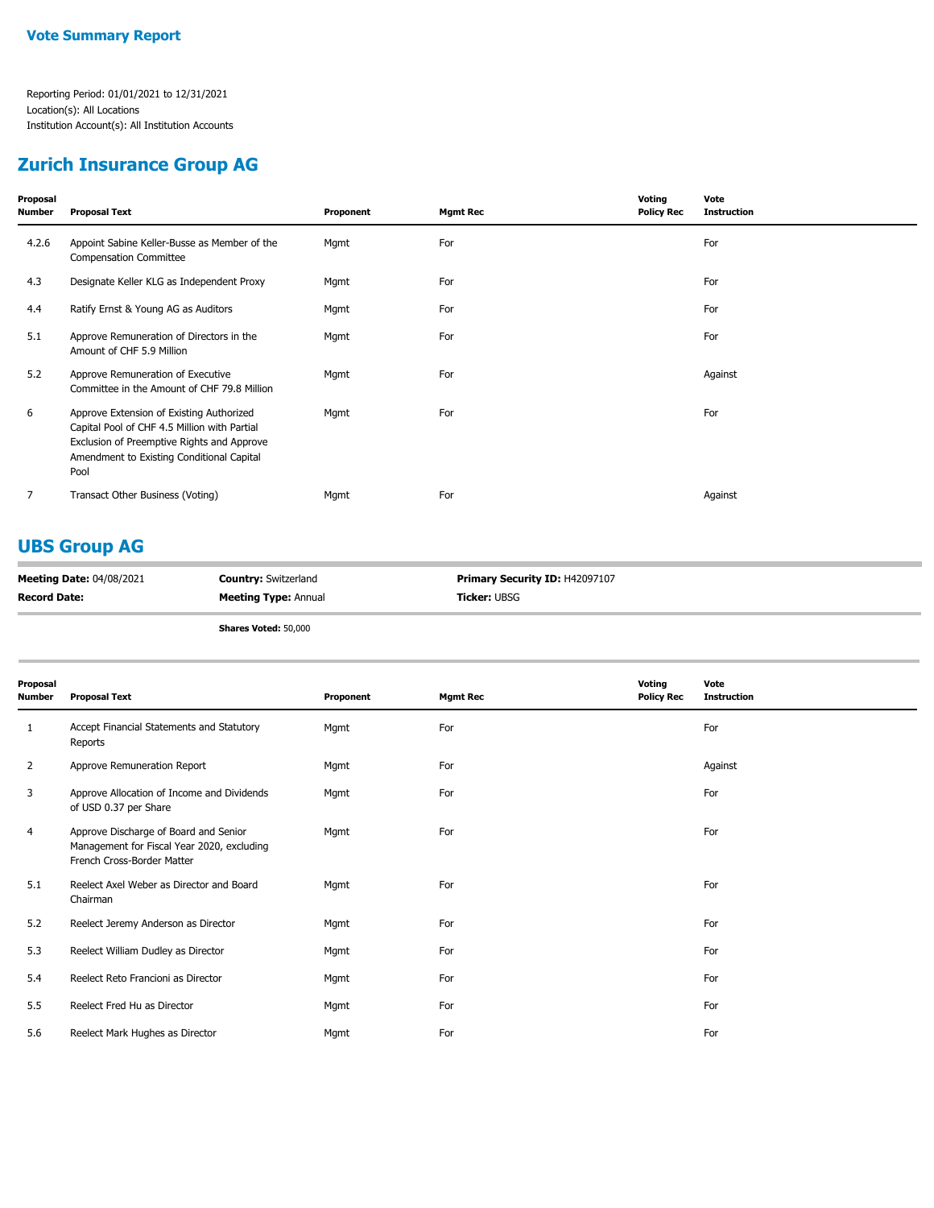**Vote Summary Report**

Reporting Period: 01/01/2021 to 12/31/2021
Location(s): All Locations
Institution Account(s): All Institution Accounts

## Zurich Insurance Group AG

| Proposal Number | Proposal Text | Proponent | Mgmt Rec | Voting Policy Rec | Vote Instruction |
|---|---|---|---|---|---|
| 4.2.6 | Appoint Sabine Keller-Busse as Member of the Compensation Committee | Mgmt | For | | For |
| 4.3 | Designate Keller KLG as Independent Proxy | Mgmt | For | | For |
| 4.4 | Ratify Ernst & Young AG as Auditors | Mgmt | For | | For |
| 5.1 | Approve Remuneration of Directors in the Amount of CHF 5.9 Million | Mgmt | For | | For |
| 5.2 | Approve Remuneration of Executive Committee in the Amount of CHF 79.8 Million | Mgmt | For | | Against |
| 6 | Approve Extension of Existing Authorized Capital Pool of CHF 4.5 Million with Partial Exclusion of Preemptive Rights and Approve Amendment to Existing Conditional Capital Pool | Mgmt | For | | For |
| 7 | Transact Other Business (Voting) | Mgmt | For | | Against |

## UBS Group AG

**Meeting Date:** 04/08/2021 | **Country:** Switzerland | **Primary Security ID:** H42097107
**Record Date:** | **Meeting Type:** Annual | **Ticker:** UBSG

**Shares Voted:** 50,000

| Proposal Number | Proposal Text | Proponent | Mgmt Rec | Voting Policy Rec | Vote Instruction |
|---|---|---|---|---|---|
| 1 | Accept Financial Statements and Statutory Reports | Mgmt | For | | For |
| 2 | Approve Remuneration Report | Mgmt | For | | Against |
| 3 | Approve Allocation of Income and Dividends of USD 0.37 per Share | Mgmt | For | | For |
| 4 | Approve Discharge of Board and Senior Management for Fiscal Year 2020, excluding French Cross-Border Matter | Mgmt | For | | For |
| 5.1 | Reelect Axel Weber as Director and Board Chairman | Mgmt | For | | For |
| 5.2 | Reelect Jeremy Anderson as Director | Mgmt | For | | For |
| 5.3 | Reelect William Dudley as Director | Mgmt | For | | For |
| 5.4 | Reelect Reto Francioni as Director | Mgmt | For | | For |
| 5.5 | Reelect Fred Hu as Director | Mgmt | For | | For |
| 5.6 | Reelect Mark Hughes as Director | Mgmt | For | | For |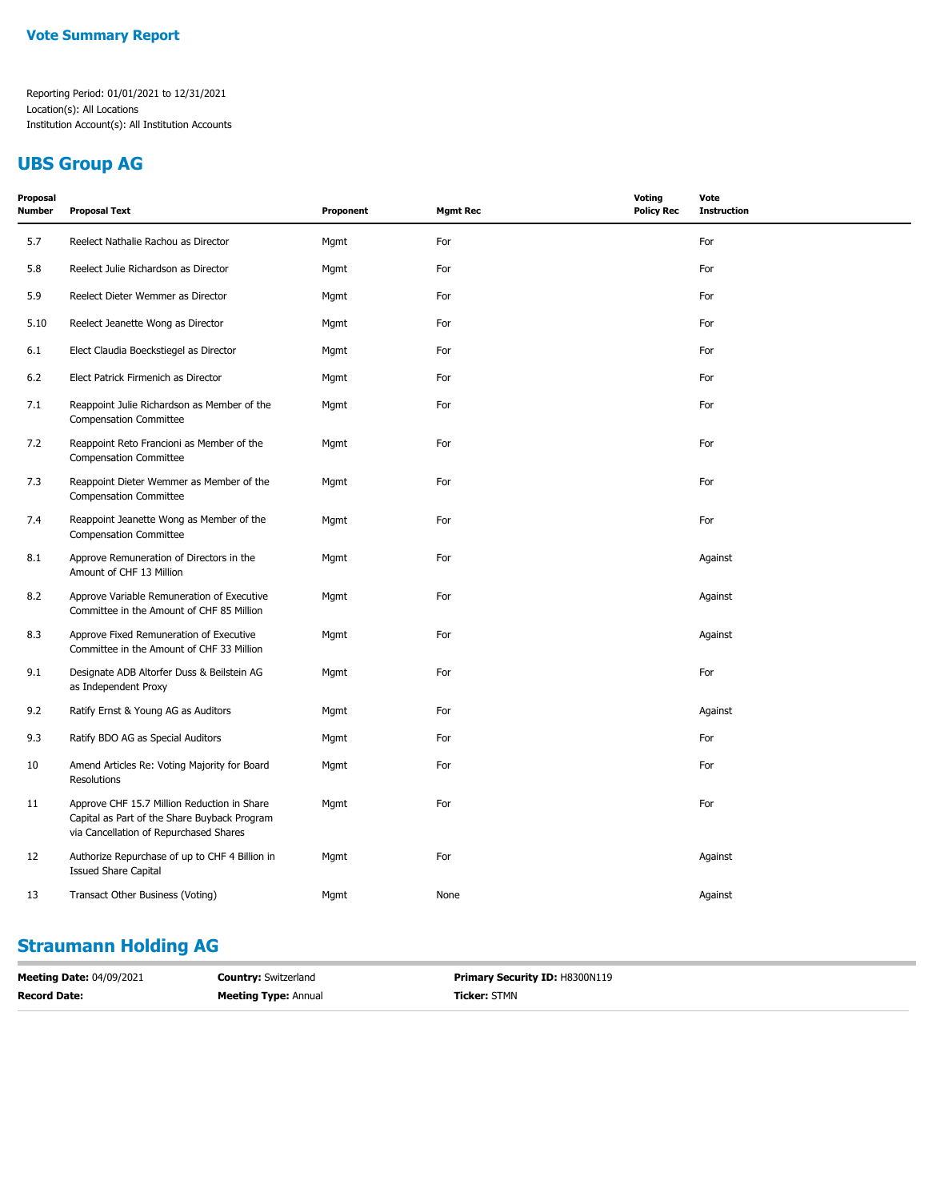## Vote Summary Report

Reporting Period: 01/01/2021 to 12/31/2021
Location(s): All Locations
Institution Account(s): All Institution Accounts

## UBS Group AG

| Proposal Number | Proposal Text | Proponent | Mgmt Rec | Voting Policy Rec | Vote Instruction |
|---|---|---|---|---|---|
| 5.7 | Reelect Nathalie Rachou as Director | Mgmt | For | | For |
| 5.8 | Reelect Julie Richardson as Director | Mgmt | For | | For |
| 5.9 | Reelect Dieter Wemmer as Director | Mgmt | For | | For |
| 5.10 | Reelect Jeanette Wong as Director | Mgmt | For | | For |
| 6.1 | Elect Claudia Boeckstiegel as Director | Mgmt | For | | For |
| 6.2 | Elect Patrick Firmenich as Director | Mgmt | For | | For |
| 7.1 | Reappoint Julie Richardson as Member of the Compensation Committee | Mgmt | For | | For |
| 7.2 | Reappoint Reto Francioni as Member of the Compensation Committee | Mgmt | For | | For |
| 7.3 | Reappoint Dieter Wemmer as Member of the Compensation Committee | Mgmt | For | | For |
| 7.4 | Reappoint Jeanette Wong as Member of the Compensation Committee | Mgmt | For | | For |
| 8.1 | Approve Remuneration of Directors in the Amount of CHF 13 Million | Mgmt | For | | Against |
| 8.2 | Approve Variable Remuneration of Executive Committee in the Amount of CHF 85 Million | Mgmt | For | | Against |
| 8.3 | Approve Fixed Remuneration of Executive Committee in the Amount of CHF 33 Million | Mgmt | For | | Against |
| 9.1 | Designate ADB Altorfer Duss & Beilstein AG as Independent Proxy | Mgmt | For | | For |
| 9.2 | Ratify Ernst & Young AG as Auditors | Mgmt | For | | Against |
| 9.3 | Ratify BDO AG as Special Auditors | Mgmt | For | | For |
| 10 | Amend Articles Re: Voting Majority for Board Resolutions | Mgmt | For | | For |
| 11 | Approve CHF 15.7 Million Reduction in Share Capital as Part of the Share Buyback Program via Cancellation of Repurchased Shares | Mgmt | For | | For |
| 12 | Authorize Repurchase of up to CHF 4 Billion in Issued Share Capital | Mgmt | For | | Against |
| 13 | Transact Other Business (Voting) | Mgmt | None | | Against |

## Straumann Holding AG

**Meeting Date:** 04/09/2021 | **Country:** Switzerland | **Primary Security ID:** H8300N119
**Record Date:** | **Meeting Type:** Annual | **Ticker:** STMN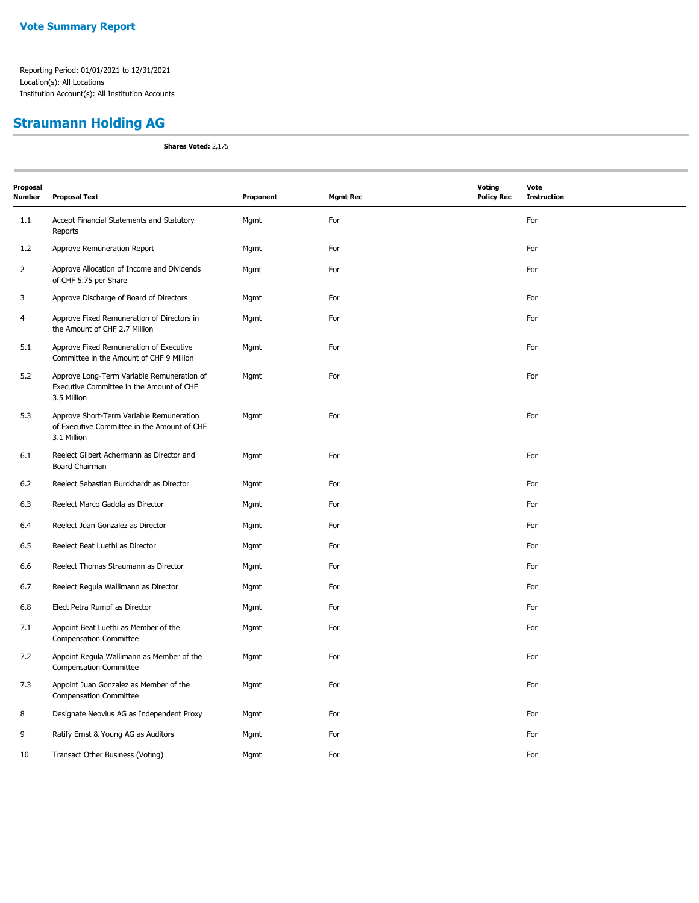## Vote Summary Report

Reporting Period: 01/01/2021 to 12/31/2021
Location(s): All Locations
Institution Account(s): All Institution Accounts

# Straumann Holding AG

**Shares Voted:** 2,175

| Proposal Number | Proposal Text | Proponent | Mgmt Rec | Voting Policy Rec | Vote Instruction |
|---|---|---|---|---|---|
| 1.1 | Accept Financial Statements and Statutory Reports | Mgmt | For | | For |
| 1.2 | Approve Remuneration Report | Mgmt | For | | For |
| 2 | Approve Allocation of Income and Dividends of CHF 5.75 per Share | Mgmt | For | | For |
| 3 | Approve Discharge of Board of Directors | Mgmt | For | | For |
| 4 | Approve Fixed Remuneration of Directors in the Amount of CHF 2.7 Million | Mgmt | For | | For |
| 5.1 | Approve Fixed Remuneration of Executive Committee in the Amount of CHF 9 Million | Mgmt | For | | For |
| 5.2 | Approve Long-Term Variable Remuneration of Executive Committee in the Amount of CHF 3.5 Million | Mgmt | For | | For |
| 5.3 | Approve Short-Term Variable Remuneration of Executive Committee in the Amount of CHF 3.1 Million | Mgmt | For | | For |
| 6.1 | Reelect Gilbert Achermann as Director and Board Chairman | Mgmt | For | | For |
| 6.2 | Reelect Sebastian Burckhardt as Director | Mgmt | For | | For |
| 6.3 | Reelect Marco Gadola as Director | Mgmt | For | | For |
| 6.4 | Reelect Juan Gonzalez as Director | Mgmt | For | | For |
| 6.5 | Reelect Beat Luethi as Director | Mgmt | For | | For |
| 6.6 | Reelect Thomas Straumann as Director | Mgmt | For | | For |
| 6.7 | Reelect Regula Wallimann as Director | Mgmt | For | | For |
| 6.8 | Elect Petra Rumpf as Director | Mgmt | For | | For |
| 7.1 | Appoint Beat Luethi as Member of the Compensation Committee | Mgmt | For | | For |
| 7.2 | Appoint Regula Wallimann as Member of the Compensation Committee | Mgmt | For | | For |
| 7.3 | Appoint Juan Gonzalez as Member of the Compensation Committee | Mgmt | For | | For |
| 8 | Designate Neovius AG as Independent Proxy | Mgmt | For | | For |
| 9 | Ratify Ernst & Young AG as Auditors | Mgmt | For | | For |
| 10 | Transact Other Business (Voting) | Mgmt | For | | For |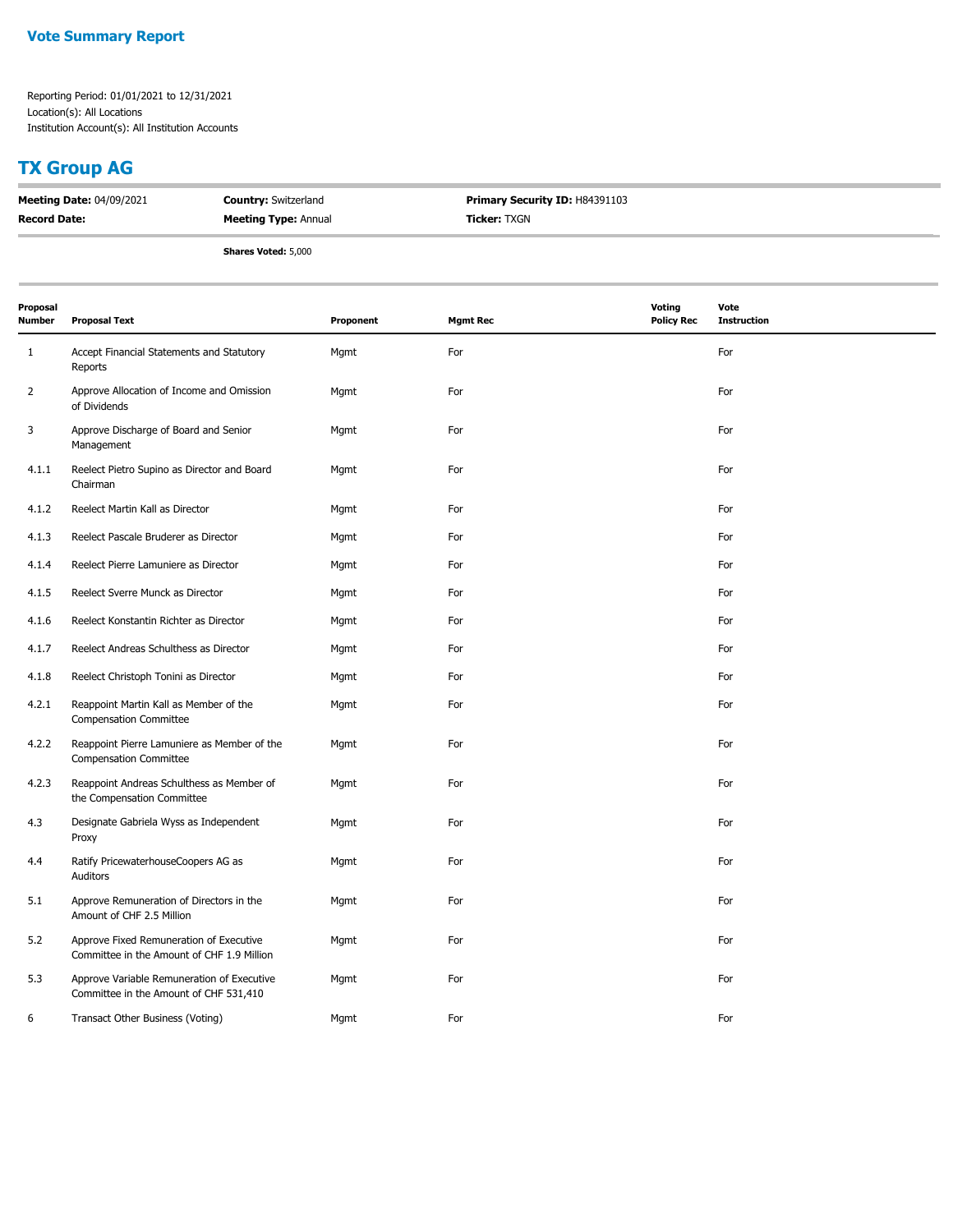**Vote Summary Report**

Reporting Period: 01/01/2021 to 12/31/2021
Location(s): All Locations
Institution Account(s): All Institution Accounts

## TX Group AG

| | | |
|---|---|---|
| **Meeting Date:** 04/09/2021 | **Country:** Switzerland | **Primary Security ID:** H84391103 |
| **Record Date:** | **Meeting Type:** Annual | **Ticker:** TXGN |
| | **Shares Voted:** 5,000 | |

| Proposal Number | Proposal Text | Proponent | Mgmt Rec | Voting Policy Rec | Vote Instruction |
|---|---|---|---|---|---|
| 1 | Accept Financial Statements and Statutory Reports | Mgmt | For | | For |
| 2 | Approve Allocation of Income and Omission of Dividends | Mgmt | For | | For |
| 3 | Approve Discharge of Board and Senior Management | Mgmt | For | | For |
| 4.1.1 | Reelect Pietro Supino as Director and Board Chairman | Mgmt | For | | For |
| 4.1.2 | Reelect Martin Kall as Director | Mgmt | For | | For |
| 4.1.3 | Reelect Pascale Bruderer as Director | Mgmt | For | | For |
| 4.1.4 | Reelect Pierre Lamuniere as Director | Mgmt | For | | For |
| 4.1.5 | Reelect Sverre Munck as Director | Mgmt | For | | For |
| 4.1.6 | Reelect Konstantin Richter as Director | Mgmt | For | | For |
| 4.1.7 | Reelect Andreas Schulthess as Director | Mgmt | For | | For |
| 4.1.8 | Reelect Christoph Tonini as Director | Mgmt | For | | For |
| 4.2.1 | Reappoint Martin Kall as Member of the Compensation Committee | Mgmt | For | | For |
| 4.2.2 | Reappoint Pierre Lamuniere as Member of the Compensation Committee | Mgmt | For | | For |
| 4.2.3 | Reappoint Andreas Schulthess as Member of the Compensation Committee | Mgmt | For | | For |
| 4.3 | Designate Gabriela Wyss as Independent Proxy | Mgmt | For | | For |
| 4.4 | Ratify PricewaterhouseCoopers AG as Auditors | Mgmt | For | | For |
| 5.1 | Approve Remuneration of Directors in the Amount of CHF 2.5 Million | Mgmt | For | | For |
| 5.2 | Approve Fixed Remuneration of Executive Committee in the Amount of CHF 1.9 Million | Mgmt | For | | For |
| 5.3 | Approve Variable Remuneration of Executive Committee in the Amount of CHF 531,410 | Mgmt | For | | For |
| 6 | Transact Other Business (Voting) | Mgmt | For | | For |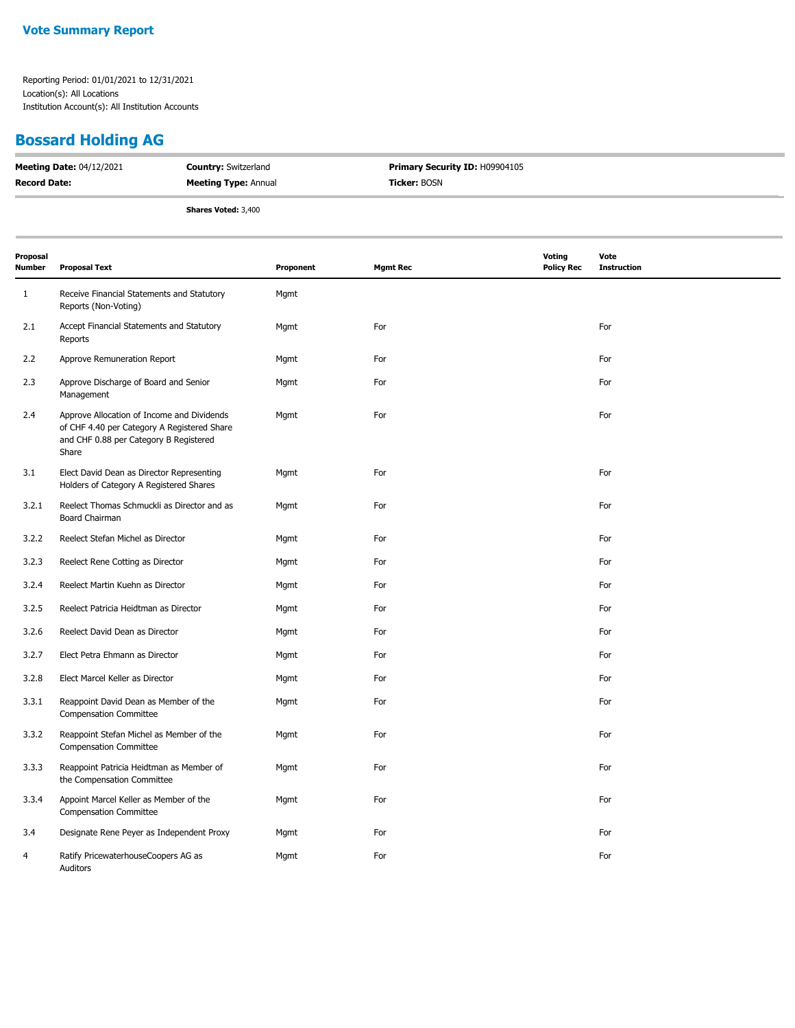**Vote Summary Report**

Reporting Period: 01/01/2021 to 12/31/2021
Location(s): All Locations
Institution Account(s): All Institution Accounts

## Bossard Holding AG

| | | |
|---|---|---|
| **Meeting Date:** 04/12/2021 | **Country:** Switzerland | **Primary Security ID:** H09904105 |
| **Record Date:** | **Meeting Type:** Annual | **Ticker:** BOSN |

**Shares Voted:** 3,400

| Proposal Number | Proposal Text | Proponent | Mgmt Rec | Voting Policy Rec | Vote Instruction |
|---|---|---|---|---|---|
| 1 | Receive Financial Statements and Statutory Reports (Non-Voting) | Mgmt | | | |
| 2.1 | Accept Financial Statements and Statutory Reports | Mgmt | For | | For |
| 2.2 | Approve Remuneration Report | Mgmt | For | | For |
| 2.3 | Approve Discharge of Board and Senior Management | Mgmt | For | | For |
| 2.4 | Approve Allocation of Income and Dividends of CHF 4.40 per Category A Registered Share and CHF 0.88 per Category B Registered Share | Mgmt | For | | For |
| 3.1 | Elect David Dean as Director Representing Holders of Category A Registered Shares | Mgmt | For | | For |
| 3.2.1 | Reelect Thomas Schmuckli as Director and as Board Chairman | Mgmt | For | | For |
| 3.2.2 | Reelect Stefan Michel as Director | Mgmt | For | | For |
| 3.2.3 | Reelect Rene Cotting as Director | Mgmt | For | | For |
| 3.2.4 | Reelect Martin Kuehn as Director | Mgmt | For | | For |
| 3.2.5 | Reelect Patricia Heidtman as Director | Mgmt | For | | For |
| 3.2.6 | Reelect David Dean as Director | Mgmt | For | | For |
| 3.2.7 | Elect Petra Ehmann as Director | Mgmt | For | | For |
| 3.2.8 | Elect Marcel Keller as Director | Mgmt | For | | For |
| 3.3.1 | Reappoint David Dean as Member of the Compensation Committee | Mgmt | For | | For |
| 3.3.2 | Reappoint Stefan Michel as Member of the Compensation Committee | Mgmt | For | | For |
| 3.3.3 | Reappoint Patricia Heidtman as Member of the Compensation Committee | Mgmt | For | | For |
| 3.3.4 | Appoint Marcel Keller as Member of the Compensation Committee | Mgmt | For | | For |
| 3.4 | Designate Rene Peyer as Independent Proxy | Mgmt | For | | For |
| 4 | Ratify PricewaterhouseCoopers AG as Auditors | Mgmt | For | | For |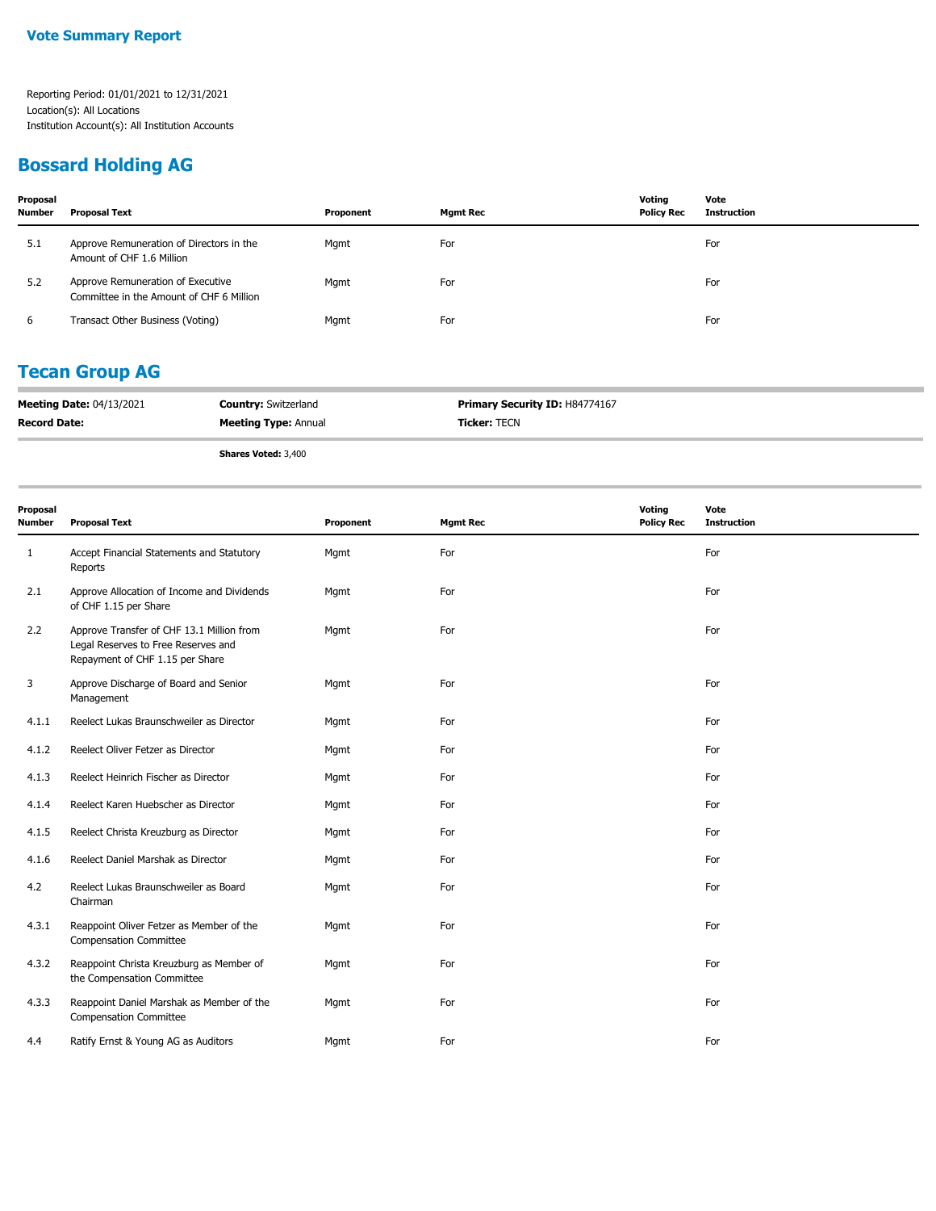**Vote Summary Report**

Reporting Period: 01/01/2021 to 12/31/2021
Location(s): All Locations
Institution Account(s): All Institution Accounts

## Bossard Holding AG

| Proposal Number | Proposal Text | Proponent | Mgmt Rec | Voting Policy Rec | Vote Instruction |
|---|---|---|---|---|---|
| 5.1 | Approve Remuneration of Directors in the Amount of CHF 1.6 Million | Mgmt | For | | For |
| 5.2 | Approve Remuneration of Executive Committee in the Amount of CHF 6 Million | Mgmt | For | | For |
| 6 | Transact Other Business (Voting) | Mgmt | For | | For |

## Tecan Group AG

**Meeting Date:** 04/13/2021 **Country:** Switzerland **Primary Security ID:** H84774167
**Record Date:** **Meeting Type:** Annual **Ticker:** TECN

**Shares Voted:** 3,400

| Proposal Number | Proposal Text | Proponent | Mgmt Rec | Voting Policy Rec | Vote Instruction |
|---|---|---|---|---|---|
| 1 | Accept Financial Statements and Statutory Reports | Mgmt | For | | For |
| 2.1 | Approve Allocation of Income and Dividends of CHF 1.15 per Share | Mgmt | For | | For |
| 2.2 | Approve Transfer of CHF 13.1 Million from Legal Reserves to Free Reserves and Repayment of CHF 1.15 per Share | Mgmt | For | | For |
| 3 | Approve Discharge of Board and Senior Management | Mgmt | For | | For |
| 4.1.1 | Reelect Lukas Braunschweiler as Director | Mgmt | For | | For |
| 4.1.2 | Reelect Oliver Fetzer as Director | Mgmt | For | | For |
| 4.1.3 | Reelect Heinrich Fischer as Director | Mgmt | For | | For |
| 4.1.4 | Reelect Karen Huebscher as Director | Mgmt | For | | For |
| 4.1.5 | Reelect Christa Kreuzburg as Director | Mgmt | For | | For |
| 4.1.6 | Reelect Daniel Marshak as Director | Mgmt | For | | For |
| 4.2 | Reelect Lukas Braunschweiler as Board Chairman | Mgmt | For | | For |
| 4.3.1 | Reappoint Oliver Fetzer as Member of the Compensation Committee | Mgmt | For | | For |
| 4.3.2 | Reappoint Christa Kreuzburg as Member of the Compensation Committee | Mgmt | For | | For |
| 4.3.3 | Reappoint Daniel Marshak as Member of the Compensation Committee | Mgmt | For | | For |
| 4.4 | Ratify Ernst & Young AG as Auditors | Mgmt | For | | For |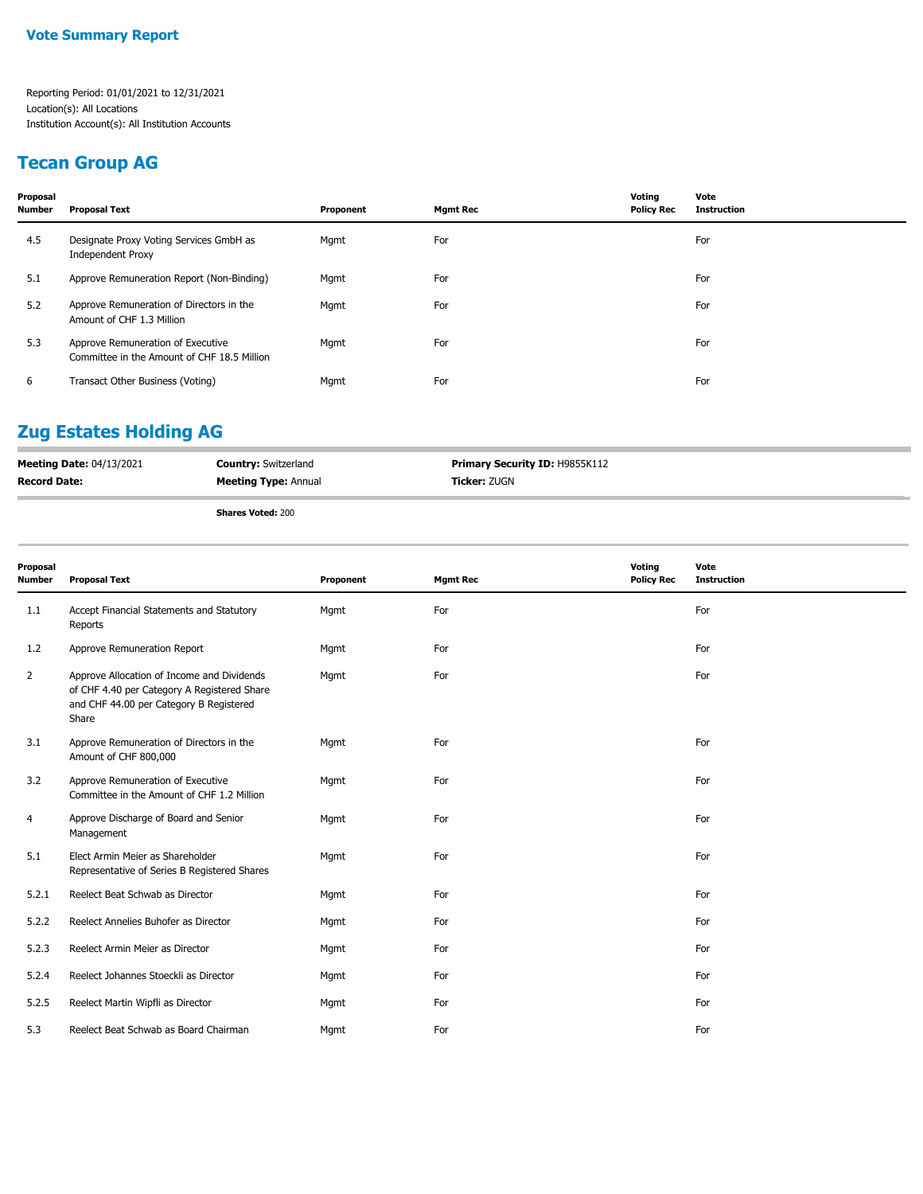Vote Summary Report

Reporting Period: 01/01/2021 to 12/31/2021
Location(s): All Locations
Institution Account(s): All Institution Accounts

## Tecan Group AG

| Proposal Number | Proposal Text | Proponent | Mgmt Rec | Voting Policy Rec | Vote Instruction |
|---|---|---|---|---|---|
| 4.5 | Designate Proxy Voting Services GmbH as Independent Proxy | Mgmt | For | | For |
| 5.1 | Approve Remuneration Report (Non-Binding) | Mgmt | For | | For |
| 5.2 | Approve Remuneration of Directors in the Amount of CHF 1.3 Million | Mgmt | For | | For |
| 5.3 | Approve Remuneration of Executive Committee in the Amount of CHF 18.5 Million | Mgmt | For | | For |
| 6 | Transact Other Business (Voting) | Mgmt | For | | For |

## Zug Estates Holding AG

**Meeting Date:** 04/13/2021 **Country:** Switzerland **Primary Security ID:** H9855K112
**Record Date:** **Meeting Type:** Annual **Ticker:** ZUGN

**Shares Voted:** 200

| Proposal Number | Proposal Text | Proponent | Mgmt Rec | Voting Policy Rec | Vote Instruction |
|---|---|---|---|---|---|
| 1.1 | Accept Financial Statements and Statutory Reports | Mgmt | For | | For |
| 1.2 | Approve Remuneration Report | Mgmt | For | | For |
| 2 | Approve Allocation of Income and Dividends of CHF 4.40 per Category A Registered Share and CHF 44.00 per Category B Registered Share | Mgmt | For | | For |
| 3.1 | Approve Remuneration of Directors in the Amount of CHF 800,000 | Mgmt | For | | For |
| 3.2 | Approve Remuneration of Executive Committee in the Amount of CHF 1.2 Million | Mgmt | For | | For |
| 4 | Approve Discharge of Board and Senior Management | Mgmt | For | | For |
| 5.1 | Elect Armin Meier as Shareholder Representative of Series B Registered Shares | Mgmt | For | | For |
| 5.2.1 | Reelect Beat Schwab as Director | Mgmt | For | | For |
| 5.2.2 | Reelect Annelies Buhofer as Director | Mgmt | For | | For |
| 5.2.3 | Reelect Armin Meier as Director | Mgmt | For | | For |
| 5.2.4 | Reelect Johannes Stoeckli as Director | Mgmt | For | | For |
| 5.2.5 | Reelect Martin Wipfli as Director | Mgmt | For | | For |
| 5.3 | Reelect Beat Schwab as Board Chairman | Mgmt | For | | For |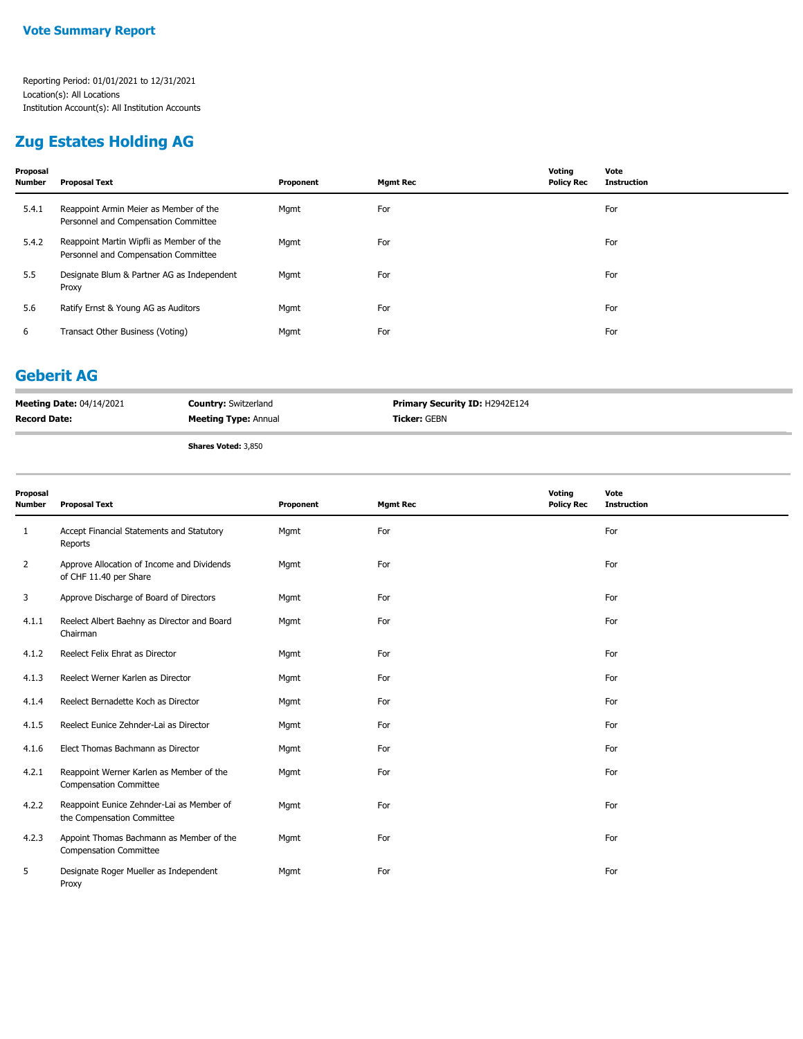# Vote Summary Report

Reporting Period: 01/01/2021 to 12/31/2021
Location(s): All Locations
Institution Account(s): All Institution Accounts

## Zug Estates Holding AG

| Proposal Number | Proposal Text | Proponent | Mgmt Rec | Voting Policy Rec | Vote Instruction |
|---|---|---|---|---|---|
| 5.4.1 | Reappoint Armin Meier as Member of the Personnel and Compensation Committee | Mgmt | For | | For |
| 5.4.2 | Reappoint Martin Wipfli as Member of the Personnel and Compensation Committee | Mgmt | For | | For |
| 5.5 | Designate Blum & Partner AG as Independent Proxy | Mgmt | For | | For |
| 5.6 | Ratify Ernst & Young AG as Auditors | Mgmt | For | | For |
| 6 | Transact Other Business (Voting) | Mgmt | For | | For |

## Geberit AG

**Meeting Date:** 04/14/2021
**Record Date:**
**Country:** Switzerland
**Meeting Type:** Annual
**Primary Security ID:** H2942E124
**Ticker:** GEBN

**Shares Voted:** 3,850

| Proposal Number | Proposal Text | Proponent | Mgmt Rec | Voting Policy Rec | Vote Instruction |
|---|---|---|---|---|---|
| 1 | Accept Financial Statements and Statutory Reports | Mgmt | For | | For |
| 2 | Approve Allocation of Income and Dividends of CHF 11.40 per Share | Mgmt | For | | For |
| 3 | Approve Discharge of Board of Directors | Mgmt | For | | For |
| 4.1.1 | Reelect Albert Baehny as Director and Board Chairman | Mgmt | For | | For |
| 4.1.2 | Reelect Felix Ehrat as Director | Mgmt | For | | For |
| 4.1.3 | Reelect Werner Karlen as Director | Mgmt | For | | For |
| 4.1.4 | Reelect Bernadette Koch as Director | Mgmt | For | | For |
| 4.1.5 | Reelect Eunice Zehnder-Lai as Director | Mgmt | For | | For |
| 4.1.6 | Elect Thomas Bachmann as Director | Mgmt | For | | For |
| 4.2.1 | Reappoint Werner Karlen as Member of the Compensation Committee | Mgmt | For | | For |
| 4.2.2 | Reappoint Eunice Zehnder-Lai as Member of the Compensation Committee | Mgmt | For | | For |
| 4.2.3 | Appoint Thomas Bachmann as Member of the Compensation Committee | Mgmt | For | | For |
| 5 | Designate Roger Mueller as Independent Proxy | Mgmt | For | | For |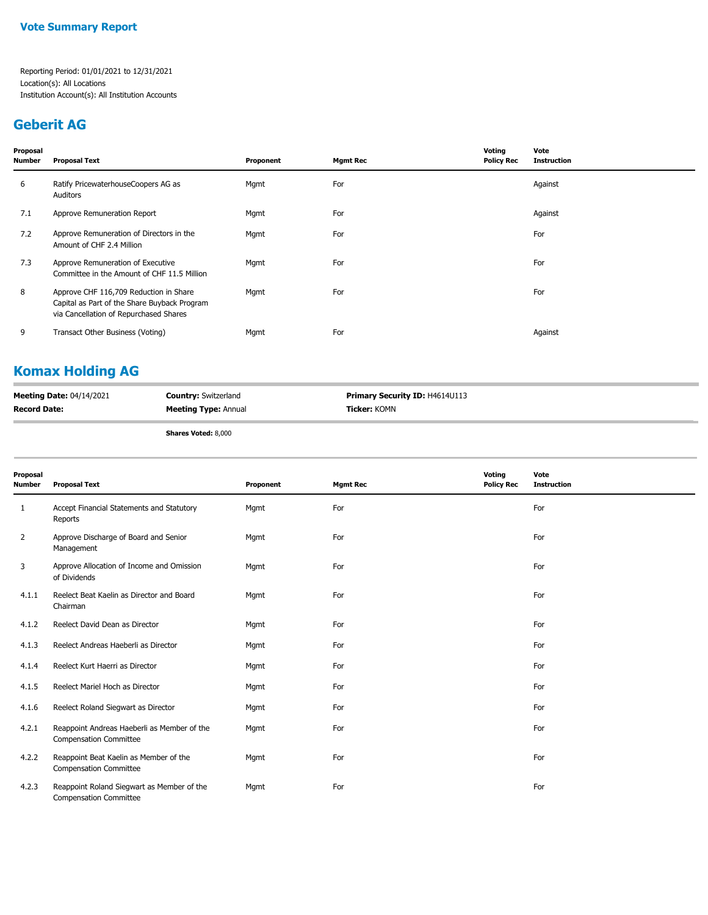**Vote Summary Report**

Reporting Period: 01/01/2021 to 12/31/2021
Location(s): All Locations
Institution Account(s): All Institution Accounts

## Geberit AG

| Proposal Number | Proposal Text | Proponent | Mgmt Rec | Voting Policy Rec | Vote Instruction |
|---|---|---|---|---|---|
| 6 | Ratify PricewaterhouseCoopers AG as Auditors | Mgmt | For | | Against |
| 7.1 | Approve Remuneration Report | Mgmt | For | | Against |
| 7.2 | Approve Remuneration of Directors in the Amount of CHF 2.4 Million | Mgmt | For | | For |
| 7.3 | Approve Remuneration of Executive Committee in the Amount of CHF 11.5 Million | Mgmt | For | | For |
| 8 | Approve CHF 116,709 Reduction in Share Capital as Part of the Share Buyback Program via Cancellation of Repurchased Shares | Mgmt | For | | For |
| 9 | Transact Other Business (Voting) | Mgmt | For | | Against |

## Komax Holding AG

**Meeting Date:** 04/14/2021 **Country:** Switzerland **Primary Security ID:** H4614U113
**Record Date:** **Meeting Type:** Annual **Ticker:** KOMN

**Shares Voted:** 8,000

| Proposal Number | Proposal Text | Proponent | Mgmt Rec | Voting Policy Rec | Vote Instruction |
|---|---|---|---|---|---|
| 1 | Accept Financial Statements and Statutory Reports | Mgmt | For | | For |
| 2 | Approve Discharge of Board and Senior Management | Mgmt | For | | For |
| 3 | Approve Allocation of Income and Omission of Dividends | Mgmt | For | | For |
| 4.1.1 | Reelect Beat Kaelin as Director and Board Chairman | Mgmt | For | | For |
| 4.1.2 | Reelect David Dean as Director | Mgmt | For | | For |
| 4.1.3 | Reelect Andreas Haeberli as Director | Mgmt | For | | For |
| 4.1.4 | Reelect Kurt Haerri as Director | Mgmt | For | | For |
| 4.1.5 | Reelect Mariel Hoch as Director | Mgmt | For | | For |
| 4.1.6 | Reelect Roland Siegwart as Director | Mgmt | For | | For |
| 4.2.1 | Reappoint Andreas Haeberli as Member of the Compensation Committee | Mgmt | For | | For |
| 4.2.2 | Reappoint Beat Kaelin as Member of the Compensation Committee | Mgmt | For | | For |
| 4.2.3 | Reappoint Roland Siegwart as Member of the Compensation Committee | Mgmt | For | | For |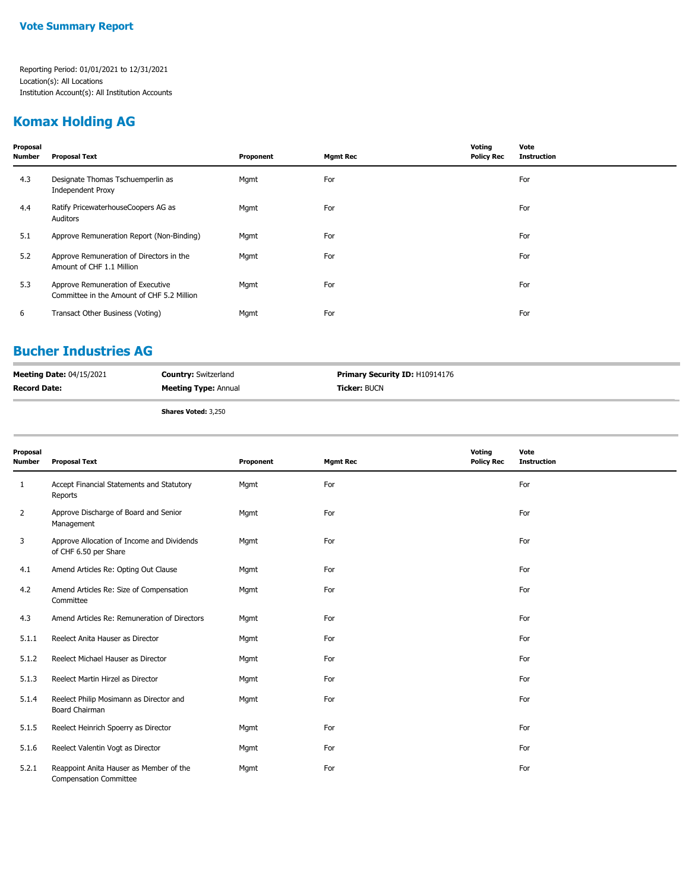**Vote Summary Report**

Reporting Period: 01/01/2021 to 12/31/2021
Location(s): All Locations
Institution Account(s): All Institution Accounts

## Komax Holding AG

| Proposal Number | Proposal Text | Proponent | Mgmt Rec | Voting Policy Rec | Vote Instruction |
|---|---|---|---|---|---|
| 4.3 | Designate Thomas Tschuemperlin as Independent Proxy | Mgmt | For | | For |
| 4.4 | Ratify PricewaterhouseCoopers AG as Auditors | Mgmt | For | | For |
| 5.1 | Approve Remuneration Report (Non-Binding) | Mgmt | For | | For |
| 5.2 | Approve Remuneration of Directors in the Amount of CHF 1.1 Million | Mgmt | For | | For |
| 5.3 | Approve Remuneration of Executive Committee in the Amount of CHF 5.2 Million | Mgmt | For | | For |
| 6 | Transact Other Business (Voting) | Mgmt | For | | For |

## Bucher Industries AG

**Meeting Date:** 04/15/2021 | **Country:** Switzerland | **Primary Security ID:** H10914176
**Record Date:** | **Meeting Type:** Annual | **Ticker:** BUCN

**Shares Voted:** 3,250

| Proposal Number | Proposal Text | Proponent | Mgmt Rec | Voting Policy Rec | Vote Instruction |
|---|---|---|---|---|---|
| 1 | Accept Financial Statements and Statutory Reports | Mgmt | For | | For |
| 2 | Approve Discharge of Board and Senior Management | Mgmt | For | | For |
| 3 | Approve Allocation of Income and Dividends of CHF 6.50 per Share | Mgmt | For | | For |
| 4.1 | Amend Articles Re: Opting Out Clause | Mgmt | For | | For |
| 4.2 | Amend Articles Re: Size of Compensation Committee | Mgmt | For | | For |
| 4.3 | Amend Articles Re: Remuneration of Directors | Mgmt | For | | For |
| 5.1.1 | Reelect Anita Hauser as Director | Mgmt | For | | For |
| 5.1.2 | Reelect Michael Hauser as Director | Mgmt | For | | For |
| 5.1.3 | Reelect Martin Hirzel as Director | Mgmt | For | | For |
| 5.1.4 | Reelect Philip Mosimann as Director and Board Chairman | Mgmt | For | | For |
| 5.1.5 | Reelect Heinrich Spoerry as Director | Mgmt | For | | For |
| 5.1.6 | Reelect Valentin Vogt as Director | Mgmt | For | | For |
| 5.2.1 | Reappoint Anita Hauser as Member of the Compensation Committee | Mgmt | For | | For |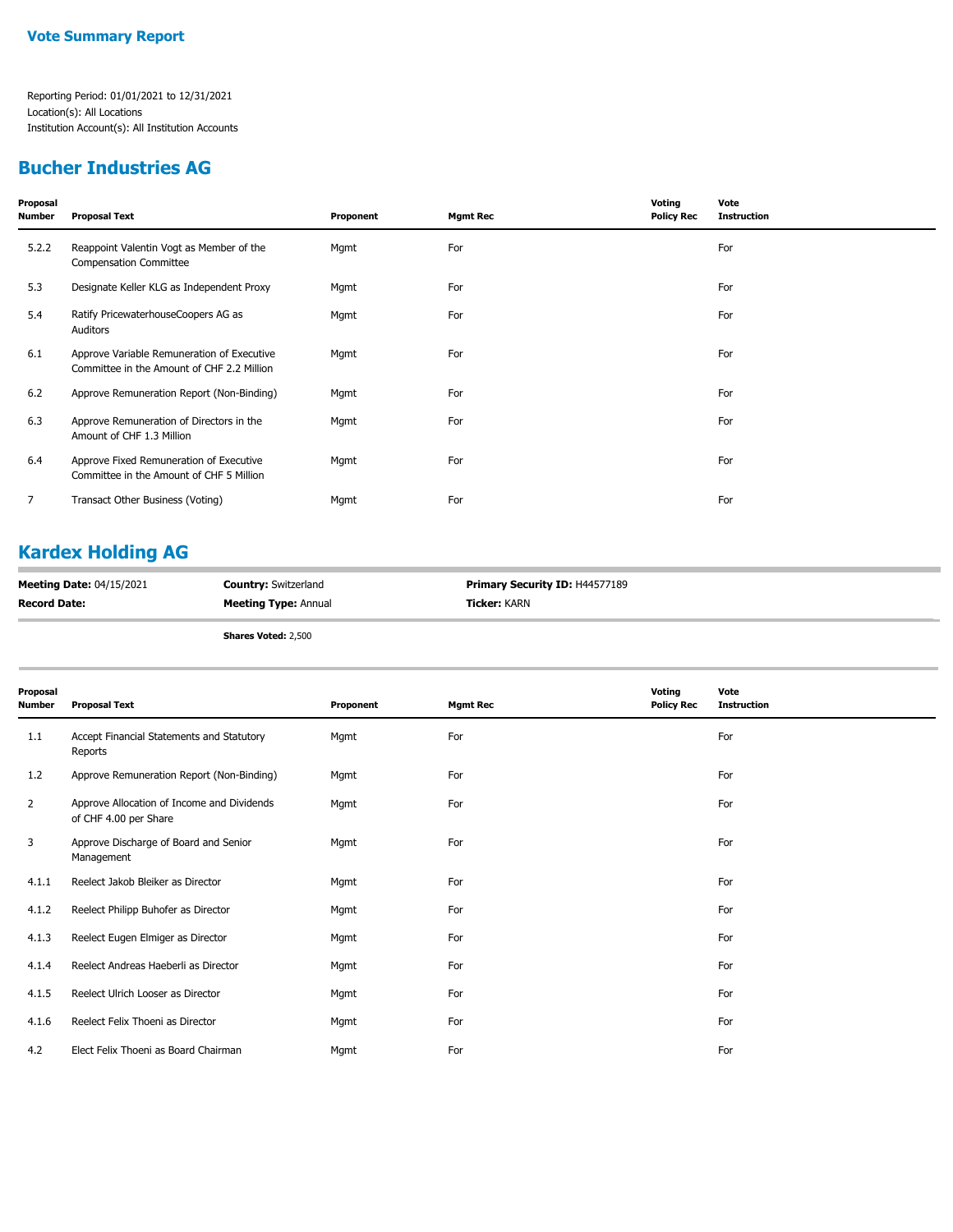## Vote Summary Report

Reporting Period: 01/01/2021 to 12/31/2021
Location(s): All Locations
Institution Account(s): All Institution Accounts

## Bucher Industries AG

| Proposal Number | Proposal Text | Proponent | Mgmt Rec | Voting Policy Rec | Vote Instruction |
|---|---|---|---|---|---|
| 5.2.2 | Reappoint Valentin Vogt as Member of the Compensation Committee | Mgmt | For | | For |
| 5.3 | Designate Keller KLG as Independent Proxy | Mgmt | For | | For |
| 5.4 | Ratify PricewaterhouseCoopers AG as Auditors | Mgmt | For | | For |
| 6.1 | Approve Variable Remuneration of Executive Committee in the Amount of CHF 2.2 Million | Mgmt | For | | For |
| 6.2 | Approve Remuneration Report (Non-Binding) | Mgmt | For | | For |
| 6.3 | Approve Remuneration of Directors in the Amount of CHF 1.3 Million | Mgmt | For | | For |
| 6.4 | Approve Fixed Remuneration of Executive Committee in the Amount of CHF 5 Million | Mgmt | For | | For |
| 7 | Transact Other Business (Voting) | Mgmt | For | | For |

## Kardex Holding AG

**Meeting Date:** 04/15/2021 | **Country:** Switzerland | **Primary Security ID:** H44577189
**Record Date:** | **Meeting Type:** Annual | **Ticker:** KARN

**Shares Voted:** 2,500

| Proposal Number | Proposal Text | Proponent | Mgmt Rec | Voting Policy Rec | Vote Instruction |
|---|---|---|---|---|---|
| 1.1 | Accept Financial Statements and Statutory Reports | Mgmt | For | | For |
| 1.2 | Approve Remuneration Report (Non-Binding) | Mgmt | For | | For |
| 2 | Approve Allocation of Income and Dividends of CHF 4.00 per Share | Mgmt | For | | For |
| 3 | Approve Discharge of Board and Senior Management | Mgmt | For | | For |
| 4.1.1 | Reelect Jakob Bleiker as Director | Mgmt | For | | For |
| 4.1.2 | Reelect Philipp Buhofer as Director | Mgmt | For | | For |
| 4.1.3 | Reelect Eugen Elmiger as Director | Mgmt | For | | For |
| 4.1.4 | Reelect Andreas Haeberli as Director | Mgmt | For | | For |
| 4.1.5 | Reelect Ulrich Looser as Director | Mgmt | For | | For |
| 4.1.6 | Reelect Felix Thoeni as Director | Mgmt | For | | For |
| 4.2 | Elect Felix Thoeni as Board Chairman | Mgmt | For | | For |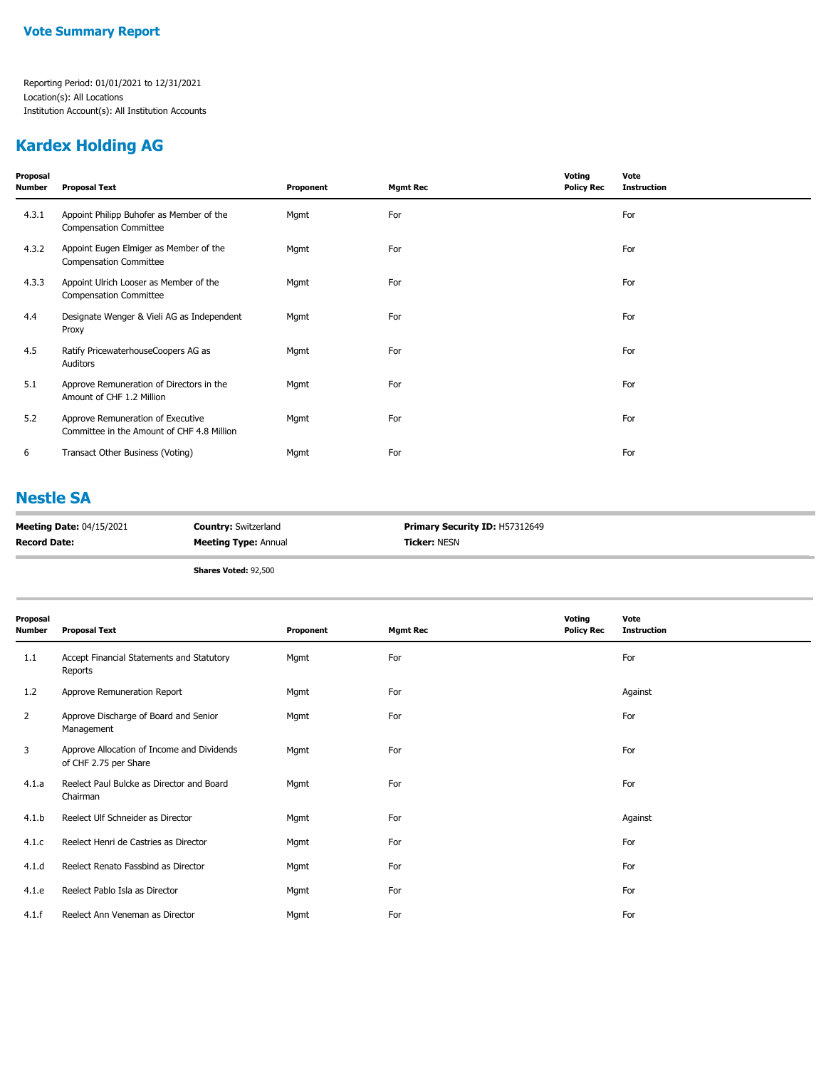**Vote Summary Report**

Reporting Period: 01/01/2021 to 12/31/2021
Location(s): All Locations
Institution Account(s): All Institution Accounts

## Kardex Holding AG

| Proposal Number | Proposal Text | Proponent | Mgmt Rec | Voting Policy Rec | Vote Instruction |
|---|---|---|---|---|---|
| 4.3.1 | Appoint Philipp Buhofer as Member of the Compensation Committee | Mgmt | For | | For |
| 4.3.2 | Appoint Eugen Elmiger as Member of the Compensation Committee | Mgmt | For | | For |
| 4.3.3 | Appoint Ulrich Looser as Member of the Compensation Committee | Mgmt | For | | For |
| 4.4 | Designate Wenger & Vieli AG as Independent Proxy | Mgmt | For | | For |
| 4.5 | Ratify PricewaterhouseCoopers AG as Auditors | Mgmt | For | | For |
| 5.1 | Approve Remuneration of Directors in the Amount of CHF 1.2 Million | Mgmt | For | | For |
| 5.2 | Approve Remuneration of Executive Committee in the Amount of CHF 4.8 Million | Mgmt | For | | For |
| 6 | Transact Other Business (Voting) | Mgmt | For | | For |

## Nestle SA

**Meeting Date:** 04/15/2021 | **Country:** Switzerland | **Primary Security ID:** H57312649
**Record Date:** | **Meeting Type:** Annual | **Ticker:** NESN

**Shares Voted:** 92,500

| Proposal Number | Proposal Text | Proponent | Mgmt Rec | Voting Policy Rec | Vote Instruction |
|---|---|---|---|---|---|
| 1.1 | Accept Financial Statements and Statutory Reports | Mgmt | For | | For |
| 1.2 | Approve Remuneration Report | Mgmt | For | | Against |
| 2 | Approve Discharge of Board and Senior Management | Mgmt | For | | For |
| 3 | Approve Allocation of Income and Dividends of CHF 2.75 per Share | Mgmt | For | | For |
| 4.1.a | Reelect Paul Bulcke as Director and Board Chairman | Mgmt | For | | For |
| 4.1.b | Reelect Ulf Schneider as Director | Mgmt | For | | Against |
| 4.1.c | Reelect Henri de Castries as Director | Mgmt | For | | For |
| 4.1.d | Reelect Renato Fassbind as Director | Mgmt | For | | For |
| 4.1.e | Reelect Pablo Isla as Director | Mgmt | For | | For |
| 4.1.f | Reelect Ann Veneman as Director | Mgmt | For | | For |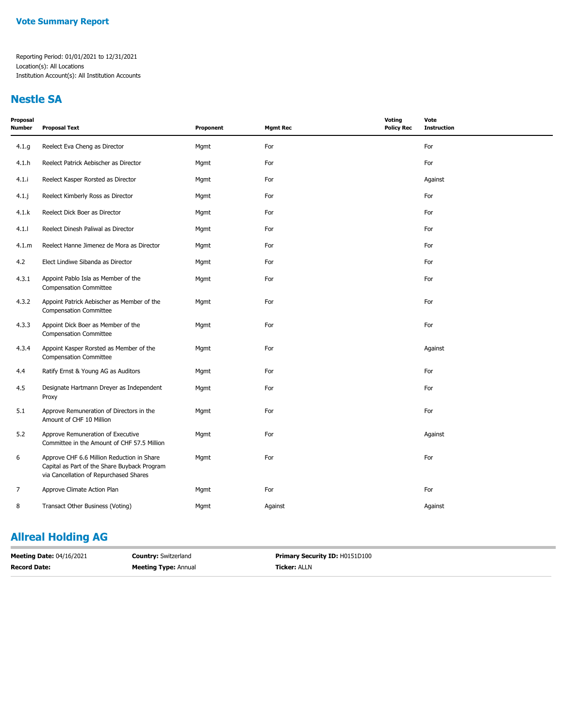**Vote Summary Report**

Reporting Period: 01/01/2021 to 12/31/2021
Location(s): All Locations
Institution Account(s): All Institution Accounts

## Nestle SA

| Proposal Number | Proposal Text | Proponent | Mgmt Rec | Voting Policy Rec | Vote Instruction |
|---|---|---|---|---|---|
| 4.1.g | Reelect Eva Cheng as Director | Mgmt | For | | For |
| 4.1.h | Reelect Patrick Aebischer as Director | Mgmt | For | | For |
| 4.1.i | Reelect Kasper Rorsted as Director | Mgmt | For | | Against |
| 4.1.j | Reelect Kimberly Ross as Director | Mgmt | For | | For |
| 4.1.k | Reelect Dick Boer as Director | Mgmt | For | | For |
| 4.1.l | Reelect Dinesh Paliwal as Director | Mgmt | For | | For |
| 4.1.m | Reelect Hanne Jimenez de Mora as Director | Mgmt | For | | For |
| 4.2 | Elect Lindiwe Sibanda as Director | Mgmt | For | | For |
| 4.3.1 | Appoint Pablo Isla as Member of the Compensation Committee | Mgmt | For | | For |
| 4.3.2 | Appoint Patrick Aebischer as Member of the Compensation Committee | Mgmt | For | | For |
| 4.3.3 | Appoint Dick Boer as Member of the Compensation Committee | Mgmt | For | | For |
| 4.3.4 | Appoint Kasper Rorsted as Member of the Compensation Committee | Mgmt | For | | Against |
| 4.4 | Ratify Ernst & Young AG as Auditors | Mgmt | For | | For |
| 4.5 | Designate Hartmann Dreyer as Independent Proxy | Mgmt | For | | For |
| 5.1 | Approve Remuneration of Directors in the Amount of CHF 10 Million | Mgmt | For | | For |
| 5.2 | Approve Remuneration of Executive Committee in the Amount of CHF 57.5 Million | Mgmt | For | | Against |
| 6 | Approve CHF 6.6 Million Reduction in Share Capital as Part of the Share Buyback Program via Cancellation of Repurchased Shares | Mgmt | For | | For |
| 7 | Approve Climate Action Plan | Mgmt | For | | For |
| 8 | Transact Other Business (Voting) | Mgmt | Against | | Against |

## Allreal Holding AG

**Meeting Date:** 04/16/2021 | **Country:** Switzerland | **Primary Security ID:** H0151D100
**Record Date:** | **Meeting Type:** Annual | **Ticker:** ALLN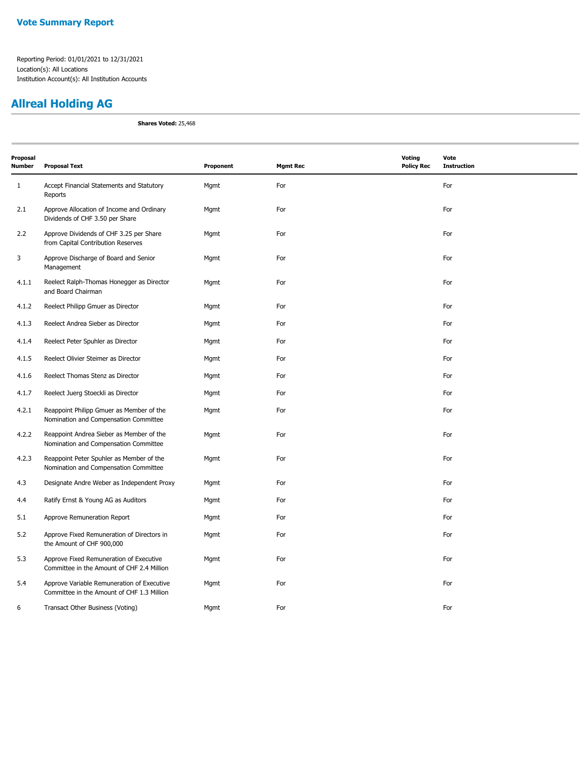**Vote Summary Report**

Reporting Period: 01/01/2021 to 12/31/2021
Location(s): All Locations
Institution Account(s): All Institution Accounts

## Allreal Holding AG

**Shares Voted:** 25,468

| Proposal Number | Proposal Text | Proponent | Mgmt Rec | Voting Policy Rec | Vote Instruction |
|---|---|---|---|---|---|
| 1 | Accept Financial Statements and Statutory Reports | Mgmt | For | | For |
| 2.1 | Approve Allocation of Income and Ordinary Dividends of CHF 3.50 per Share | Mgmt | For | | For |
| 2.2 | Approve Dividends of CHF 3.25 per Share from Capital Contribution Reserves | Mgmt | For | | For |
| 3 | Approve Discharge of Board and Senior Management | Mgmt | For | | For |
| 4.1.1 | Reelect Ralph-Thomas Honegger as Director and Board Chairman | Mgmt | For | | For |
| 4.1.2 | Reelect Philipp Gmuer as Director | Mgmt | For | | For |
| 4.1.3 | Reelect Andrea Sieber as Director | Mgmt | For | | For |
| 4.1.4 | Reelect Peter Spuhler as Director | Mgmt | For | | For |
| 4.1.5 | Reelect Olivier Steimer as Director | Mgmt | For | | For |
| 4.1.6 | Reelect Thomas Stenz as Director | Mgmt | For | | For |
| 4.1.7 | Reelect Juerg Stoeckli as Director | Mgmt | For | | For |
| 4.2.1 | Reappoint Philipp Gmuer as Member of the Nomination and Compensation Committee | Mgmt | For | | For |
| 4.2.2 | Reappoint Andrea Sieber as Member of the Nomination and Compensation Committee | Mgmt | For | | For |
| 4.2.3 | Reappoint Peter Spuhler as Member of the Nomination and Compensation Committee | Mgmt | For | | For |
| 4.3 | Designate Andre Weber as Independent Proxy | Mgmt | For | | For |
| 4.4 | Ratify Ernst & Young AG as Auditors | Mgmt | For | | For |
| 5.1 | Approve Remuneration Report | Mgmt | For | | For |
| 5.2 | Approve Fixed Remuneration of Directors in the Amount of CHF 900,000 | Mgmt | For | | For |
| 5.3 | Approve Fixed Remuneration of Executive Committee in the Amount of CHF 2.4 Million | Mgmt | For | | For |
| 5.4 | Approve Variable Remuneration of Executive Committee in the Amount of CHF 1.3 Million | Mgmt | For | | For |
| 6 | Transact Other Business (Voting) | Mgmt | For | | For |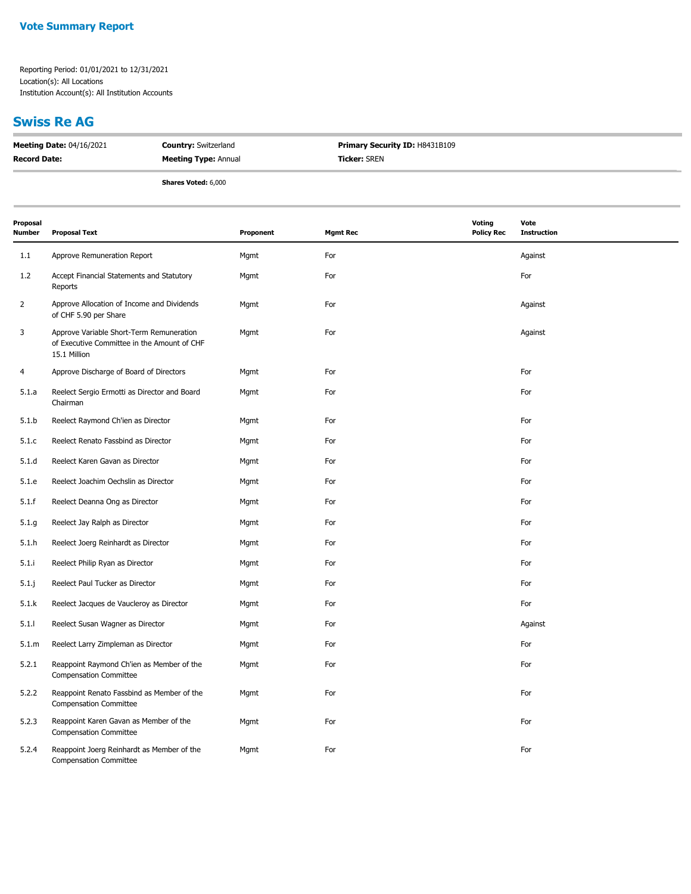## Vote Summary Report

Reporting Period: 01/01/2021 to 12/31/2021
Location(s): All Locations
Institution Account(s): All Institution Accounts

## Swiss Re AG

**Meeting Date:** 04/16/2021 | **Country:** Switzerland | **Primary Security ID:** H8431B109
**Record Date:** | **Meeting Type:** Annual | **Ticker:** SREN

**Shares Voted:** 6,000

| Proposal Number | Proposal Text | Proponent | Mgmt Rec | Voting Policy Rec | Vote Instruction |
|---|---|---|---|---|---|
| 1.1 | Approve Remuneration Report | Mgmt | For | | Against |
| 1.2 | Accept Financial Statements and Statutory Reports | Mgmt | For | | For |
| 2 | Approve Allocation of Income and Dividends of CHF 5.90 per Share | Mgmt | For | | Against |
| 3 | Approve Variable Short-Term Remuneration of Executive Committee in the Amount of CHF 15.1 Million | Mgmt | For | | Against |
| 4 | Approve Discharge of Board of Directors | Mgmt | For | | For |
| 5.1.a | Reelect Sergio Ermotti as Director and Board Chairman | Mgmt | For | | For |
| 5.1.b | Reelect Raymond Ch'ien as Director | Mgmt | For | | For |
| 5.1.c | Reelect Renato Fassbind as Director | Mgmt | For | | For |
| 5.1.d | Reelect Karen Gavan as Director | Mgmt | For | | For |
| 5.1.e | Reelect Joachim Oechslin as Director | Mgmt | For | | For |
| 5.1.f | Reelect Deanna Ong as Director | Mgmt | For | | For |
| 5.1.g | Reelect Jay Ralph as Director | Mgmt | For | | For |
| 5.1.h | Reelect Joerg Reinhardt as Director | Mgmt | For | | For |
| 5.1.i | Reelect Philip Ryan as Director | Mgmt | For | | For |
| 5.1.j | Reelect Paul Tucker as Director | Mgmt | For | | For |
| 5.1.k | Reelect Jacques de Vaucleroy as Director | Mgmt | For | | For |
| 5.1.l | Reelect Susan Wagner as Director | Mgmt | For | | Against |
| 5.1.m | Reelect Larry Zimpleman as Director | Mgmt | For | | For |
| 5.2.1 | Reappoint Raymond Ch'ien as Member of the Compensation Committee | Mgmt | For | | For |
| 5.2.2 | Reappoint Renato Fassbind as Member of the Compensation Committee | Mgmt | For | | For |
| 5.2.3 | Reappoint Karen Gavan as Member of the Compensation Committee | Mgmt | For | | For |
| 5.2.4 | Reappoint Joerg Reinhardt as Member of the Compensation Committee | Mgmt | For | | For |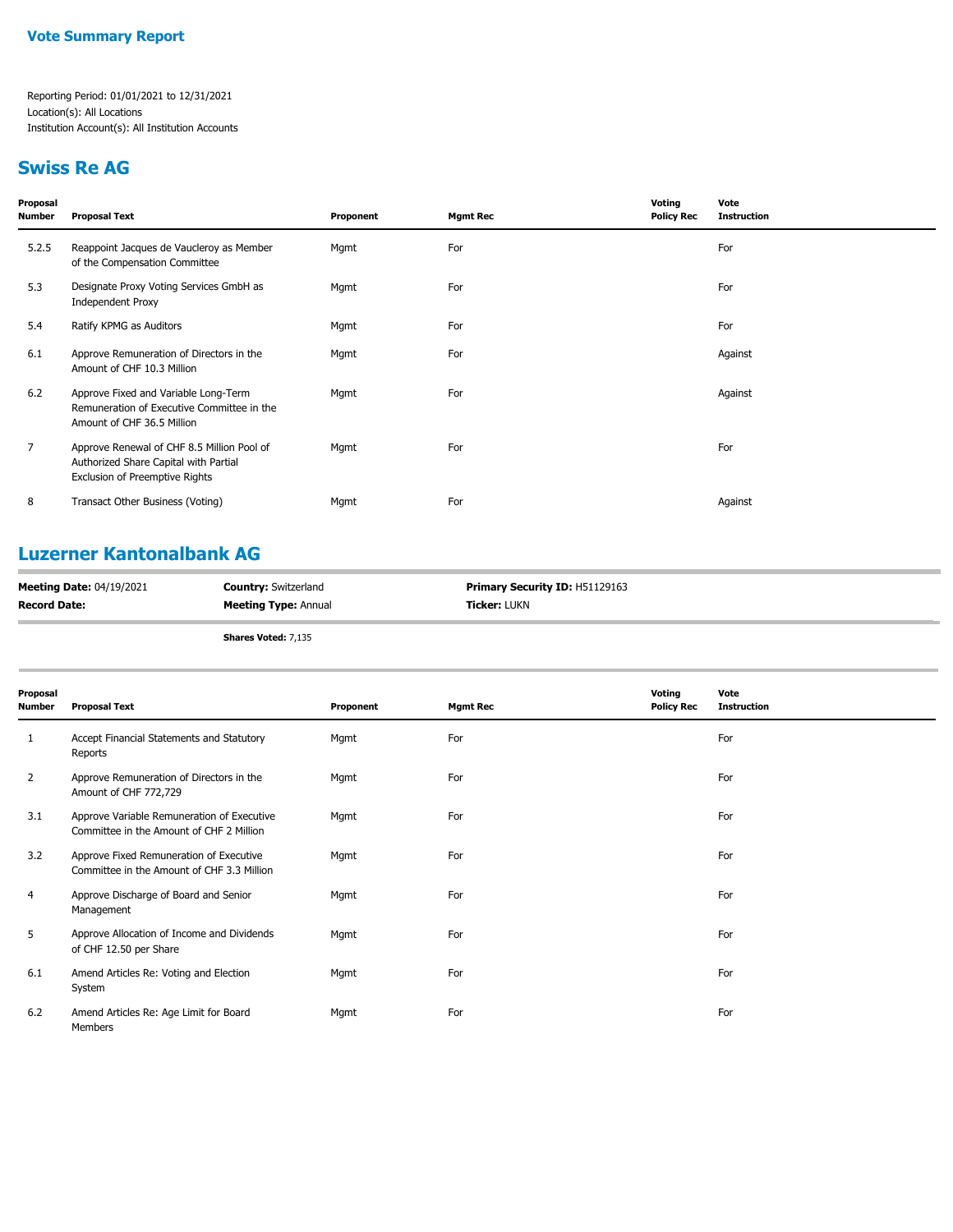# Vote Summary Report

Reporting Period: 01/01/2021 to 12/31/2021
Location(s): All Locations
Institution Account(s): All Institution Accounts

## Swiss Re AG

| Proposal Number | Proposal Text | Proponent | Mgmt Rec | Voting Policy Rec | Vote Instruction |
|---|---|---|---|---|---|
| 5.2.5 | Reappoint Jacques de Vaucleroy as Member of the Compensation Committee | Mgmt | For | | For |
| 5.3 | Designate Proxy Voting Services GmbH as Independent Proxy | Mgmt | For | | For |
| 5.4 | Ratify KPMG as Auditors | Mgmt | For | | For |
| 6.1 | Approve Remuneration of Directors in the Amount of CHF 10.3 Million | Mgmt | For | | Against |
| 6.2 | Approve Fixed and Variable Long-Term Remuneration of Executive Committee in the Amount of CHF 36.5 Million | Mgmt | For | | Against |
| 7 | Approve Renewal of CHF 8.5 Million Pool of Authorized Share Capital with Partial Exclusion of Preemptive Rights | Mgmt | For | | For |
| 8 | Transact Other Business (Voting) | Mgmt | For | | Against |

## Luzerner Kantonalbank AG

**Meeting Date:** 04/19/2021 | **Country:** Switzerland | **Primary Security ID:** H51129163
**Record Date:** | **Meeting Type:** Annual | **Ticker:** LUKN

**Shares Voted:** 7,135

| Proposal Number | Proposal Text | Proponent | Mgmt Rec | Voting Policy Rec | Vote Instruction |
|---|---|---|---|---|---|
| 1 | Accept Financial Statements and Statutory Reports | Mgmt | For | | For |
| 2 | Approve Remuneration of Directors in the Amount of CHF 772,729 | Mgmt | For | | For |
| 3.1 | Approve Variable Remuneration of Executive Committee in the Amount of CHF 2 Million | Mgmt | For | | For |
| 3.2 | Approve Fixed Remuneration of Executive Committee in the Amount of CHF 3.3 Million | Mgmt | For | | For |
| 4 | Approve Discharge of Board and Senior Management | Mgmt | For | | For |
| 5 | Approve Allocation of Income and Dividends of CHF 12.50 per Share | Mgmt | For | | For |
| 6.1 | Amend Articles Re: Voting and Election System | Mgmt | For | | For |
| 6.2 | Amend Articles Re: Age Limit for Board Members | Mgmt | For | | For |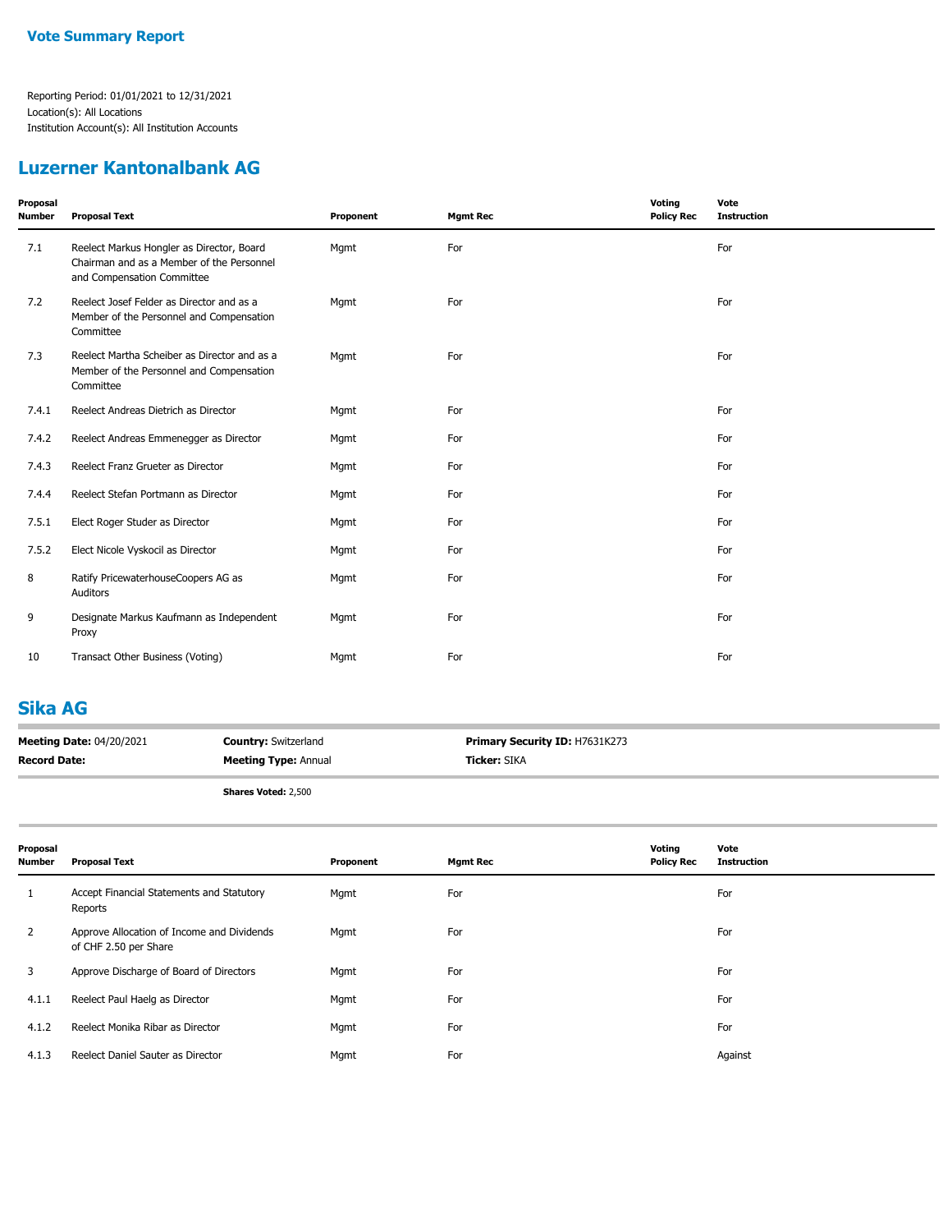## Vote Summary Report

Reporting Period: 01/01/2021 to 12/31/2021
Location(s): All Locations
Institution Account(s): All Institution Accounts

## Luzerner Kantonalbank AG

| Proposal Number | Proposal Text | Proponent | Mgmt Rec | Voting Policy Rec | Vote Instruction |
|---|---|---|---|---|---|
| 7.1 | Reelect Markus Hongler as Director, Board Chairman and as a Member of the Personnel and Compensation Committee | Mgmt | For | | For |
| 7.2 | Reelect Josef Felder as Director and as a Member of the Personnel and Compensation Committee | Mgmt | For | | For |
| 7.3 | Reelect Martha Scheiber as Director and as a Member of the Personnel and Compensation Committee | Mgmt | For | | For |
| 7.4.1 | Reelect Andreas Dietrich as Director | Mgmt | For | | For |
| 7.4.2 | Reelect Andreas Emmenegger as Director | Mgmt | For | | For |
| 7.4.3 | Reelect Franz Grueter as Director | Mgmt | For | | For |
| 7.4.4 | Reelect Stefan Portmann as Director | Mgmt | For | | For |
| 7.5.1 | Elect Roger Studer as Director | Mgmt | For | | For |
| 7.5.2 | Elect Nicole Vyskocil as Director | Mgmt | For | | For |
| 8 | Ratify PricewaterhouseCoopers AG as Auditors | Mgmt | For | | For |
| 9 | Designate Markus Kaufmann as Independent Proxy | Mgmt | For | | For |
| 10 | Transact Other Business (Voting) | Mgmt | For | | For |

## Sika AG

**Meeting Date:** 04/20/2021 | **Country:** Switzerland | **Primary Security ID:** H7631K273
**Record Date:** | **Meeting Type:** Annual | **Ticker:** SIKA

**Shares Voted:** 2,500

| Proposal Number | Proposal Text | Proponent | Mgmt Rec | Voting Policy Rec | Vote Instruction |
|---|---|---|---|---|---|
| 1 | Accept Financial Statements and Statutory Reports | Mgmt | For | | For |
| 2 | Approve Allocation of Income and Dividends of CHF 2.50 per Share | Mgmt | For | | For |
| 3 | Approve Discharge of Board of Directors | Mgmt | For | | For |
| 4.1.1 | Reelect Paul Haelg as Director | Mgmt | For | | For |
| 4.1.2 | Reelect Monika Ribar as Director | Mgmt | For | | For |
| 4.1.3 | Reelect Daniel Sauter as Director | Mgmt | For | | Against |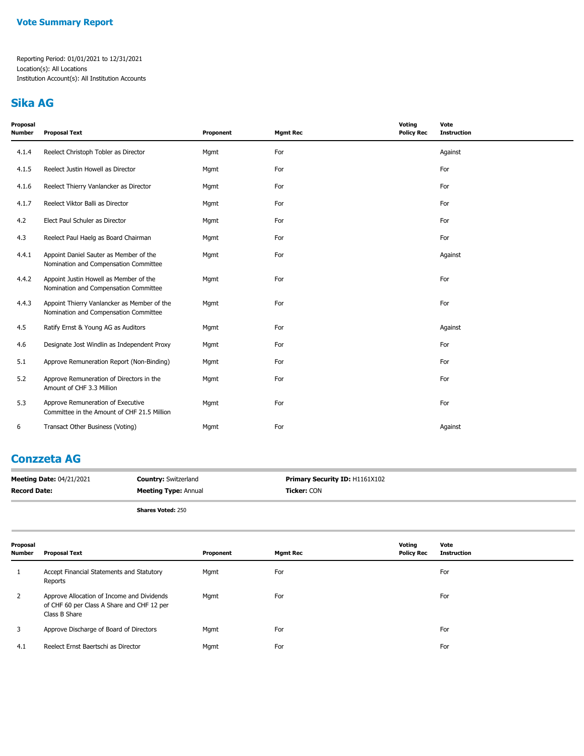**Vote Summary Report**

Reporting Period: 01/01/2021 to 12/31/2021
Location(s): All Locations
Institution Account(s): All Institution Accounts

## Sika AG

| Proposal Number | Proposal Text | Proponent | Mgmt Rec | Voting Policy Rec | Vote Instruction |
|---|---|---|---|---|---|
| 4.1.4 | Reelect Christoph Tobler as Director | Mgmt | For | | Against |
| 4.1.5 | Reelect Justin Howell as Director | Mgmt | For | | For |
| 4.1.6 | Reelect Thierry Vanlancker as Director | Mgmt | For | | For |
| 4.1.7 | Reelect Viktor Balli as Director | Mgmt | For | | For |
| 4.2 | Elect Paul Schuler as Director | Mgmt | For | | For |
| 4.3 | Reelect Paul Haelg as Board Chairman | Mgmt | For | | For |
| 4.4.1 | Appoint Daniel Sauter as Member of the Nomination and Compensation Committee | Mgmt | For | | Against |
| 4.4.2 | Appoint Justin Howell as Member of the Nomination and Compensation Committee | Mgmt | For | | For |
| 4.4.3 | Appoint Thierry Vanlancker as Member of the Nomination and Compensation Committee | Mgmt | For | | For |
| 4.5 | Ratify Ernst & Young AG as Auditors | Mgmt | For | | Against |
| 4.6 | Designate Jost Windlin as Independent Proxy | Mgmt | For | | For |
| 5.1 | Approve Remuneration Report (Non-Binding) | Mgmt | For | | For |
| 5.2 | Approve Remuneration of Directors in the Amount of CHF 3.3 Million | Mgmt | For | | For |
| 5.3 | Approve Remuneration of Executive Committee in the Amount of CHF 21.5 Million | Mgmt | For | | For |
| 6 | Transact Other Business (Voting) | Mgmt | For | | Against |

## Conzzeta AG

**Meeting Date:** 04/21/2021 | **Country:** Switzerland | **Primary Security ID:** H1161X102
**Record Date:** | **Meeting Type:** Annual | **Ticker:** CON

**Shares Voted:** 250

| Proposal Number | Proposal Text | Proponent | Mgmt Rec | Voting Policy Rec | Vote Instruction |
|---|---|---|---|---|---|
| 1 | Accept Financial Statements and Statutory Reports | Mgmt | For | | For |
| 2 | Approve Allocation of Income and Dividends of CHF 60 per Class A Share and CHF 12 per Class B Share | Mgmt | For | | For |
| 3 | Approve Discharge of Board of Directors | Mgmt | For | | For |
| 4.1 | Reelect Ernst Baertschi as Director | Mgmt | For | | For |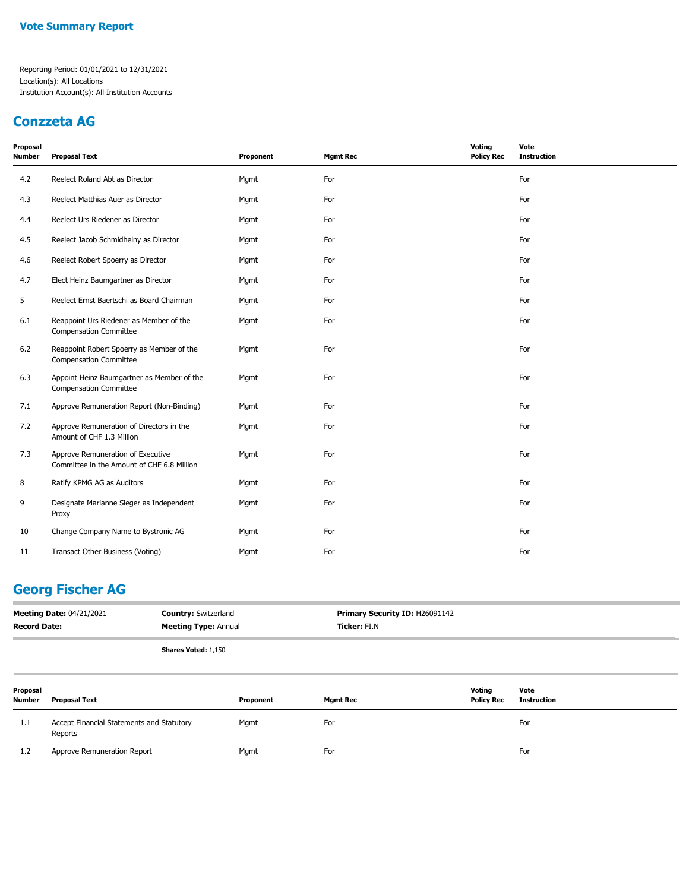## Vote Summary Report

Reporting Period: 01/01/2021 to 12/31/2021
Location(s): All Locations
Institution Account(s): All Institution Accounts

## Conzzeta AG

| Proposal Number | Proposal Text | Proponent | Mgmt Rec | Voting Policy Rec | Vote Instruction |
|---|---|---|---|---|---|
| 4.2 | Reelect Roland Abt as Director | Mgmt | For | | For |
| 4.3 | Reelect Matthias Auer as Director | Mgmt | For | | For |
| 4.4 | Reelect Urs Riedener as Director | Mgmt | For | | For |
| 4.5 | Reelect Jacob Schmidheiny as Director | Mgmt | For | | For |
| 4.6 | Reelect Robert Spoerry as Director | Mgmt | For | | For |
| 4.7 | Elect Heinz Baumgartner as Director | Mgmt | For | | For |
| 5 | Reelect Ernst Baertschi as Board Chairman | Mgmt | For | | For |
| 6.1 | Reappoint Urs Riedener as Member of the Compensation Committee | Mgmt | For | | For |
| 6.2 | Reappoint Robert Spoerry as Member of the Compensation Committee | Mgmt | For | | For |
| 6.3 | Appoint Heinz Baumgartner as Member of the Compensation Committee | Mgmt | For | | For |
| 7.1 | Approve Remuneration Report (Non-Binding) | Mgmt | For | | For |
| 7.2 | Approve Remuneration of Directors in the Amount of CHF 1.3 Million | Mgmt | For | | For |
| 7.3 | Approve Remuneration of Executive Committee in the Amount of CHF 6.8 Million | Mgmt | For | | For |
| 8 | Ratify KPMG AG as Auditors | Mgmt | For | | For |
| 9 | Designate Marianne Sieger as Independent Proxy | Mgmt | For | | For |
| 10 | Change Company Name to Bystronic AG | Mgmt | For | | For |
| 11 | Transact Other Business (Voting) | Mgmt | For | | For |

## Georg Fischer AG

**Meeting Date:** 04/21/2021 | **Country:** Switzerland | **Primary Security ID:** H26091142
**Record Date:** | **Meeting Type:** Annual | **Ticker:** FI.N

**Shares Voted:** 1,150

| Proposal Number | Proposal Text | Proponent | Mgmt Rec | Voting Policy Rec | Vote Instruction |
|---|---|---|---|---|---|
| 1.1 | Accept Financial Statements and Statutory Reports | Mgmt | For | | For |
| 1.2 | Approve Remuneration Report | Mgmt | For | | For |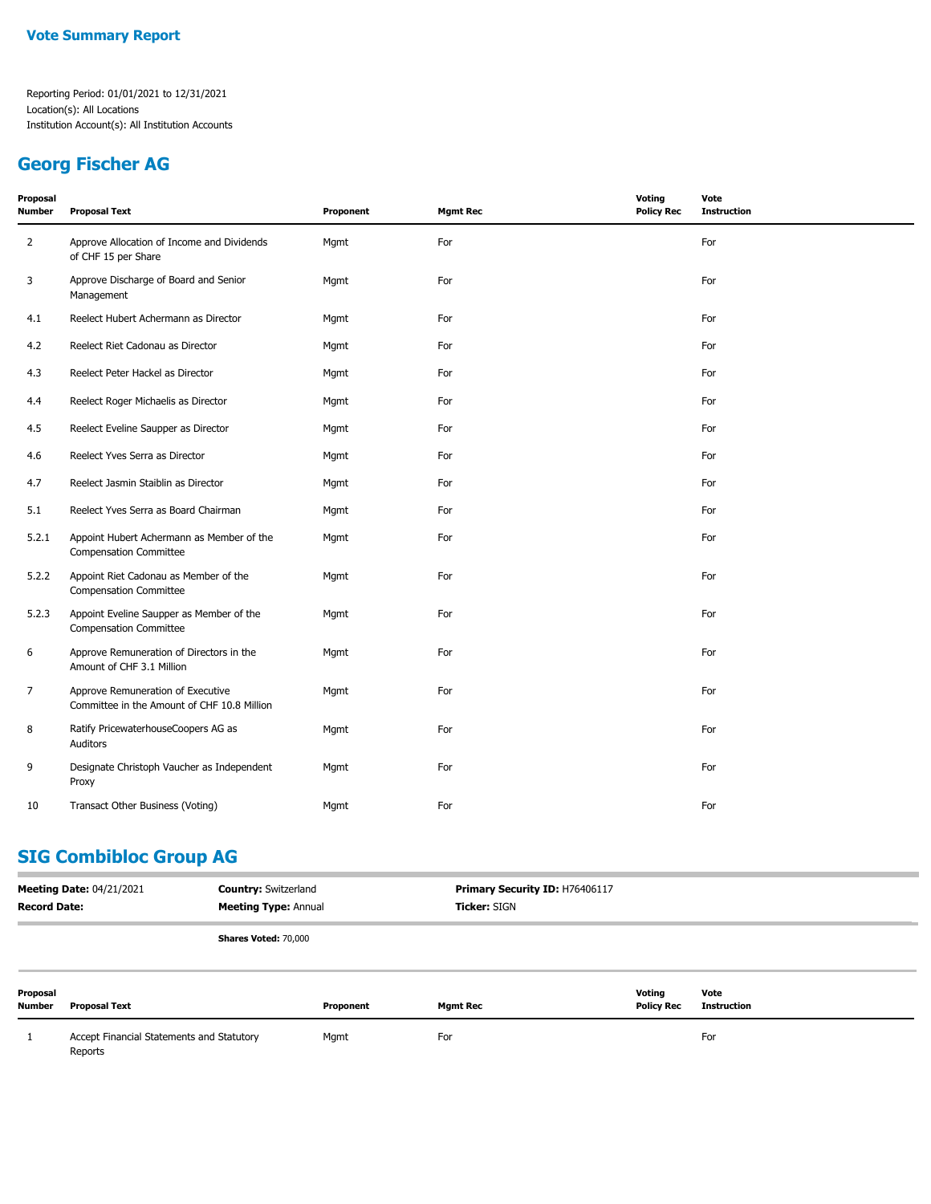**Vote Summary Report**

Reporting Period: 01/01/2021 to 12/31/2021
Location(s): All Locations
Institution Account(s): All Institution Accounts

## Georg Fischer AG

| Proposal Number | Proposal Text | Proponent | Mgmt Rec | Voting Policy Rec | Vote Instruction |
|---|---|---|---|---|---|
| 2 | Approve Allocation of Income and Dividends of CHF 15 per Share | Mgmt | For | | For |
| 3 | Approve Discharge of Board and Senior Management | Mgmt | For | | For |
| 4.1 | Reelect Hubert Achermann as Director | Mgmt | For | | For |
| 4.2 | Reelect Riet Cadonau as Director | Mgmt | For | | For |
| 4.3 | Reelect Peter Hackel as Director | Mgmt | For | | For |
| 4.4 | Reelect Roger Michaelis as Director | Mgmt | For | | For |
| 4.5 | Reelect Eveline Saupper as Director | Mgmt | For | | For |
| 4.6 | Reelect Yves Serra as Director | Mgmt | For | | For |
| 4.7 | Reelect Jasmin Staiblin as Director | Mgmt | For | | For |
| 5.1 | Reelect Yves Serra as Board Chairman | Mgmt | For | | For |
| 5.2.1 | Appoint Hubert Achermann as Member of the Compensation Committee | Mgmt | For | | For |
| 5.2.2 | Appoint Riet Cadonau as Member of the Compensation Committee | Mgmt | For | | For |
| 5.2.3 | Appoint Eveline Saupper as Member of the Compensation Committee | Mgmt | For | | For |
| 6 | Approve Remuneration of Directors in the Amount of CHF 3.1 Million | Mgmt | For | | For |
| 7 | Approve Remuneration of Executive Committee in the Amount of CHF 10.8 Million | Mgmt | For | | For |
| 8 | Ratify PricewaterhouseCoopers AG as Auditors | Mgmt | For | | For |
| 9 | Designate Christoph Vaucher as Independent Proxy | Mgmt | For | | For |
| 10 | Transact Other Business (Voting) | Mgmt | For | | For |

## SIG Combibloc Group AG

**Meeting Date:** 04/21/2021 | **Country:** Switzerland | **Primary Security ID:** H76406117
**Record Date:** | **Meeting Type:** Annual | **Ticker:** SIGN

**Shares Voted:** 70,000

| Proposal Number | Proposal Text | Proponent | Mgmt Rec | Voting Policy Rec | Vote Instruction |
|---|---|---|---|---|---|
| 1 | Accept Financial Statements and Statutory Reports | Mgmt | For | | For |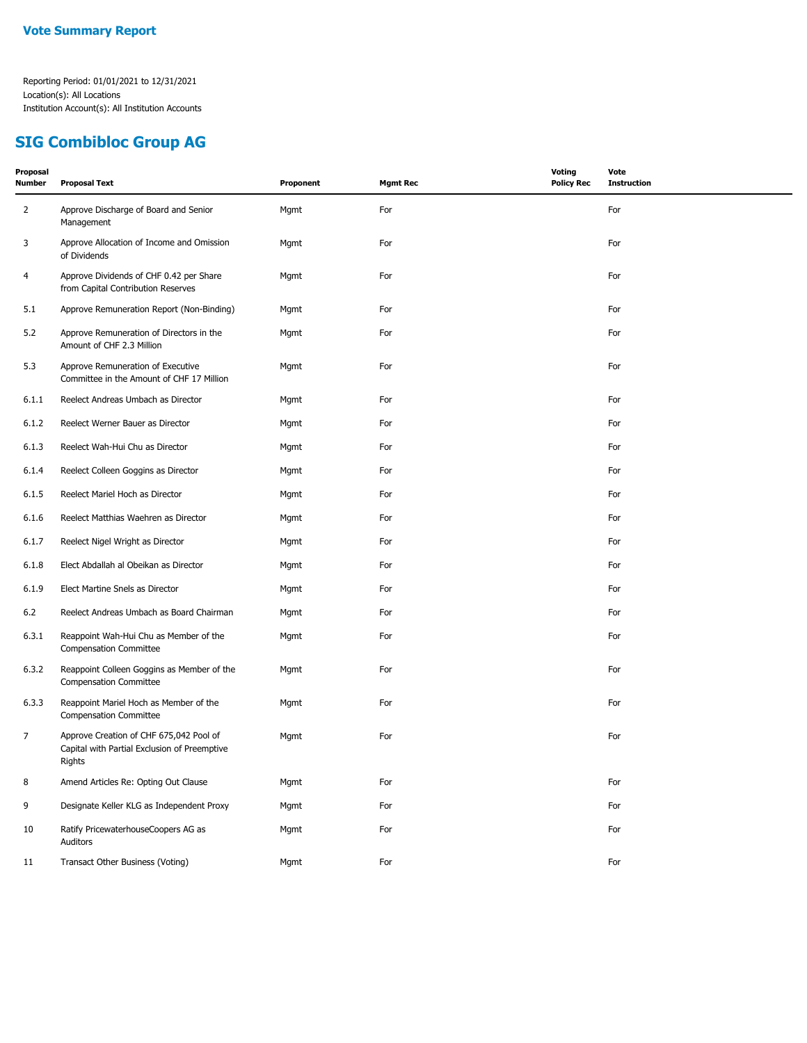## Vote Summary Report

Reporting Period: 01/01/2021 to 12/31/2021
Location(s): All Locations
Institution Account(s): All Institution Accounts

## SIG Combibloc Group AG

| Proposal Number | Proposal Text | Proponent | Mgmt Rec | Voting Policy Rec | Vote Instruction |
|---|---|---|---|---|---|
| 2 | Approve Discharge of Board and Senior Management | Mgmt | For | | For |
| 3 | Approve Allocation of Income and Omission of Dividends | Mgmt | For | | For |
| 4 | Approve Dividends of CHF 0.42 per Share from Capital Contribution Reserves | Mgmt | For | | For |
| 5.1 | Approve Remuneration Report (Non-Binding) | Mgmt | For | | For |
| 5.2 | Approve Remuneration of Directors in the Amount of CHF 2.3 Million | Mgmt | For | | For |
| 5.3 | Approve Remuneration of Executive Committee in the Amount of CHF 17 Million | Mgmt | For | | For |
| 6.1.1 | Reelect Andreas Umbach as Director | Mgmt | For | | For |
| 6.1.2 | Reelect Werner Bauer as Director | Mgmt | For | | For |
| 6.1.3 | Reelect Wah-Hui Chu as Director | Mgmt | For | | For |
| 6.1.4 | Reelect Colleen Goggins as Director | Mgmt | For | | For |
| 6.1.5 | Reelect Mariel Hoch as Director | Mgmt | For | | For |
| 6.1.6 | Reelect Matthias Waehren as Director | Mgmt | For | | For |
| 6.1.7 | Reelect Nigel Wright as Director | Mgmt | For | | For |
| 6.1.8 | Elect Abdallah al Obeikan as Director | Mgmt | For | | For |
| 6.1.9 | Elect Martine Snels as Director | Mgmt | For | | For |
| 6.2 | Reelect Andreas Umbach as Board Chairman | Mgmt | For | | For |
| 6.3.1 | Reappoint Wah-Hui Chu as Member of the Compensation Committee | Mgmt | For | | For |
| 6.3.2 | Reappoint Colleen Goggins as Member of the Compensation Committee | Mgmt | For | | For |
| 6.3.3 | Reappoint Mariel Hoch as Member of the Compensation Committee | Mgmt | For | | For |
| 7 | Approve Creation of CHF 675,042 Pool of Capital with Partial Exclusion of Preemptive Rights | Mgmt | For | | For |
| 8 | Amend Articles Re: Opting Out Clause | Mgmt | For | | For |
| 9 | Designate Keller KLG as Independent Proxy | Mgmt | For | | For |
| 10 | Ratify PricewaterhouseCoopers AG as Auditors | Mgmt | For | | For |
| 11 | Transact Other Business (Voting) | Mgmt | For | | For |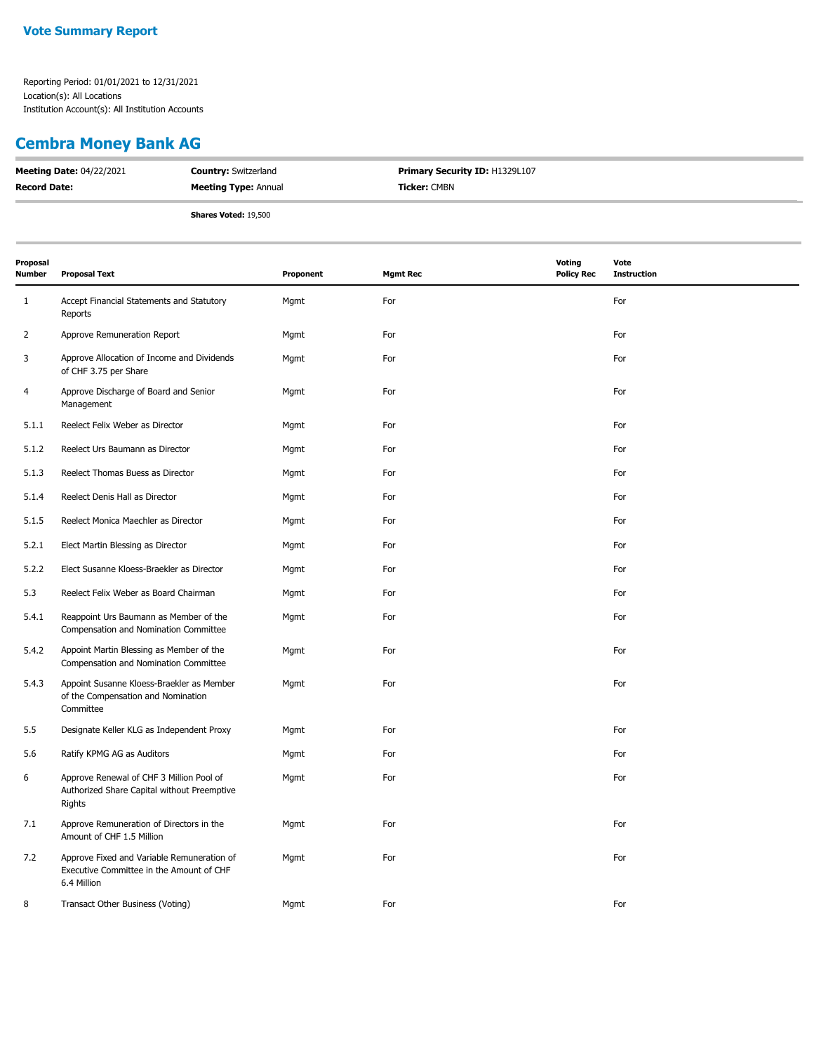**Vote Summary Report**

Reporting Period: 01/01/2021 to 12/31/2021
Location(s): All Locations
Institution Account(s): All Institution Accounts

## Cembra Money Bank AG

| | | |
|---|---|---|
| **Meeting Date:** 04/22/2021 | **Country:** Switzerland | **Primary Security ID:** H1329L107 |
| **Record Date:** | **Meeting Type:** Annual | **Ticker:** CMBN |
| | **Shares Voted:** 19,500 | |

| Proposal Number | Proposal Text | Proponent | Mgmt Rec | Voting Policy Rec | Vote Instruction |
|---|---|---|---|---|---|
| 1 | Accept Financial Statements and Statutory Reports | Mgmt | For | | For |
| 2 | Approve Remuneration Report | Mgmt | For | | For |
| 3 | Approve Allocation of Income and Dividends of CHF 3.75 per Share | Mgmt | For | | For |
| 4 | Approve Discharge of Board and Senior Management | Mgmt | For | | For |
| 5.1.1 | Reelect Felix Weber as Director | Mgmt | For | | For |
| 5.1.2 | Reelect Urs Baumann as Director | Mgmt | For | | For |
| 5.1.3 | Reelect Thomas Buess as Director | Mgmt | For | | For |
| 5.1.4 | Reelect Denis Hall as Director | Mgmt | For | | For |
| 5.1.5 | Reelect Monica Maechler as Director | Mgmt | For | | For |
| 5.2.1 | Elect Martin Blessing as Director | Mgmt | For | | For |
| 5.2.2 | Elect Susanne Kloess-Braekler as Director | Mgmt | For | | For |
| 5.3 | Reelect Felix Weber as Board Chairman | Mgmt | For | | For |
| 5.4.1 | Reappoint Urs Baumann as Member of the Compensation and Nomination Committee | Mgmt | For | | For |
| 5.4.2 | Appoint Martin Blessing as Member of the Compensation and Nomination Committee | Mgmt | For | | For |
| 5.4.3 | Appoint Susanne Kloess-Braekler as Member of the Compensation and Nomination Committee | Mgmt | For | | For |
| 5.5 | Designate Keller KLG as Independent Proxy | Mgmt | For | | For |
| 5.6 | Ratify KPMG AG as Auditors | Mgmt | For | | For |
| 6 | Approve Renewal of CHF 3 Million Pool of Authorized Share Capital without Preemptive Rights | Mgmt | For | | For |
| 7.1 | Approve Remuneration of Directors in the Amount of CHF 1.5 Million | Mgmt | For | | For |
| 7.2 | Approve Fixed and Variable Remuneration of Executive Committee in the Amount of CHF 6.4 Million | Mgmt | For | | For |
| 8 | Transact Other Business (Voting) | Mgmt | For | | For |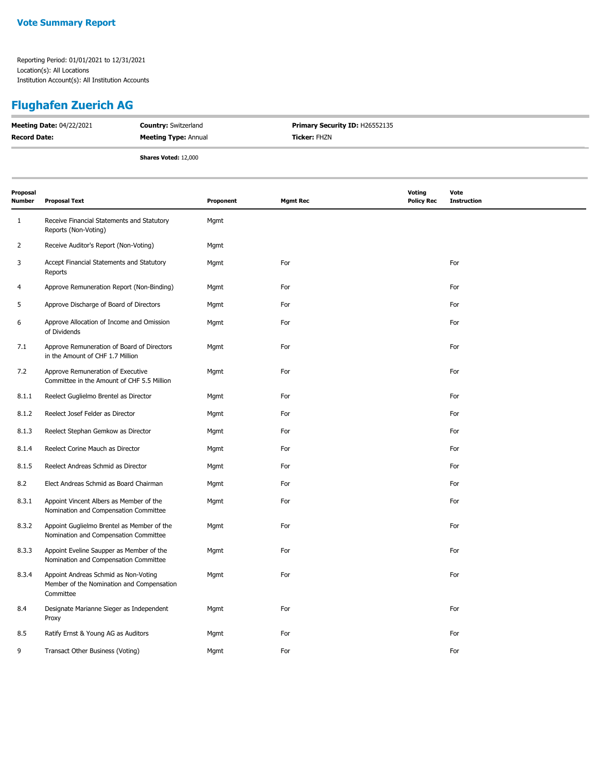**Vote Summary Report**

Reporting Period: 01/01/2021 to 12/31/2021
Location(s): All Locations
Institution Account(s): All Institution Accounts

## Flughafen Zuerich AG

**Meeting Date:** 04/22/2021 **Country:** Switzerland **Primary Security ID:** H26552135
**Record Date:** **Meeting Type:** Annual **Ticker:** FHZN

**Shares Voted:** 12,000

| Proposal Number | Proposal Text | Proponent | Mgmt Rec | Voting Policy Rec | Vote Instruction |
|---|---|---|---|---|---|
| 1 | Receive Financial Statements and Statutory Reports (Non-Voting) | Mgmt | | | |
| 2 | Receive Auditor's Report (Non-Voting) | Mgmt | | | |
| 3 | Accept Financial Statements and Statutory Reports | Mgmt | For | | For |
| 4 | Approve Remuneration Report (Non-Binding) | Mgmt | For | | For |
| 5 | Approve Discharge of Board of Directors | Mgmt | For | | For |
| 6 | Approve Allocation of Income and Omission of Dividends | Mgmt | For | | For |
| 7.1 | Approve Remuneration of Board of Directors in the Amount of CHF 1.7 Million | Mgmt | For | | For |
| 7.2 | Approve Remuneration of Executive Committee in the Amount of CHF 5.5 Million | Mgmt | For | | For |
| 8.1.1 | Reelect Guglielmo Brentel as Director | Mgmt | For | | For |
| 8.1.2 | Reelect Josef Felder as Director | Mgmt | For | | For |
| 8.1.3 | Reelect Stephan Gemkow as Director | Mgmt | For | | For |
| 8.1.4 | Reelect Corine Mauch as Director | Mgmt | For | | For |
| 8.1.5 | Reelect Andreas Schmid as Director | Mgmt | For | | For |
| 8.2 | Elect Andreas Schmid as Board Chairman | Mgmt | For | | For |
| 8.3.1 | Appoint Vincent Albers as Member of the Nomination and Compensation Committee | Mgmt | For | | For |
| 8.3.2 | Appoint Guglielmo Brentel as Member of the Nomination and Compensation Committee | Mgmt | For | | For |
| 8.3.3 | Appoint Eveline Saupper as Member of the Nomination and Compensation Committee | Mgmt | For | | For |
| 8.3.4 | Appoint Andreas Schmid as Non-Voting Member of the Nomination and Compensation Committee | Mgmt | For | | For |
| 8.4 | Designate Marianne Sieger as Independent Proxy | Mgmt | For | | For |
| 8.5 | Ratify Ernst & Young AG as Auditors | Mgmt | For | | For |
| 9 | Transact Other Business (Voting) | Mgmt | For | | For |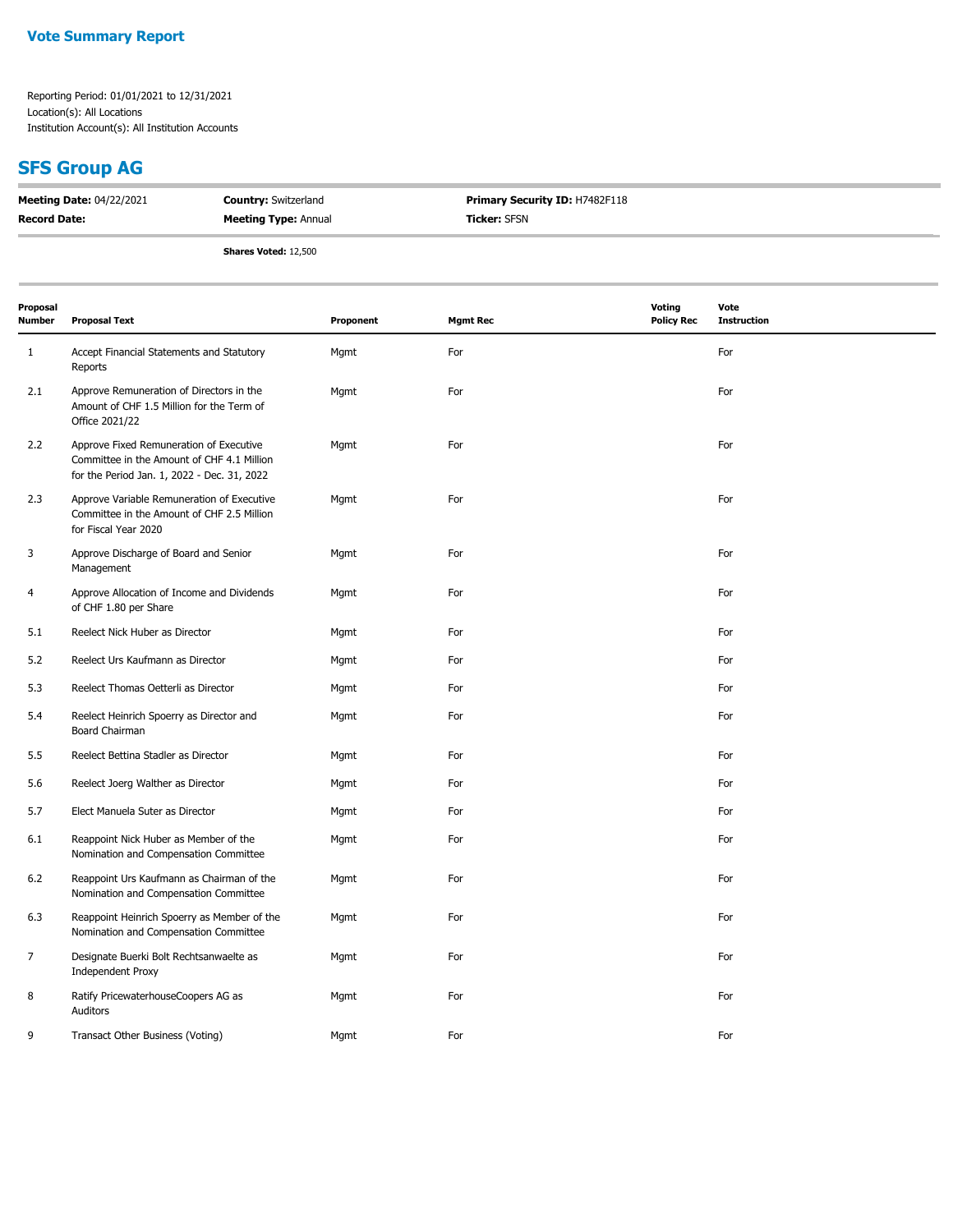**Vote Summary Report**

Reporting Period: 01/01/2021 to 12/31/2021
Location(s): All Locations
Institution Account(s): All Institution Accounts

## SFS Group AG

| | | |
|---|---|---|
| **Meeting Date:** 04/22/2021 | **Country:** Switzerland | **Primary Security ID:** H7482F118 |
| **Record Date:** | **Meeting Type:** Annual | **Ticker:** SFSN |
| | **Shares Voted:** 12,500 | |

| Proposal Number | Proposal Text | Proponent | Mgmt Rec | Voting Policy Rec | Vote Instruction |
|---|---|---|---|---|---|
| 1 | Accept Financial Statements and Statutory Reports | Mgmt | For | | For |
| 2.1 | Approve Remuneration of Directors in the Amount of CHF 1.5 Million for the Term of Office 2021/22 | Mgmt | For | | For |
| 2.2 | Approve Fixed Remuneration of Executive Committee in the Amount of CHF 4.1 Million for the Period Jan. 1, 2022 - Dec. 31, 2022 | Mgmt | For | | For |
| 2.3 | Approve Variable Remuneration of Executive Committee in the Amount of CHF 2.5 Million for Fiscal Year 2020 | Mgmt | For | | For |
| 3 | Approve Discharge of Board and Senior Management | Mgmt | For | | For |
| 4 | Approve Allocation of Income and Dividends of CHF 1.80 per Share | Mgmt | For | | For |
| 5.1 | Reelect Nick Huber as Director | Mgmt | For | | For |
| 5.2 | Reelect Urs Kaufmann as Director | Mgmt | For | | For |
| 5.3 | Reelect Thomas Oetterli as Director | Mgmt | For | | For |
| 5.4 | Reelect Heinrich Spoerry as Director and Board Chairman | Mgmt | For | | For |
| 5.5 | Reelect Bettina Stadler as Director | Mgmt | For | | For |
| 5.6 | Reelect Joerg Walther as Director | Mgmt | For | | For |
| 5.7 | Elect Manuela Suter as Director | Mgmt | For | | For |
| 6.1 | Reappoint Nick Huber as Member of the Nomination and Compensation Committee | Mgmt | For | | For |
| 6.2 | Reappoint Urs Kaufmann as Chairman of the Nomination and Compensation Committee | Mgmt | For | | For |
| 6.3 | Reappoint Heinrich Spoerry as Member of the Nomination and Compensation Committee | Mgmt | For | | For |
| 7 | Designate Buerki Bolt Rechtsanwaelte as Independent Proxy | Mgmt | For | | For |
| 8 | Ratify PricewaterhouseCoopers AG as Auditors | Mgmt | For | | For |
| 9 | Transact Other Business (Voting) | Mgmt | For | | For |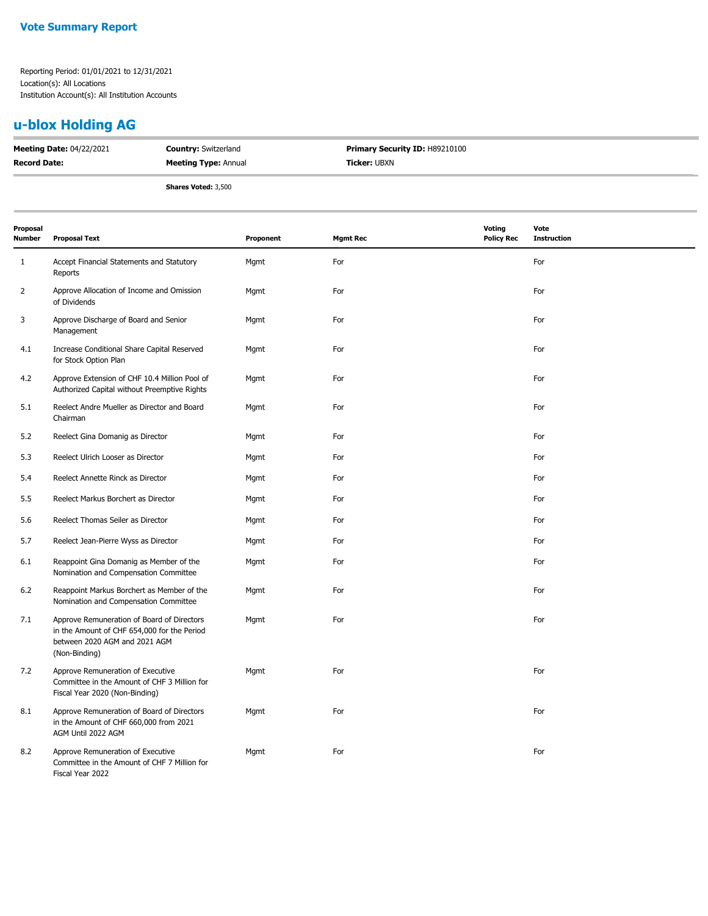**Vote Summary Report**

Reporting Period: 01/01/2021 to 12/31/2021
Location(s): All Locations
Institution Account(s): All Institution Accounts

## u-blox Holding AG

| **Meeting Date:** 04/22/2021 | **Country:** Switzerland | **Primary Security ID:** H89210100 |
|---|---|---|
| **Record Date:** | **Meeting Type:** Annual | **Ticker:** UBXN |

**Shares Voted:** 3,500

| Proposal Number | Proposal Text | Proponent | Mgmt Rec | Voting Policy Rec | Vote Instruction |
|---|---|---|---|---|---|
| 1 | Accept Financial Statements and Statutory Reports | Mgmt | For | | For |
| 2 | Approve Allocation of Income and Omission of Dividends | Mgmt | For | | For |
| 3 | Approve Discharge of Board and Senior Management | Mgmt | For | | For |
| 4.1 | Increase Conditional Share Capital Reserved for Stock Option Plan | Mgmt | For | | For |
| 4.2 | Approve Extension of CHF 10.4 Million Pool of Authorized Capital without Preemptive Rights | Mgmt | For | | For |
| 5.1 | Reelect Andre Mueller as Director and Board Chairman | Mgmt | For | | For |
| 5.2 | Reelect Gina Domanig as Director | Mgmt | For | | For |
| 5.3 | Reelect Ulrich Looser as Director | Mgmt | For | | For |
| 5.4 | Reelect Annette Rinck as Director | Mgmt | For | | For |
| 5.5 | Reelect Markus Borchert as Director | Mgmt | For | | For |
| 5.6 | Reelect Thomas Seiler as Director | Mgmt | For | | For |
| 5.7 | Reelect Jean-Pierre Wyss as Director | Mgmt | For | | For |
| 6.1 | Reappoint Gina Domanig as Member of the Nomination and Compensation Committee | Mgmt | For | | For |
| 6.2 | Reappoint Markus Borchert as Member of the Nomination and Compensation Committee | Mgmt | For | | For |
| 7.1 | Approve Remuneration of Board of Directors in the Amount of CHF 654,000 for the Period between 2020 AGM and 2021 AGM (Non-Binding) | Mgmt | For | | For |
| 7.2 | Approve Remuneration of Executive Committee in the Amount of CHF 3 Million for Fiscal Year 2020 (Non-Binding) | Mgmt | For | | For |
| 8.1 | Approve Remuneration of Board of Directors in the Amount of CHF 660,000 from 2021 AGM Until 2022 AGM | Mgmt | For | | For |
| 8.2 | Approve Remuneration of Executive Committee in the Amount of CHF 7 Million for Fiscal Year 2022 | Mgmt | For | | For |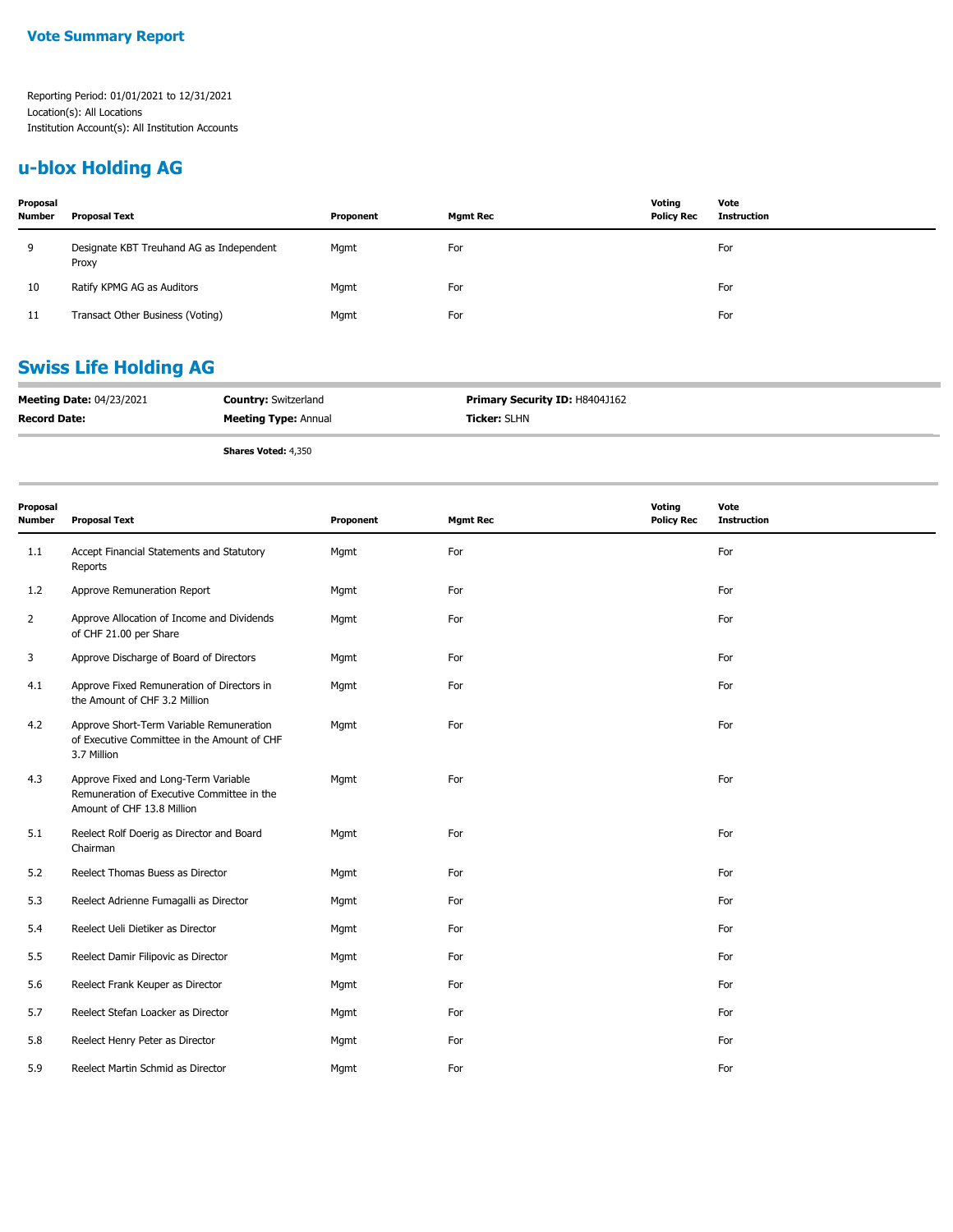## Vote Summary Report

Reporting Period: 01/01/2021 to 12/31/2021
Location(s): All Locations
Institution Account(s): All Institution Accounts

## u-blox Holding AG

| Proposal Number | Proposal Text | Proponent | Mgmt Rec | Voting Policy Rec | Vote Instruction |
|---|---|---|---|---|---|
| 9 | Designate KBT Treuhand AG as Independent Proxy | Mgmt | For | | For |
| 10 | Ratify KPMG AG as Auditors | Mgmt | For | | For |
| 11 | Transact Other Business (Voting) | Mgmt | For | | For |

## Swiss Life Holding AG

**Meeting Date:** 04/23/2021 **Country:** Switzerland **Primary Security ID:** H8404J162

**Record Date:** **Meeting Type:** Annual **Ticker:** SLHN

**Shares Voted:** 4,350

| Proposal Number | Proposal Text | Proponent | Mgmt Rec | Voting Policy Rec | Vote Instruction |
|---|---|---|---|---|---|
| 1.1 | Accept Financial Statements and Statutory Reports | Mgmt | For | | For |
| 1.2 | Approve Remuneration Report | Mgmt | For | | For |
| 2 | Approve Allocation of Income and Dividends of CHF 21.00 per Share | Mgmt | For | | For |
| 3 | Approve Discharge of Board of Directors | Mgmt | For | | For |
| 4.1 | Approve Fixed Remuneration of Directors in the Amount of CHF 3.2 Million | Mgmt | For | | For |
| 4.2 | Approve Short-Term Variable Remuneration of Executive Committee in the Amount of CHF 3.7 Million | Mgmt | For | | For |
| 4.3 | Approve Fixed and Long-Term Variable Remuneration of Executive Committee in the Amount of CHF 13.8 Million | Mgmt | For | | For |
| 5.1 | Reelect Rolf Doerig as Director and Board Chairman | Mgmt | For | | For |
| 5.2 | Reelect Thomas Buess as Director | Mgmt | For | | For |
| 5.3 | Reelect Adrienne Fumagalli as Director | Mgmt | For | | For |
| 5.4 | Reelect Ueli Dietiker as Director | Mgmt | For | | For |
| 5.5 | Reelect Damir Filipovic as Director | Mgmt | For | | For |
| 5.6 | Reelect Frank Keuper as Director | Mgmt | For | | For |
| 5.7 | Reelect Stefan Loacker as Director | Mgmt | For | | For |
| 5.8 | Reelect Henry Peter as Director | Mgmt | For | | For |
| 5.9 | Reelect Martin Schmid as Director | Mgmt | For | | For |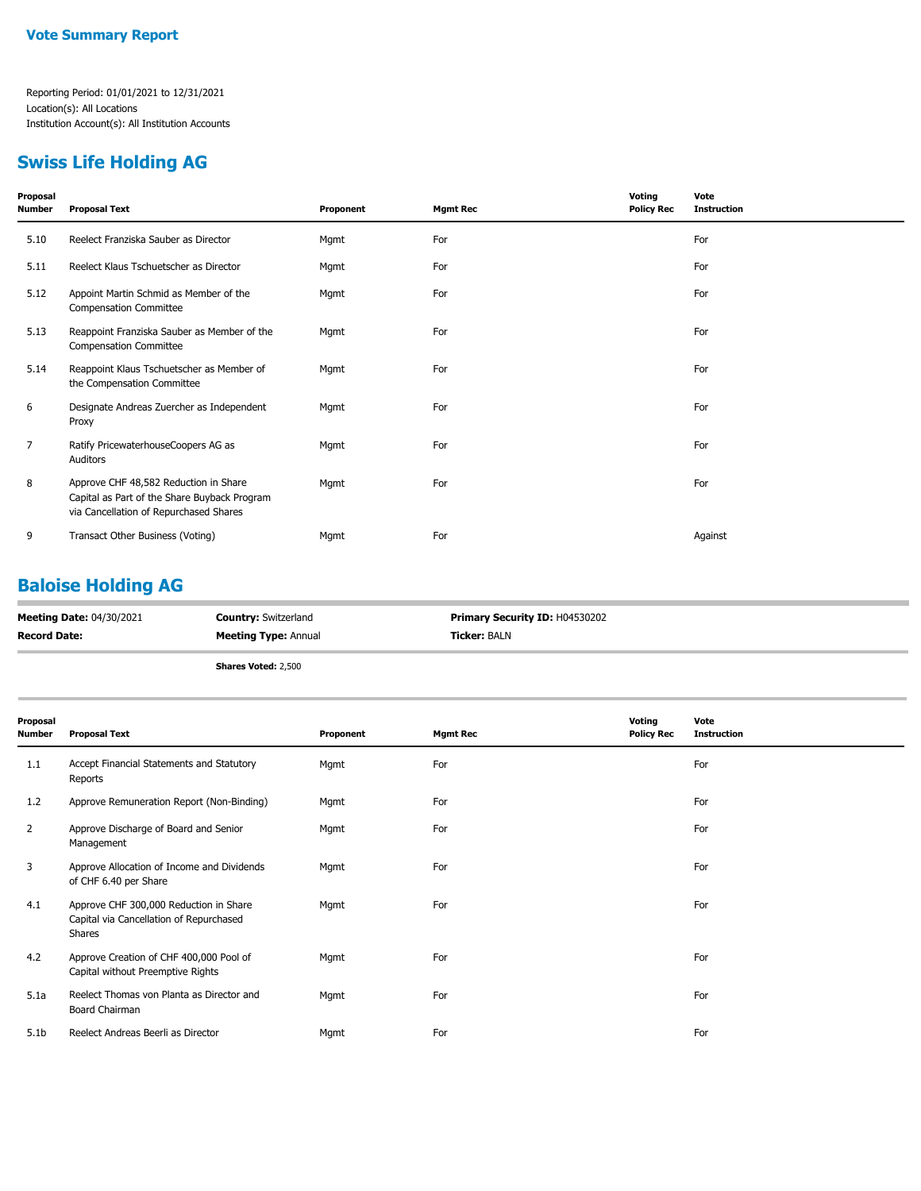**Vote Summary Report**

Reporting Period: 01/01/2021 to 12/31/2021
Location(s): All Locations
Institution Account(s): All Institution Accounts

## Swiss Life Holding AG

| Proposal Number | Proposal Text | Proponent | Mgmt Rec | Voting Policy Rec | Vote Instruction |
|---|---|---|---|---|---|
| 5.10 | Reelect Franziska Sauber as Director | Mgmt | For | | For |
| 5.11 | Reelect Klaus Tschuetscher as Director | Mgmt | For | | For |
| 5.12 | Appoint Martin Schmid as Member of the Compensation Committee | Mgmt | For | | For |
| 5.13 | Reappoint Franziska Sauber as Member of the Compensation Committee | Mgmt | For | | For |
| 5.14 | Reappoint Klaus Tschuetscher as Member of the Compensation Committee | Mgmt | For | | For |
| 6 | Designate Andreas Zuercher as Independent Proxy | Mgmt | For | | For |
| 7 | Ratify PricewaterhouseCoopers AG as Auditors | Mgmt | For | | For |
| 8 | Approve CHF 48,582 Reduction in Share Capital as Part of the Share Buyback Program via Cancellation of Repurchased Shares | Mgmt | For | | For |
| 9 | Transact Other Business (Voting) | Mgmt | For | | Against |

## Baloise Holding AG

**Meeting Date:** 04/30/2021 | **Country:** Switzerland | **Primary Security ID:** H04530202
**Record Date:** | **Meeting Type:** Annual | **Ticker:** BALN

**Shares Voted:** 2,500

| Proposal Number | Proposal Text | Proponent | Mgmt Rec | Voting Policy Rec | Vote Instruction |
|---|---|---|---|---|---|
| 1.1 | Accept Financial Statements and Statutory Reports | Mgmt | For | | For |
| 1.2 | Approve Remuneration Report (Non-Binding) | Mgmt | For | | For |
| 2 | Approve Discharge of Board and Senior Management | Mgmt | For | | For |
| 3 | Approve Allocation of Income and Dividends of CHF 6.40 per Share | Mgmt | For | | For |
| 4.1 | Approve CHF 300,000 Reduction in Share Capital via Cancellation of Repurchased Shares | Mgmt | For | | For |
| 4.2 | Approve Creation of CHF 400,000 Pool of Capital without Preemptive Rights | Mgmt | For | | For |
| 5.1a | Reelect Thomas von Planta as Director and Board Chairman | Mgmt | For | | For |
| 5.1b | Reelect Andreas Beerli as Director | Mgmt | For | | For |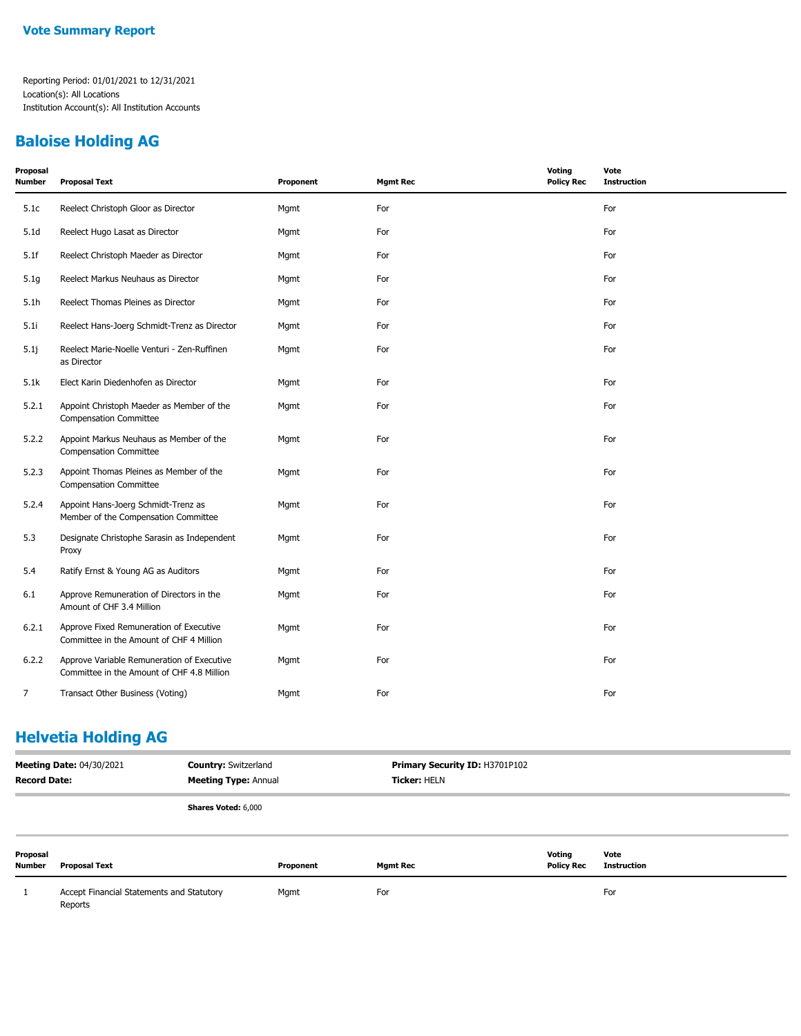# Vote Summary Report

Reporting Period: 01/01/2021 to 12/31/2021
Location(s): All Locations
Institution Account(s): All Institution Accounts

## Baloise Holding AG

| Proposal Number | Proposal Text | Proponent | Mgmt Rec | Voting Policy Rec | Vote Instruction |
|---|---|---|---|---|---|
| 5.1c | Reelect Christoph Gloor as Director | Mgmt | For | | For |
| 5.1d | Reelect Hugo Lasat as Director | Mgmt | For | | For |
| 5.1f | Reelect Christoph Maeder as Director | Mgmt | For | | For |
| 5.1g | Reelect Markus Neuhaus as Director | Mgmt | For | | For |
| 5.1h | Reelect Thomas Pleines as Director | Mgmt | For | | For |
| 5.1i | Reelect Hans-Joerg Schmidt-Trenz as Director | Mgmt | For | | For |
| 5.1j | Reelect Marie-Noelle Venturi - Zen-Ruffinen as Director | Mgmt | For | | For |
| 5.1k | Elect Karin Diedenhofen as Director | Mgmt | For | | For |
| 5.2.1 | Appoint Christoph Maeder as Member of the Compensation Committee | Mgmt | For | | For |
| 5.2.2 | Appoint Markus Neuhaus as Member of the Compensation Committee | Mgmt | For | | For |
| 5.2.3 | Appoint Thomas Pleines as Member of the Compensation Committee | Mgmt | For | | For |
| 5.2.4 | Appoint Hans-Joerg Schmidt-Trenz as Member of the Compensation Committee | Mgmt | For | | For |
| 5.3 | Designate Christophe Sarasin as Independent Proxy | Mgmt | For | | For |
| 5.4 | Ratify Ernst & Young AG as Auditors | Mgmt | For | | For |
| 6.1 | Approve Remuneration of Directors in the Amount of CHF 3.4 Million | Mgmt | For | | For |
| 6.2.1 | Approve Fixed Remuneration of Executive Committee in the Amount of CHF 4 Million | Mgmt | For | | For |
| 6.2.2 | Approve Variable Remuneration of Executive Committee in the Amount of CHF 4.8 Million | Mgmt | For | | For |
| 7 | Transact Other Business (Voting) | Mgmt | For | | For |

## Helvetia Holding AG

**Meeting Date:** 04/30/2021 | **Country:** Switzerland | **Primary Security ID:** H3701P102
**Record Date:** | **Meeting Type:** Annual | **Ticker:** HELN

**Shares Voted:** 6,000

| Proposal Number | Proposal Text | Proponent | Mgmt Rec | Voting Policy Rec | Vote Instruction |
|---|---|---|---|---|---|
| 1 | Accept Financial Statements and Statutory Reports | Mgmt | For | | For |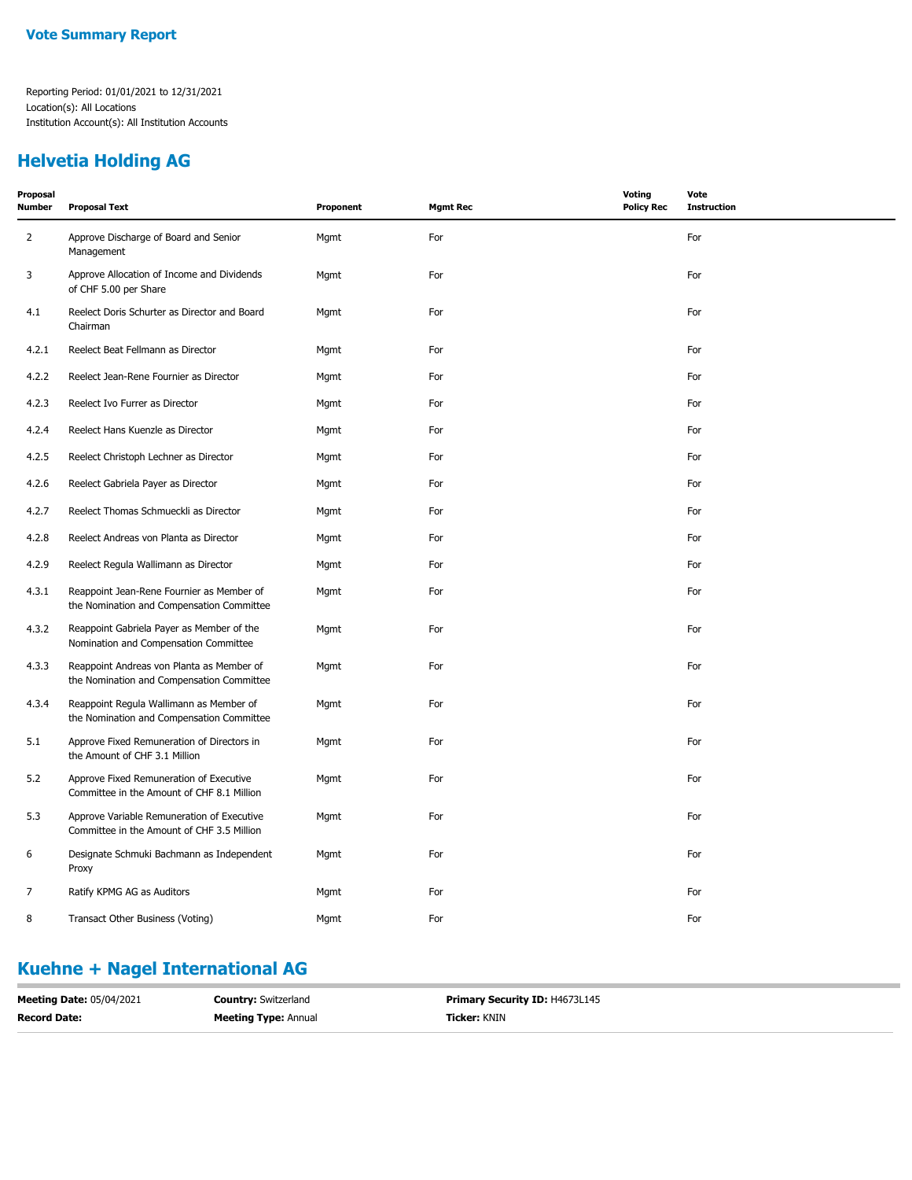**Vote Summary Report**

Reporting Period: 01/01/2021 to 12/31/2021
Location(s): All Locations
Institution Account(s): All Institution Accounts

## Helvetia Holding AG

| Proposal Number | Proposal Text | Proponent | Mgmt Rec | Voting Policy Rec | Vote Instruction |
|---|---|---|---|---|---|
| 2 | Approve Discharge of Board and Senior Management | Mgmt | For | | For |
| 3 | Approve Allocation of Income and Dividends of CHF 5.00 per Share | Mgmt | For | | For |
| 4.1 | Reelect Doris Schurter as Director and Board Chairman | Mgmt | For | | For |
| 4.2.1 | Reelect Beat Fellmann as Director | Mgmt | For | | For |
| 4.2.2 | Reelect Jean-Rene Fournier as Director | Mgmt | For | | For |
| 4.2.3 | Reelect Ivo Furrer as Director | Mgmt | For | | For |
| 4.2.4 | Reelect Hans Kuenzle as Director | Mgmt | For | | For |
| 4.2.5 | Reelect Christoph Lechner as Director | Mgmt | For | | For |
| 4.2.6 | Reelect Gabriela Payer as Director | Mgmt | For | | For |
| 4.2.7 | Reelect Thomas Schmueckli as Director | Mgmt | For | | For |
| 4.2.8 | Reelect Andreas von Planta as Director | Mgmt | For | | For |
| 4.2.9 | Reelect Regula Wallimann as Director | Mgmt | For | | For |
| 4.3.1 | Reappoint Jean-Rene Fournier as Member of the Nomination and Compensation Committee | Mgmt | For | | For |
| 4.3.2 | Reappoint Gabriela Payer as Member of the Nomination and Compensation Committee | Mgmt | For | | For |
| 4.3.3 | Reappoint Andreas von Planta as Member of the Nomination and Compensation Committee | Mgmt | For | | For |
| 4.3.4 | Reappoint Regula Wallimann as Member of the Nomination and Compensation Committee | Mgmt | For | | For |
| 5.1 | Approve Fixed Remuneration of Directors in the Amount of CHF 3.1 Million | Mgmt | For | | For |
| 5.2 | Approve Fixed Remuneration of Executive Committee in the Amount of CHF 8.1 Million | Mgmt | For | | For |
| 5.3 | Approve Variable Remuneration of Executive Committee in the Amount of CHF 3.5 Million | Mgmt | For | | For |
| 6 | Designate Schmuki Bachmann as Independent Proxy | Mgmt | For | | For |
| 7 | Ratify KPMG AG as Auditors | Mgmt | For | | For |
| 8 | Transact Other Business (Voting) | Mgmt | For | | For |

## Kuehne + Nagel International AG

| | | |
|---|---|---|
| **Meeting Date:** 05/04/2021 | **Country:** Switzerland | **Primary Security ID:** H4673L145 |
| **Record Date:** | **Meeting Type:** Annual | **Ticker:** KNIN |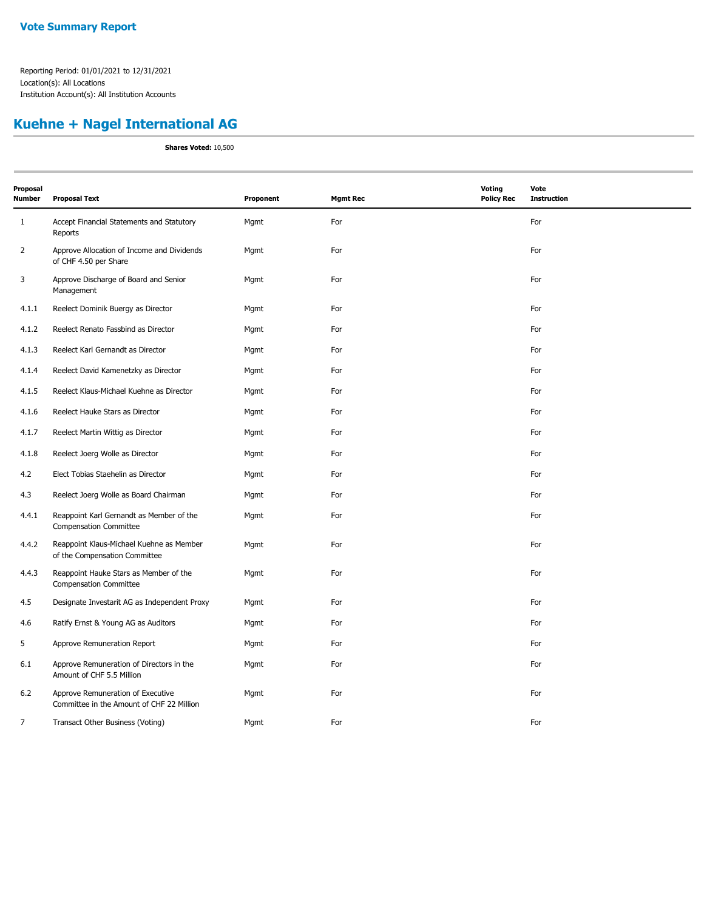**Vote Summary Report**

Reporting Period: 01/01/2021 to 12/31/2021
Location(s): All Locations
Institution Account(s): All Institution Accounts

## Kuehne + Nagel International AG

**Shares Voted:** 10,500

| Proposal Number | Proposal Text | Proponent | Mgmt Rec | Voting Policy Rec | Vote Instruction |
|---|---|---|---|---|---|
| 1 | Accept Financial Statements and Statutory Reports | Mgmt | For | | For |
| 2 | Approve Allocation of Income and Dividends of CHF 4.50 per Share | Mgmt | For | | For |
| 3 | Approve Discharge of Board and Senior Management | Mgmt | For | | For |
| 4.1.1 | Reelect Dominik Buergy as Director | Mgmt | For | | For |
| 4.1.2 | Reelect Renato Fassbind as Director | Mgmt | For | | For |
| 4.1.3 | Reelect Karl Gernandt as Director | Mgmt | For | | For |
| 4.1.4 | Reelect David Kamenetzky as Director | Mgmt | For | | For |
| 4.1.5 | Reelect Klaus-Michael Kuehne as Director | Mgmt | For | | For |
| 4.1.6 | Reelect Hauke Stars as Director | Mgmt | For | | For |
| 4.1.7 | Reelect Martin Wittig as Director | Mgmt | For | | For |
| 4.1.8 | Reelect Joerg Wolle as Director | Mgmt | For | | For |
| 4.2 | Elect Tobias Staehelin as Director | Mgmt | For | | For |
| 4.3 | Reelect Joerg Wolle as Board Chairman | Mgmt | For | | For |
| 4.4.1 | Reappoint Karl Gernandt as Member of the Compensation Committee | Mgmt | For | | For |
| 4.4.2 | Reappoint Klaus-Michael Kuehne as Member of the Compensation Committee | Mgmt | For | | For |
| 4.4.3 | Reappoint Hauke Stars as Member of the Compensation Committee | Mgmt | For | | For |
| 4.5 | Designate Investarit AG as Independent Proxy | Mgmt | For | | For |
| 4.6 | Ratify Ernst & Young AG as Auditors | Mgmt | For | | For |
| 5 | Approve Remuneration Report | Mgmt | For | | For |
| 6.1 | Approve Remuneration of Directors in the Amount of CHF 5.5 Million | Mgmt | For | | For |
| 6.2 | Approve Remuneration of Executive Committee in the Amount of CHF 22 Million | Mgmt | For | | For |
| 7 | Transact Other Business (Voting) | Mgmt | For | | For |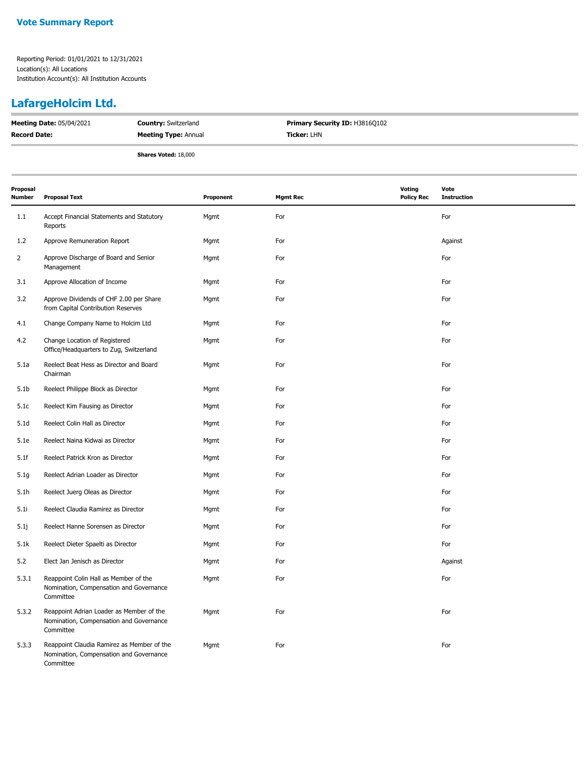**Vote Summary Report**

Reporting Period: 01/01/2021 to 12/31/2021
Location(s): All Locations
Institution Account(s): All Institution Accounts

## LafargeHolcim Ltd.

| | | |
|---|---|---|
| **Meeting Date:** 05/04/2021 | **Country:** Switzerland | **Primary Security ID:** H3816Q102 |
| **Record Date:** | **Meeting Type:** Annual | **Ticker:** LHN |
| | **Shares Voted:** 18,000 | |

| Proposal Number | Proposal Text | Proponent | Mgmt Rec | Voting Policy Rec | Vote Instruction |
|---|---|---|---|---|---|
| 1.1 | Accept Financial Statements and Statutory Reports | Mgmt | For | | For |
| 1.2 | Approve Remuneration Report | Mgmt | For | | Against |
| 2 | Approve Discharge of Board and Senior Management | Mgmt | For | | For |
| 3.1 | Approve Allocation of Income | Mgmt | For | | For |
| 3.2 | Approve Dividends of CHF 2.00 per Share from Capital Contribution Reserves | Mgmt | For | | For |
| 4.1 | Change Company Name to Holcim Ltd | Mgmt | For | | For |
| 4.2 | Change Location of Registered Office/Headquarters to Zug, Switzerland | Mgmt | For | | For |
| 5.1a | Reelect Beat Hess as Director and Board Chairman | Mgmt | For | | For |
| 5.1b | Reelect Philippe Block as Director | Mgmt | For | | For |
| 5.1c | Reelect Kim Fausing as Director | Mgmt | For | | For |
| 5.1d | Reelect Colin Hall as Director | Mgmt | For | | For |
| 5.1e | Reelect Naina Kidwai as Director | Mgmt | For | | For |
| 5.1f | Reelect Patrick Kron as Director | Mgmt | For | | For |
| 5.1g | Reelect Adrian Loader as Director | Mgmt | For | | For |
| 5.1h | Reelect Juerg Oleas as Director | Mgmt | For | | For |
| 5.1i | Reelect Claudia Ramirez as Director | Mgmt | For | | For |
| 5.1j | Reelect Hanne Sorensen as Director | Mgmt | For | | For |
| 5.1k | Reelect Dieter Spaelti as Director | Mgmt | For | | For |
| 5.2 | Elect Jan Jenisch as Director | Mgmt | For | | Against |
| 5.3.1 | Reappoint Colin Hall as Member of the Nomination, Compensation and Governance Committee | Mgmt | For | | For |
| 5.3.2 | Reappoint Adrian Loader as Member of the Nomination, Compensation and Governance Committee | Mgmt | For | | For |
| 5.3.3 | Reappoint Claudia Ramirez as Member of the Nomination, Compensation and Governance Committee | Mgmt | For | | For |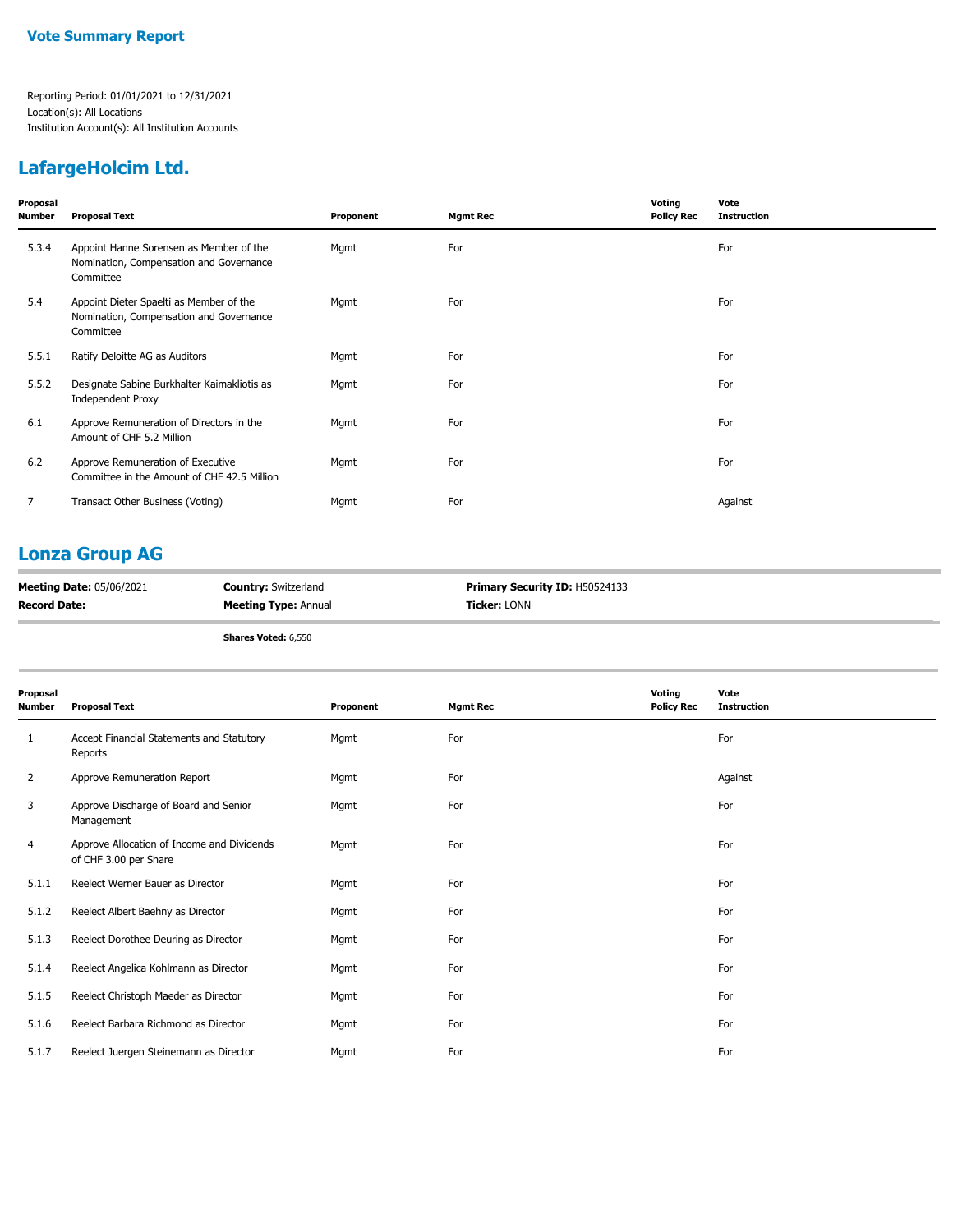**Vote Summary Report**

Reporting Period: 01/01/2021 to 12/31/2021
Location(s): All Locations
Institution Account(s): All Institution Accounts

## LafargeHolcim Ltd.

| Proposal Number | Proposal Text | Proponent | Mgmt Rec | Voting Policy Rec | Vote Instruction |
|---|---|---|---|---|---|
| 5.3.4 | Appoint Hanne Sorensen as Member of the Nomination, Compensation and Governance Committee | Mgmt | For | | For |
| 5.4 | Appoint Dieter Spaelti as Member of the Nomination, Compensation and Governance Committee | Mgmt | For | | For |
| 5.5.1 | Ratify Deloitte AG as Auditors | Mgmt | For | | For |
| 5.5.2 | Designate Sabine Burkhalter Kaimakliotis as Independent Proxy | Mgmt | For | | For |
| 6.1 | Approve Remuneration of Directors in the Amount of CHF 5.2 Million | Mgmt | For | | For |
| 6.2 | Approve Remuneration of Executive Committee in the Amount of CHF 42.5 Million | Mgmt | For | | For |
| 7 | Transact Other Business (Voting) | Mgmt | For | | Against |

## Lonza Group AG

**Meeting Date:** 05/06/2021
**Country:** Switzerland
**Primary Security ID:** H50524133
**Record Date:**
**Meeting Type:** Annual
**Ticker:** LONN

**Shares Voted:** 6,550

| Proposal Number | Proposal Text | Proponent | Mgmt Rec | Voting Policy Rec | Vote Instruction |
|---|---|---|---|---|---|
| 1 | Accept Financial Statements and Statutory Reports | Mgmt | For | | For |
| 2 | Approve Remuneration Report | Mgmt | For | | Against |
| 3 | Approve Discharge of Board and Senior Management | Mgmt | For | | For |
| 4 | Approve Allocation of Income and Dividends of CHF 3.00 per Share | Mgmt | For | | For |
| 5.1.1 | Reelect Werner Bauer as Director | Mgmt | For | | For |
| 5.1.2 | Reelect Albert Baehny as Director | Mgmt | For | | For |
| 5.1.3 | Reelect Dorothee Deuring as Director | Mgmt | For | | For |
| 5.1.4 | Reelect Angelica Kohlmann as Director | Mgmt | For | | For |
| 5.1.5 | Reelect Christoph Maeder as Director | Mgmt | For | | For |
| 5.1.6 | Reelect Barbara Richmond as Director | Mgmt | For | | For |
| 5.1.7 | Reelect Juergen Steinemann as Director | Mgmt | For | | For |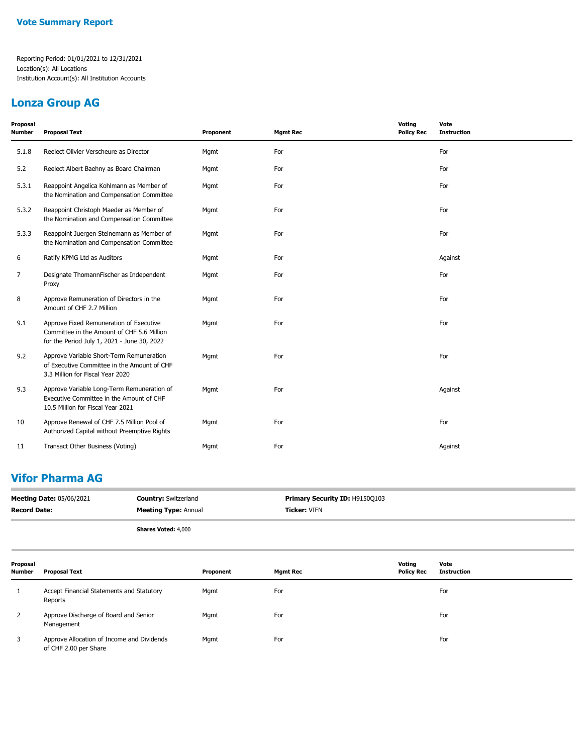# Vote Summary Report

Reporting Period: 01/01/2021 to 12/31/2021
Location(s): All Locations
Institution Account(s): All Institution Accounts

## Lonza Group AG

| Proposal Number | Proposal Text | Proponent | Mgmt Rec | Voting Policy Rec | Vote Instruction |
|---|---|---|---|---|---|
| 5.1.8 | Reelect Olivier Verscheure as Director | Mgmt | For | | For |
| 5.2 | Reelect Albert Baehny as Board Chairman | Mgmt | For | | For |
| 5.3.1 | Reappoint Angelica Kohlmann as Member of the Nomination and Compensation Committee | Mgmt | For | | For |
| 5.3.2 | Reappoint Christoph Maeder as Member of the Nomination and Compensation Committee | Mgmt | For | | For |
| 5.3.3 | Reappoint Juergen Steinemann as Member of the Nomination and Compensation Committee | Mgmt | For | | For |
| 6 | Ratify KPMG Ltd as Auditors | Mgmt | For | | Against |
| 7 | Designate ThomannFischer as Independent Proxy | Mgmt | For | | For |
| 8 | Approve Remuneration of Directors in the Amount of CHF 2.7 Million | Mgmt | For | | For |
| 9.1 | Approve Fixed Remuneration of Executive Committee in the Amount of CHF 5.6 Million for the Period July 1, 2021 - June 30, 2022 | Mgmt | For | | For |
| 9.2 | Approve Variable Short-Term Remuneration of Executive Committee in the Amount of CHF 3.3 Million for Fiscal Year 2020 | Mgmt | For | | For |
| 9.3 | Approve Variable Long-Term Remuneration of Executive Committee in the Amount of CHF 10.5 Million for Fiscal Year 2021 | Mgmt | For | | Against |
| 10 | Approve Renewal of CHF 7.5 Million Pool of Authorized Capital without Preemptive Rights | Mgmt | For | | For |
| 11 | Transact Other Business (Voting) | Mgmt | For | | Against |

## Vifor Pharma AG

**Meeting Date:** 05/06/2021 | **Country:** Switzerland | **Primary Security ID:** H9150Q103
**Record Date:** | **Meeting Type:** Annual | **Ticker:** VIFN

**Shares Voted:** 4,000

| Proposal Number | Proposal Text | Proponent | Mgmt Rec | Voting Policy Rec | Vote Instruction |
|---|---|---|---|---|---|
| 1 | Accept Financial Statements and Statutory Reports | Mgmt | For | | For |
| 2 | Approve Discharge of Board and Senior Management | Mgmt | For | | For |
| 3 | Approve Allocation of Income and Dividends of CHF 2.00 per Share | Mgmt | For | | For |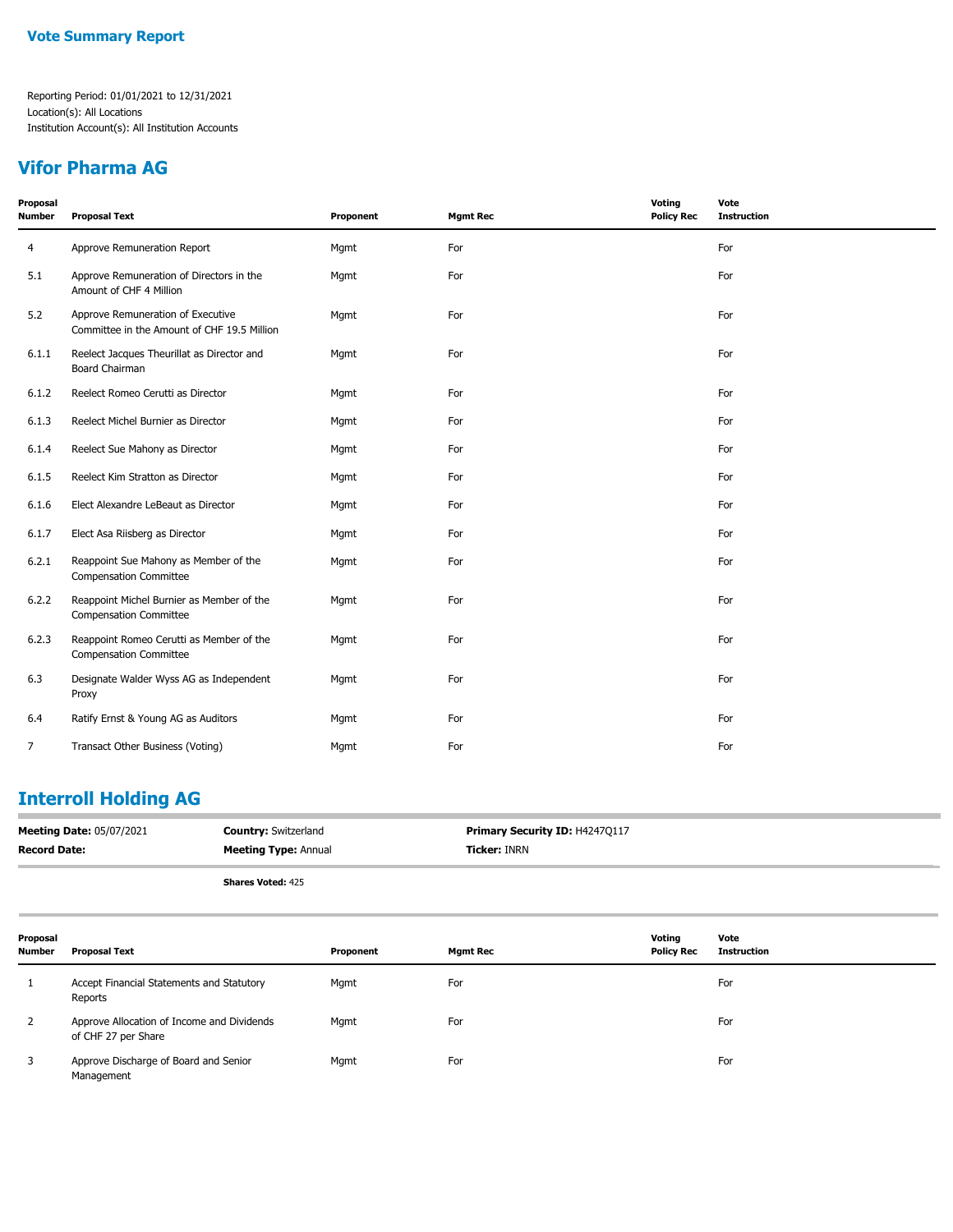## Vote Summary Report

Reporting Period: 01/01/2021 to 12/31/2021
Location(s): All Locations
Institution Account(s): All Institution Accounts

## Vifor Pharma AG

| Proposal Number | Proposal Text | Proponent | Mgmt Rec | Voting Policy Rec | Vote Instruction |
|---|---|---|---|---|---|
| 4 | Approve Remuneration Report | Mgmt | For | | For |
| 5.1 | Approve Remuneration of Directors in the Amount of CHF 4 Million | Mgmt | For | | For |
| 5.2 | Approve Remuneration of Executive Committee in the Amount of CHF 19.5 Million | Mgmt | For | | For |
| 6.1.1 | Reelect Jacques Theurillat as Director and Board Chairman | Mgmt | For | | For |
| 6.1.2 | Reelect Romeo Cerutti as Director | Mgmt | For | | For |
| 6.1.3 | Reelect Michel Burnier as Director | Mgmt | For | | For |
| 6.1.4 | Reelect Sue Mahony as Director | Mgmt | For | | For |
| 6.1.5 | Reelect Kim Stratton as Director | Mgmt | For | | For |
| 6.1.6 | Elect Alexandre LeBeaut as Director | Mgmt | For | | For |
| 6.1.7 | Elect Asa Riisberg as Director | Mgmt | For | | For |
| 6.2.1 | Reappoint Sue Mahony as Member of the Compensation Committee | Mgmt | For | | For |
| 6.2.2 | Reappoint Michel Burnier as Member of the Compensation Committee | Mgmt | For | | For |
| 6.2.3 | Reappoint Romeo Cerutti as Member of the Compensation Committee | Mgmt | For | | For |
| 6.3 | Designate Walder Wyss AG as Independent Proxy | Mgmt | For | | For |
| 6.4 | Ratify Ernst & Young AG as Auditors | Mgmt | For | | For |
| 7 | Transact Other Business (Voting) | Mgmt | For | | For |

## Interroll Holding AG

**Meeting Date:** 05/07/2021 | **Country:** Switzerland | **Primary Security ID:** H4247Q117
**Record Date:** | **Meeting Type:** Annual | **Ticker:** INRN

**Shares Voted:** 425

| Proposal Number | Proposal Text | Proponent | Mgmt Rec | Voting Policy Rec | Vote Instruction |
|---|---|---|---|---|---|
| 1 | Accept Financial Statements and Statutory Reports | Mgmt | For | | For |
| 2 | Approve Allocation of Income and Dividends of CHF 27 per Share | Mgmt | For | | For |
| 3 | Approve Discharge of Board and Senior Management | Mgmt | For | | For |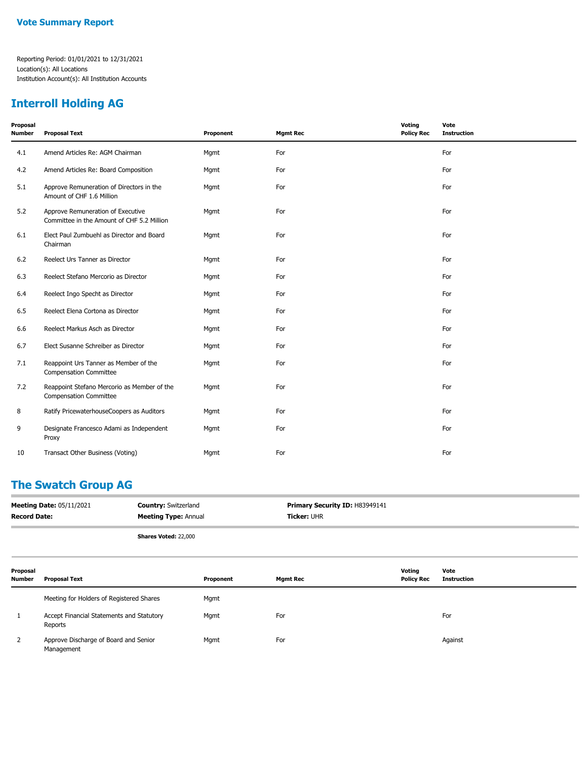**Vote Summary Report**

Reporting Period: 01/01/2021 to 12/31/2021
Location(s): All Locations
Institution Account(s): All Institution Accounts

## Interroll Holding AG

| Proposal Number | Proposal Text | Proponent | Mgmt Rec | Voting Policy Rec | Vote Instruction |
|---|---|---|---|---|---|
| 4.1 | Amend Articles Re: AGM Chairman | Mgmt | For | | For |
| 4.2 | Amend Articles Re: Board Composition | Mgmt | For | | For |
| 5.1 | Approve Remuneration of Directors in the Amount of CHF 1.6 Million | Mgmt | For | | For |
| 5.2 | Approve Remuneration of Executive Committee in the Amount of CHF 5.2 Million | Mgmt | For | | For |
| 6.1 | Elect Paul Zumbuehl as Director and Board Chairman | Mgmt | For | | For |
| 6.2 | Reelect Urs Tanner as Director | Mgmt | For | | For |
| 6.3 | Reelect Stefano Mercorio as Director | Mgmt | For | | For |
| 6.4 | Reelect Ingo Specht as Director | Mgmt | For | | For |
| 6.5 | Reelect Elena Cortona as Director | Mgmt | For | | For |
| 6.6 | Reelect Markus Asch as Director | Mgmt | For | | For |
| 6.7 | Elect Susanne Schreiber as Director | Mgmt | For | | For |
| 7.1 | Reappoint Urs Tanner as Member of the Compensation Committee | Mgmt | For | | For |
| 7.2 | Reappoint Stefano Mercorio as Member of the Compensation Committee | Mgmt | For | | For |
| 8 | Ratify PricewaterhouseCoopers as Auditors | Mgmt | For | | For |
| 9 | Designate Francesco Adami as Independent Proxy | Mgmt | For | | For |
| 10 | Transact Other Business (Voting) | Mgmt | For | | For |

## The Swatch Group AG

**Meeting Date:** 05/11/2021 | **Country:** Switzerland | **Primary Security ID:** H83949141
**Record Date:** | **Meeting Type:** Annual | **Ticker:** UHR

**Shares Voted:** 22,000

| Proposal Number | Proposal Text | Proponent | Mgmt Rec | Voting Policy Rec | Vote Instruction |
|---|---|---|---|---|---|
| | Meeting for Holders of Registered Shares | Mgmt | | | |
| 1 | Accept Financial Statements and Statutory Reports | Mgmt | For | | For |
| 2 | Approve Discharge of Board and Senior Management | Mgmt | For | | Against |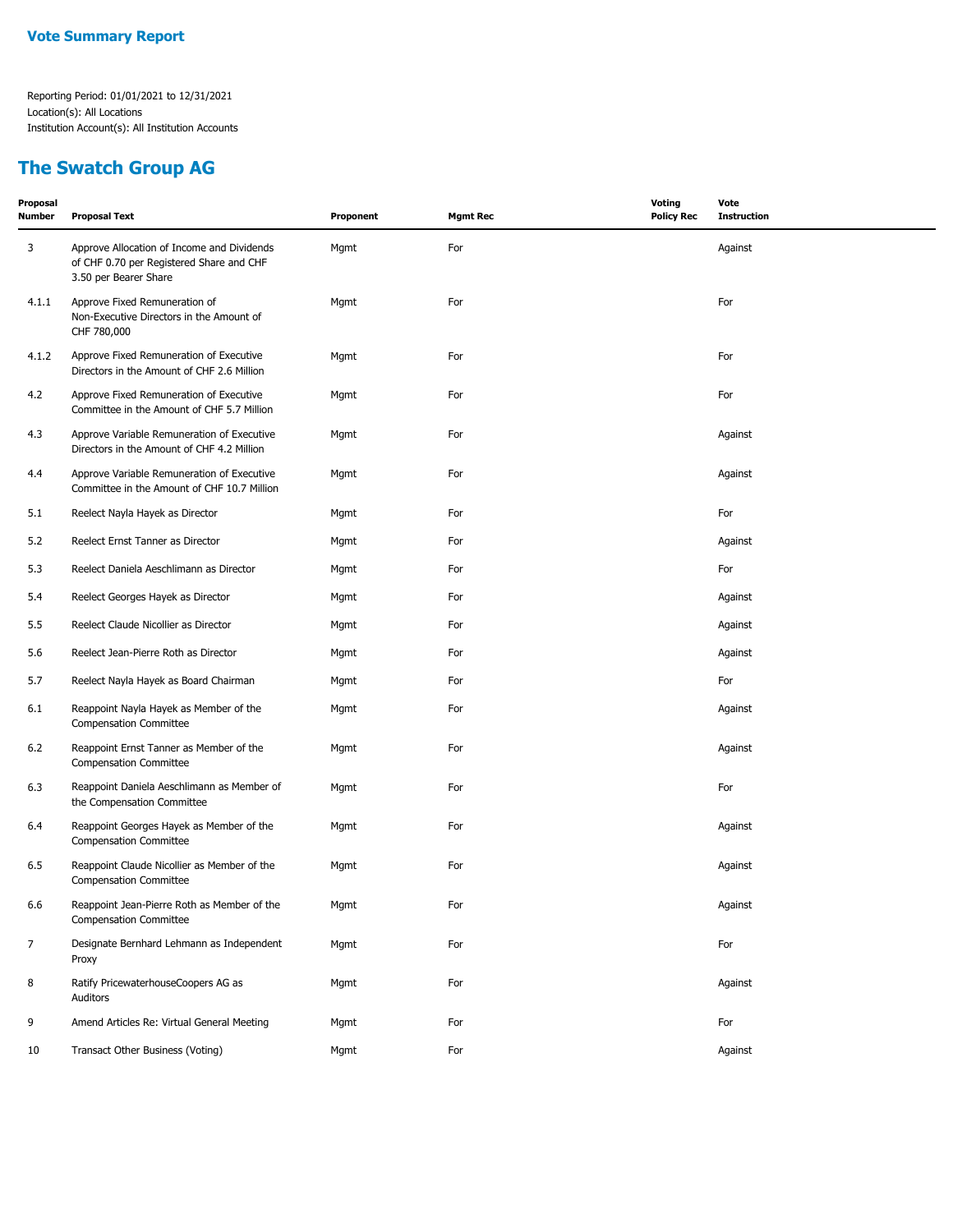## Vote Summary Report

Reporting Period: 01/01/2021 to 12/31/2021
Location(s): All Locations
Institution Account(s): All Institution Accounts

# The Swatch Group AG

| Proposal Number | Proposal Text | Proponent | Mgmt Rec | Voting Policy Rec | Vote Instruction |
|---|---|---|---|---|---|
| 3 | Approve Allocation of Income and Dividends of CHF 0.70 per Registered Share and CHF 3.50 per Bearer Share | Mgmt | For | | Against |
| 4.1.1 | Approve Fixed Remuneration of Non-Executive Directors in the Amount of CHF 780,000 | Mgmt | For | | For |
| 4.1.2 | Approve Fixed Remuneration of Executive Directors in the Amount of CHF 2.6 Million | Mgmt | For | | For |
| 4.2 | Approve Fixed Remuneration of Executive Committee in the Amount of CHF 5.7 Million | Mgmt | For | | For |
| 4.3 | Approve Variable Remuneration of Executive Directors in the Amount of CHF 4.2 Million | Mgmt | For | | Against |
| 4.4 | Approve Variable Remuneration of Executive Committee in the Amount of CHF 10.7 Million | Mgmt | For | | Against |
| 5.1 | Reelect Nayla Hayek as Director | Mgmt | For | | For |
| 5.2 | Reelect Ernst Tanner as Director | Mgmt | For | | Against |
| 5.3 | Reelect Daniela Aeschlimann as Director | Mgmt | For | | For |
| 5.4 | Reelect Georges Hayek as Director | Mgmt | For | | Against |
| 5.5 | Reelect Claude Nicollier as Director | Mgmt | For | | Against |
| 5.6 | Reelect Jean-Pierre Roth as Director | Mgmt | For | | Against |
| 5.7 | Reelect Nayla Hayek as Board Chairman | Mgmt | For | | For |
| 6.1 | Reappoint Nayla Hayek as Member of the Compensation Committee | Mgmt | For | | Against |
| 6.2 | Reappoint Ernst Tanner as Member of the Compensation Committee | Mgmt | For | | Against |
| 6.3 | Reappoint Daniela Aeschlimann as Member of the Compensation Committee | Mgmt | For | | For |
| 6.4 | Reappoint Georges Hayek as Member of the Compensation Committee | Mgmt | For | | Against |
| 6.5 | Reappoint Claude Nicollier as Member of the Compensation Committee | Mgmt | For | | Against |
| 6.6 | Reappoint Jean-Pierre Roth as Member of the Compensation Committee | Mgmt | For | | Against |
| 7 | Designate Bernhard Lehmann as Independent Proxy | Mgmt | For | | For |
| 8 | Ratify PricewaterhouseCoopers AG as Auditors | Mgmt | For | | Against |
| 9 | Amend Articles Re: Virtual General Meeting | Mgmt | For | | For |
| 10 | Transact Other Business (Voting) | Mgmt | For | | Against |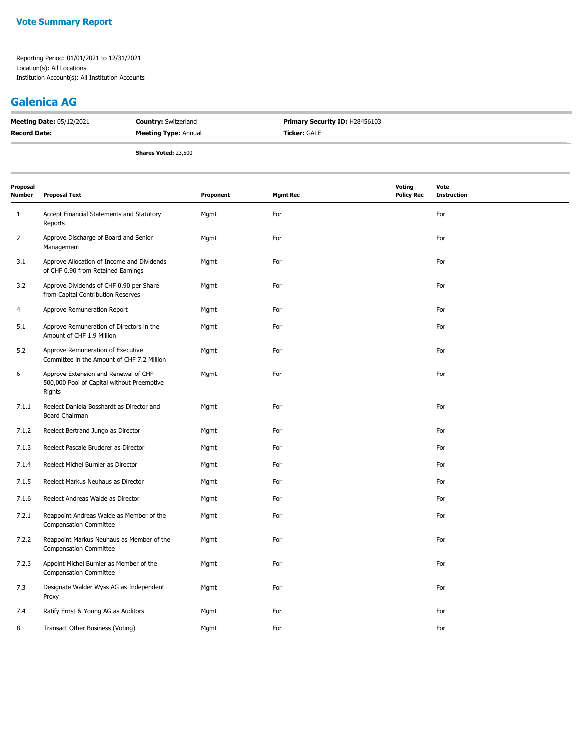**Vote Summary Report**

Reporting Period: 01/01/2021 to 12/31/2021
Location(s): All Locations
Institution Account(s): All Institution Accounts

## Galenica AG

| | | |
|---|---|---|
| **Meeting Date:** 05/12/2021 | **Country:** Switzerland | **Primary Security ID:** H28456103 |
| **Record Date:** | **Meeting Type:** Annual | **Ticker:** GALE |

**Shares Voted:** 23,500

| Proposal Number | Proposal Text | Proponent | Mgmt Rec | Voting Policy Rec | Vote Instruction |
|---|---|---|---|---|---|
| 1 | Accept Financial Statements and Statutory Reports | Mgmt | For | | For |
| 2 | Approve Discharge of Board and Senior Management | Mgmt | For | | For |
| 3.1 | Approve Allocation of Income and Dividends of CHF 0.90 from Retained Earnings | Mgmt | For | | For |
| 3.2 | Approve Dividends of CHF 0.90 per Share from Capital Contribution Reserves | Mgmt | For | | For |
| 4 | Approve Remuneration Report | Mgmt | For | | For |
| 5.1 | Approve Remuneration of Directors in the Amount of CHF 1.9 Million | Mgmt | For | | For |
| 5.2 | Approve Remuneration of Executive Committee in the Amount of CHF 7.2 Million | Mgmt | For | | For |
| 6 | Approve Extension and Renewal of CHF 500,000 Pool of Capital without Preemptive Rights | Mgmt | For | | For |
| 7.1.1 | Reelect Daniela Bosshardt as Director and Board Chairman | Mgmt | For | | For |
| 7.1.2 | Reelect Bertrand Jungo as Director | Mgmt | For | | For |
| 7.1.3 | Reelect Pascale Bruderer as Director | Mgmt | For | | For |
| 7.1.4 | Reelect Michel Burnier as Director | Mgmt | For | | For |
| 7.1.5 | Reelect Markus Neuhaus as Director | Mgmt | For | | For |
| 7.1.6 | Reelect Andreas Walde as Director | Mgmt | For | | For |
| 7.2.1 | Reappoint Andreas Walde as Member of the Compensation Committee | Mgmt | For | | For |
| 7.2.2 | Reappoint Markus Neuhaus as Member of the Compensation Committee | Mgmt | For | | For |
| 7.2.3 | Appoint Michel Burnier as Member of the Compensation Committee | Mgmt | For | | For |
| 7.3 | Designate Walder Wyss AG as Independent Proxy | Mgmt | For | | For |
| 7.4 | Ratify Ernst & Young AG as Auditors | Mgmt | For | | For |
| 8 | Transact Other Business (Voting) | Mgmt | For | | For |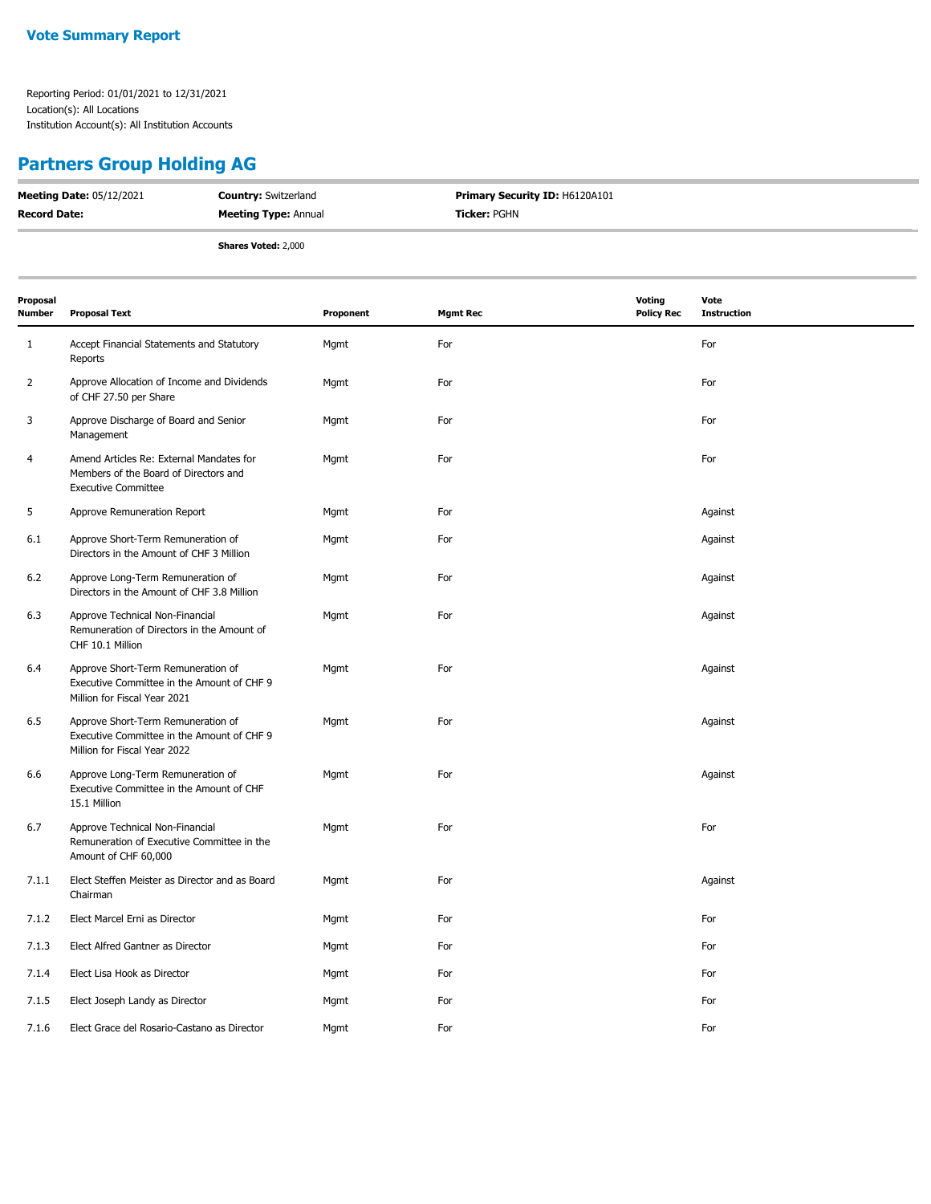**Vote Summary Report**

Reporting Period: 01/01/2021 to 12/31/2021
Location(s): All Locations
Institution Account(s): All Institution Accounts

## Partners Group Holding AG

| | | |
|---|---|---|
| **Meeting Date:** 05/12/2021 | **Country:** Switzerland | **Primary Security ID:** H6120A101 |
| **Record Date:** | **Meeting Type:** Annual | **Ticker:** PGHN |
| | **Shares Voted:** 2,000 | |

| Proposal Number | Proposal Text | Proponent | Mgmt Rec | Voting Policy Rec | Vote Instruction |
|---|---|---|---|---|---|
| 1 | Accept Financial Statements and Statutory Reports | Mgmt | For | | For |
| 2 | Approve Allocation of Income and Dividends of CHF 27.50 per Share | Mgmt | For | | For |
| 3 | Approve Discharge of Board and Senior Management | Mgmt | For | | For |
| 4 | Amend Articles Re: External Mandates for Members of the Board of Directors and Executive Committee | Mgmt | For | | For |
| 5 | Approve Remuneration Report | Mgmt | For | | Against |
| 6.1 | Approve Short-Term Remuneration of Directors in the Amount of CHF 3 Million | Mgmt | For | | Against |
| 6.2 | Approve Long-Term Remuneration of Directors in the Amount of CHF 3.8 Million | Mgmt | For | | Against |
| 6.3 | Approve Technical Non-Financial Remuneration of Directors in the Amount of CHF 10.1 Million | Mgmt | For | | Against |
| 6.4 | Approve Short-Term Remuneration of Executive Committee in the Amount of CHF 9 Million for Fiscal Year 2021 | Mgmt | For | | Against |
| 6.5 | Approve Short-Term Remuneration of Executive Committee in the Amount of CHF 9 Million for Fiscal Year 2022 | Mgmt | For | | Against |
| 6.6 | Approve Long-Term Remuneration of Executive Committee in the Amount of CHF 15.1 Million | Mgmt | For | | Against |
| 6.7 | Approve Technical Non-Financial Remuneration of Executive Committee in the Amount of CHF 60,000 | Mgmt | For | | For |
| 7.1.1 | Elect Steffen Meister as Director and as Board Chairman | Mgmt | For | | Against |
| 7.1.2 | Elect Marcel Erni as Director | Mgmt | For | | For |
| 7.1.3 | Elect Alfred Gantner as Director | Mgmt | For | | For |
| 7.1.4 | Elect Lisa Hook as Director | Mgmt | For | | For |
| 7.1.5 | Elect Joseph Landy as Director | Mgmt | For | | For |
| 7.1.6 | Elect Grace del Rosario-Castano as Director | Mgmt | For | | For |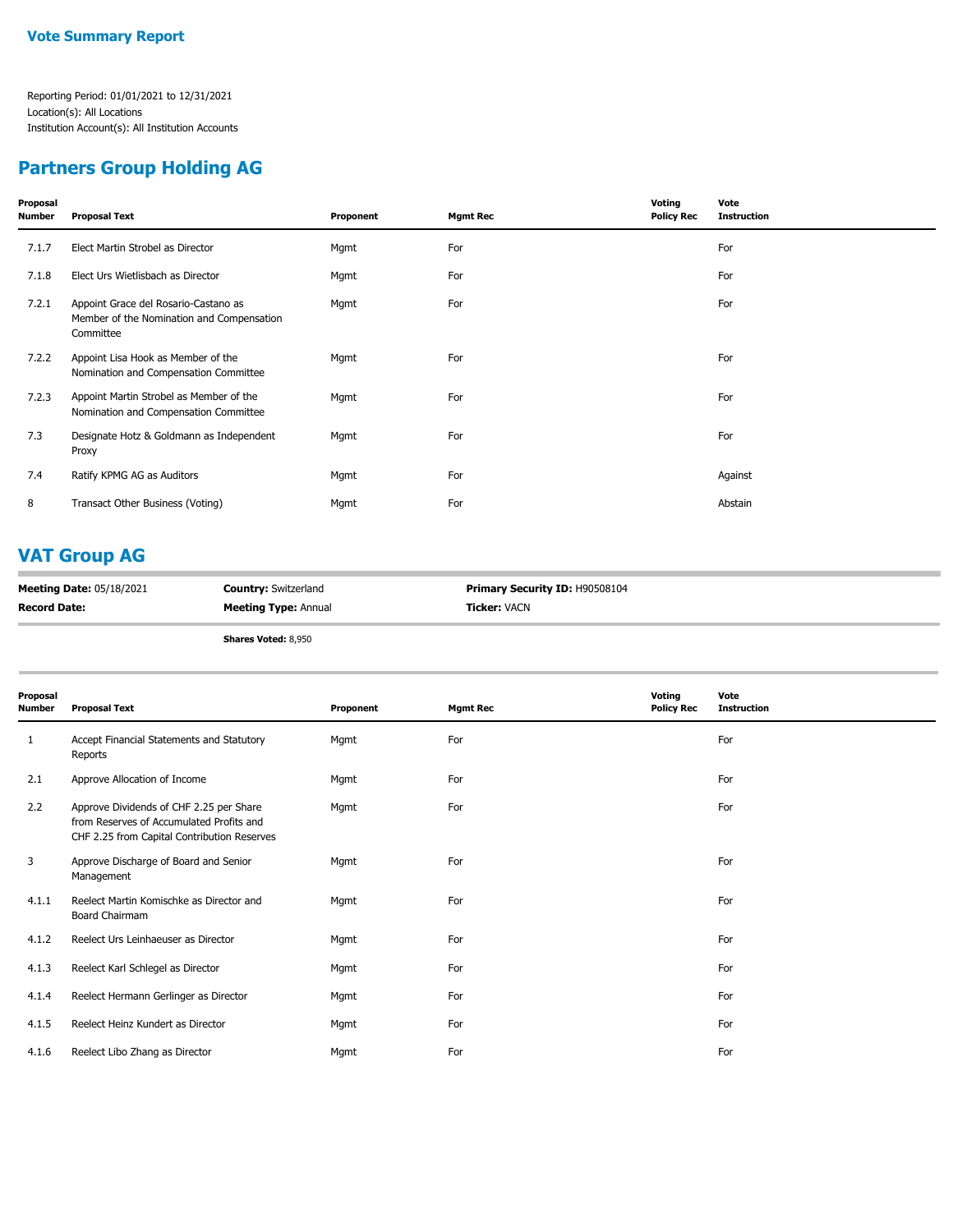# Vote Summary Report

Reporting Period: 01/01/2021 to 12/31/2021
Location(s): All Locations
Institution Account(s): All Institution Accounts

## Partners Group Holding AG

| Proposal Number | Proposal Text | Proponent | Mgmt Rec | Voting Policy Rec | Vote Instruction |
|---|---|---|---|---|---|
| 7.1.7 | Elect Martin Strobel as Director | Mgmt | For | | For |
| 7.1.8 | Elect Urs Wietlisbach as Director | Mgmt | For | | For |
| 7.2.1 | Appoint Grace del Rosario-Castano as Member of the Nomination and Compensation Committee | Mgmt | For | | For |
| 7.2.2 | Appoint Lisa Hook as Member of the Nomination and Compensation Committee | Mgmt | For | | For |
| 7.2.3 | Appoint Martin Strobel as Member of the Nomination and Compensation Committee | Mgmt | For | | For |
| 7.3 | Designate Hotz & Goldmann as Independent Proxy | Mgmt | For | | For |
| 7.4 | Ratify KPMG AG as Auditors | Mgmt | For | | Against |
| 8 | Transact Other Business (Voting) | Mgmt | For | | Abstain |

## VAT Group AG

**Meeting Date:** 05/18/2021
**Record Date:**
**Country:** Switzerland
**Meeting Type:** Annual
**Primary Security ID:** H90508104
**Ticker:** VACN

**Shares Voted:** 8,950

| Proposal Number | Proposal Text | Proponent | Mgmt Rec | Voting Policy Rec | Vote Instruction |
|---|---|---|---|---|---|
| 1 | Accept Financial Statements and Statutory Reports | Mgmt | For | | For |
| 2.1 | Approve Allocation of Income | Mgmt | For | | For |
| 2.2 | Approve Dividends of CHF 2.25 per Share from Reserves of Accumulated Profits and CHF 2.25 from Capital Contribution Reserves | Mgmt | For | | For |
| 3 | Approve Discharge of Board and Senior Management | Mgmt | For | | For |
| 4.1.1 | Reelect Martin Komischke as Director and Board Chairmam | Mgmt | For | | For |
| 4.1.2 | Reelect Urs Leinhaeuser as Director | Mgmt | For | | For |
| 4.1.3 | Reelect Karl Schlegel as Director | Mgmt | For | | For |
| 4.1.4 | Reelect Hermann Gerlinger as Director | Mgmt | For | | For |
| 4.1.5 | Reelect Heinz Kundert as Director | Mgmt | For | | For |
| 4.1.6 | Reelect Libo Zhang as Director | Mgmt | For | | For |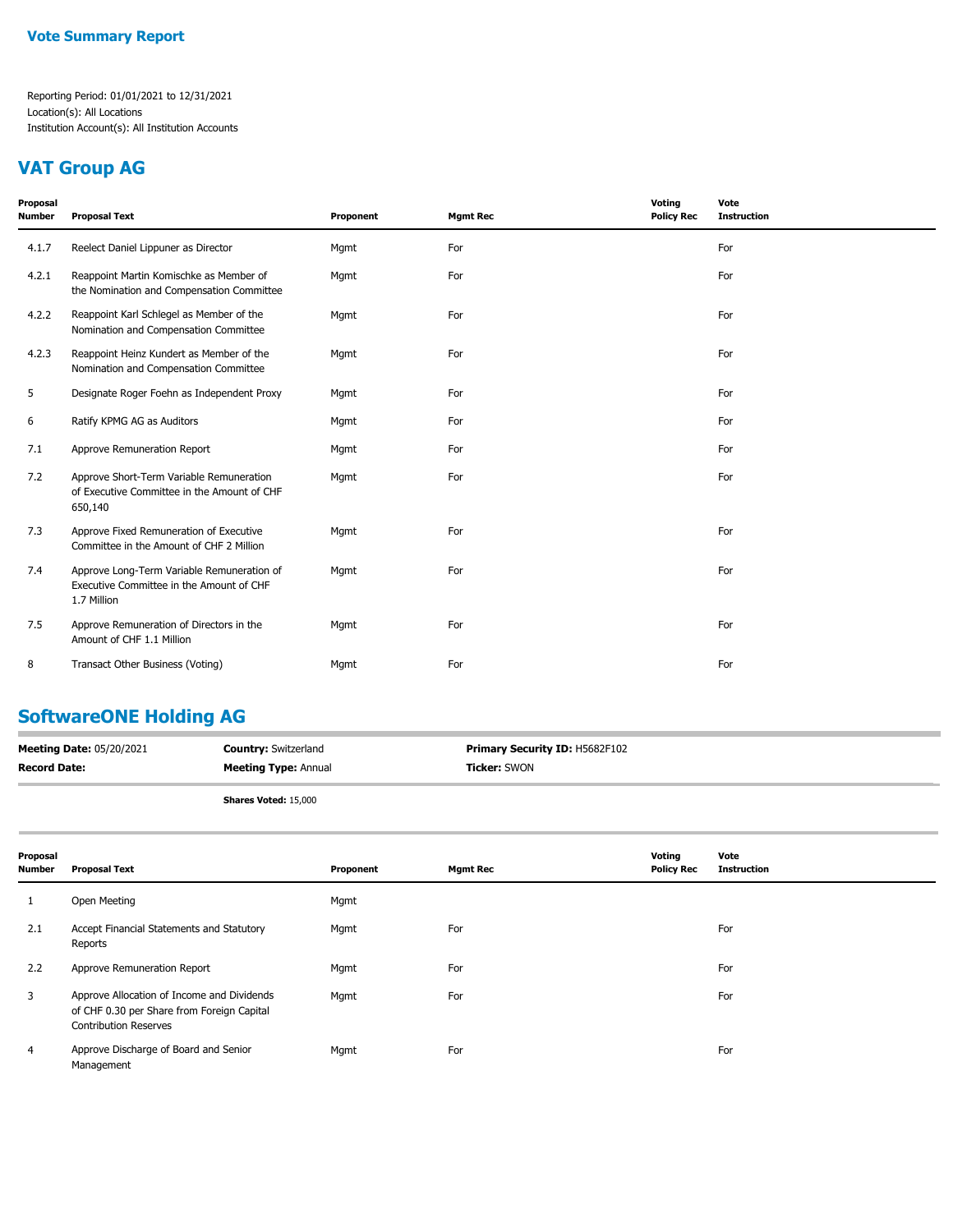**Vote Summary Report**

Reporting Period: 01/01/2021 to 12/31/2021
Location(s): All Locations
Institution Account(s): All Institution Accounts

## VAT Group AG

| Proposal Number | Proposal Text | Proponent | Mgmt Rec | Voting Policy Rec | Vote Instruction |
|---|---|---|---|---|---|
| 4.1.7 | Reelect Daniel Lippuner as Director | Mgmt | For | | For |
| 4.2.1 | Reappoint Martin Komischke as Member of the Nomination and Compensation Committee | Mgmt | For | | For |
| 4.2.2 | Reappoint Karl Schlegel as Member of the Nomination and Compensation Committee | Mgmt | For | | For |
| 4.2.3 | Reappoint Heinz Kundert as Member of the Nomination and Compensation Committee | Mgmt | For | | For |
| 5 | Designate Roger Foehn as Independent Proxy | Mgmt | For | | For |
| 6 | Ratify KPMG AG as Auditors | Mgmt | For | | For |
| 7.1 | Approve Remuneration Report | Mgmt | For | | For |
| 7.2 | Approve Short-Term Variable Remuneration of Executive Committee in the Amount of CHF 650,140 | Mgmt | For | | For |
| 7.3 | Approve Fixed Remuneration of Executive Committee in the Amount of CHF 2 Million | Mgmt | For | | For |
| 7.4 | Approve Long-Term Variable Remuneration of Executive Committee in the Amount of CHF 1.7 Million | Mgmt | For | | For |
| 7.5 | Approve Remuneration of Directors in the Amount of CHF 1.1 Million | Mgmt | For | | For |
| 8 | Transact Other Business (Voting) | Mgmt | For | | For |

## SoftwareONE Holding AG

**Meeting Date:** 05/20/2021 **Country:** Switzerland **Primary Security ID:** H5682F102
**Record Date:** **Meeting Type:** Annual **Ticker:** SWON

**Shares Voted:** 15,000

| Proposal Number | Proposal Text | Proponent | Mgmt Rec | Voting Policy Rec | Vote Instruction |
|---|---|---|---|---|---|
| 1 | Open Meeting | Mgmt | | | |
| 2.1 | Accept Financial Statements and Statutory Reports | Mgmt | For | | For |
| 2.2 | Approve Remuneration Report | Mgmt | For | | For |
| 3 | Approve Allocation of Income and Dividends of CHF 0.30 per Share from Foreign Capital Contribution Reserves | Mgmt | For | | For |
| 4 | Approve Discharge of Board and Senior Management | Mgmt | For | | For |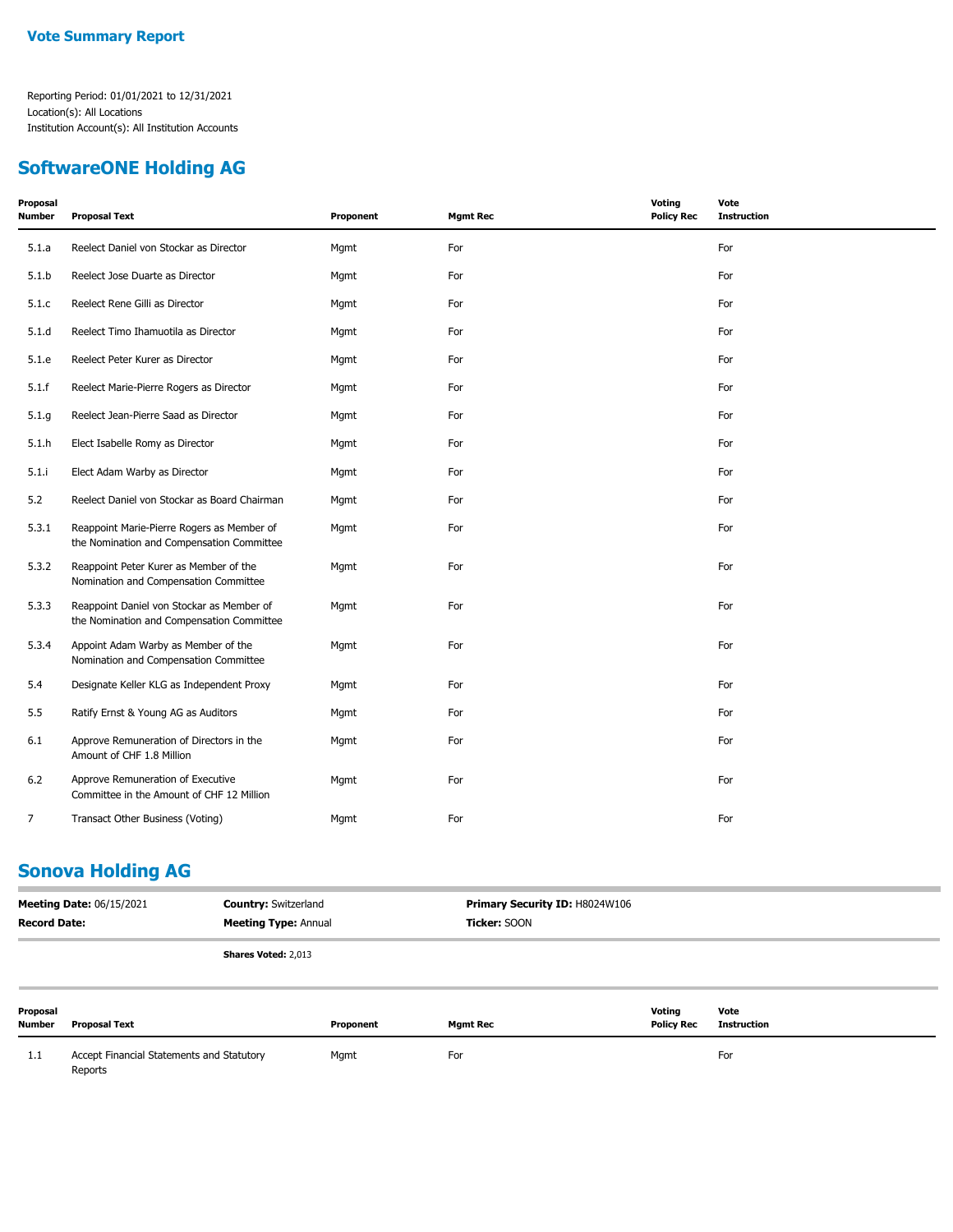**Vote Summary Report**

Reporting Period: 01/01/2021 to 12/31/2021
Location(s): All Locations
Institution Account(s): All Institution Accounts

## SoftwareONE Holding AG

| Proposal Number | Proposal Text | Proponent | Mgmt Rec | Voting Policy Rec | Vote Instruction |
|---|---|---|---|---|---|
| 5.1.a | Reelect Daniel von Stockar as Director | Mgmt | For | | For |
| 5.1.b | Reelect Jose Duarte as Director | Mgmt | For | | For |
| 5.1.c | Reelect Rene Gilli as Director | Mgmt | For | | For |
| 5.1.d | Reelect Timo Ihamuotila as Director | Mgmt | For | | For |
| 5.1.e | Reelect Peter Kurer as Director | Mgmt | For | | For |
| 5.1.f | Reelect Marie-Pierre Rogers as Director | Mgmt | For | | For |
| 5.1.g | Reelect Jean-Pierre Saad as Director | Mgmt | For | | For |
| 5.1.h | Elect Isabelle Romy as Director | Mgmt | For | | For |
| 5.1.i | Elect Adam Warby as Director | Mgmt | For | | For |
| 5.2 | Reelect Daniel von Stockar as Board Chairman | Mgmt | For | | For |
| 5.3.1 | Reappoint Marie-Pierre Rogers as Member of the Nomination and Compensation Committee | Mgmt | For | | For |
| 5.3.2 | Reappoint Peter Kurer as Member of the Nomination and Compensation Committee | Mgmt | For | | For |
| 5.3.3 | Reappoint Daniel von Stockar as Member of the Nomination and Compensation Committee | Mgmt | For | | For |
| 5.3.4 | Appoint Adam Warby as Member of the Nomination and Compensation Committee | Mgmt | For | | For |
| 5.4 | Designate Keller KLG as Independent Proxy | Mgmt | For | | For |
| 5.5 | Ratify Ernst & Young AG as Auditors | Mgmt | For | | For |
| 6.1 | Approve Remuneration of Directors in the Amount of CHF 1.8 Million | Mgmt | For | | For |
| 6.2 | Approve Remuneration of Executive Committee in the Amount of CHF 12 Million | Mgmt | For | | For |
| 7 | Transact Other Business (Voting) | Mgmt | For | | For |

## Sonova Holding AG

**Meeting Date:** 06/15/2021 | **Country:** Switzerland | **Primary Security ID:** H8024W106
**Record Date:** | **Meeting Type:** Annual | **Ticker:** SOON

**Shares Voted:** 2,013

| Proposal Number | Proposal Text | Proponent | Mgmt Rec | Voting Policy Rec | Vote Instruction |
|---|---|---|---|---|---|
| 1.1 | Accept Financial Statements and Statutory Reports | Mgmt | For | | For |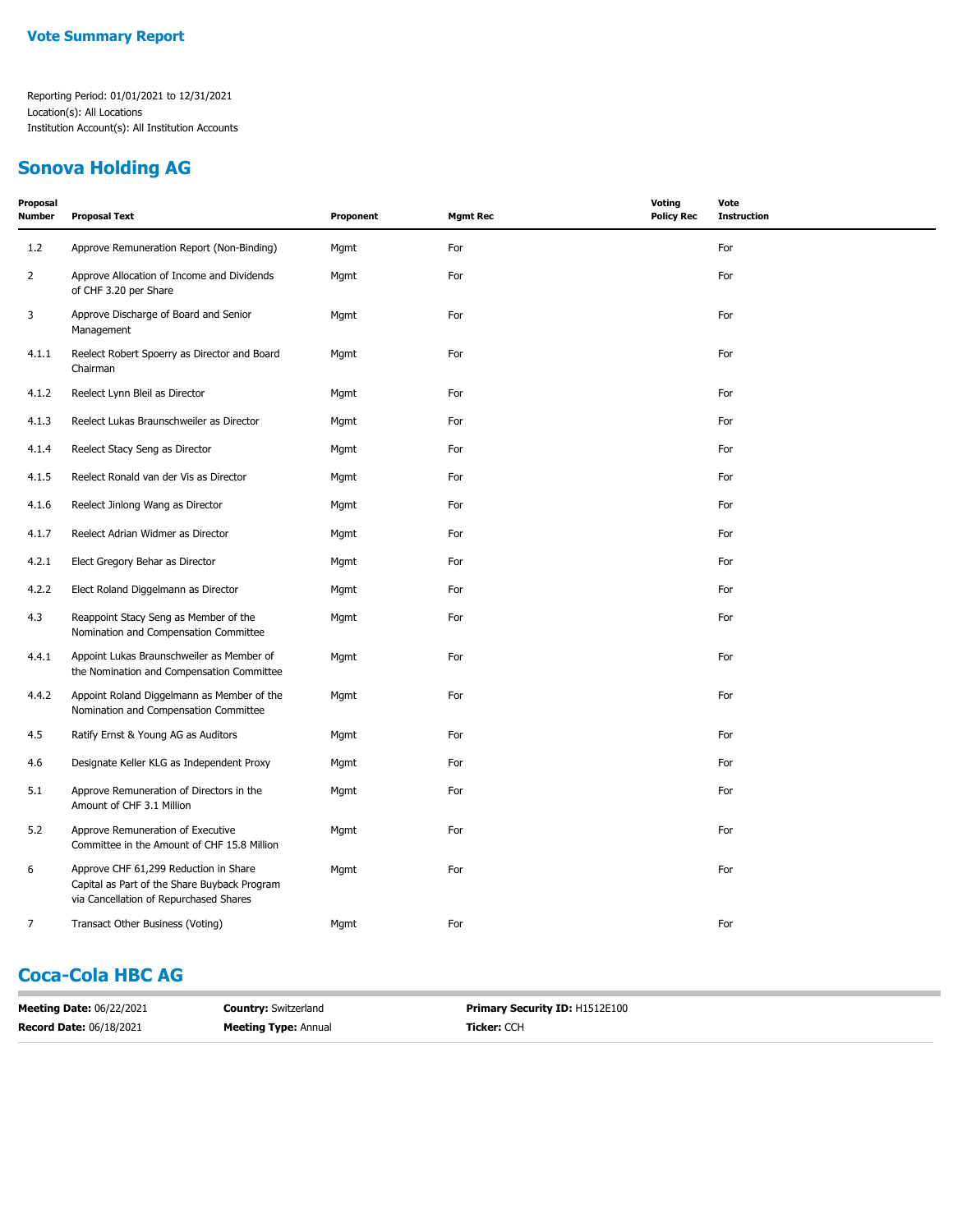**Vote Summary Report**

Reporting Period: 01/01/2021 to 12/31/2021
Location(s): All Locations
Institution Account(s): All Institution Accounts

## Sonova Holding AG

| Proposal Number | Proposal Text | Proponent | Mgmt Rec | Voting Policy Rec | Vote Instruction |
|---|---|---|---|---|---|
| 1.2 | Approve Remuneration Report (Non-Binding) | Mgmt | For | | For |
| 2 | Approve Allocation of Income and Dividends of CHF 3.20 per Share | Mgmt | For | | For |
| 3 | Approve Discharge of Board and Senior Management | Mgmt | For | | For |
| 4.1.1 | Reelect Robert Spoerry as Director and Board Chairman | Mgmt | For | | For |
| 4.1.2 | Reelect Lynn Bleil as Director | Mgmt | For | | For |
| 4.1.3 | Reelect Lukas Braunschweiler as Director | Mgmt | For | | For |
| 4.1.4 | Reelect Stacy Seng as Director | Mgmt | For | | For |
| 4.1.5 | Reelect Ronald van der Vis as Director | Mgmt | For | | For |
| 4.1.6 | Reelect Jinlong Wang as Director | Mgmt | For | | For |
| 4.1.7 | Reelect Adrian Widmer as Director | Mgmt | For | | For |
| 4.2.1 | Elect Gregory Behar as Director | Mgmt | For | | For |
| 4.2.2 | Elect Roland Diggelmann as Director | Mgmt | For | | For |
| 4.3 | Reappoint Stacy Seng as Member of the Nomination and Compensation Committee | Mgmt | For | | For |
| 4.4.1 | Appoint Lukas Braunschweiler as Member of the Nomination and Compensation Committee | Mgmt | For | | For |
| 4.4.2 | Appoint Roland Diggelmann as Member of the Nomination and Compensation Committee | Mgmt | For | | For |
| 4.5 | Ratify Ernst & Young AG as Auditors | Mgmt | For | | For |
| 4.6 | Designate Keller KLG as Independent Proxy | Mgmt | For | | For |
| 5.1 | Approve Remuneration of Directors in the Amount of CHF 3.1 Million | Mgmt | For | | For |
| 5.2 | Approve Remuneration of Executive Committee in the Amount of CHF 15.8 Million | Mgmt | For | | For |
| 6 | Approve CHF 61,299 Reduction in Share Capital as Part of the Share Buyback Program via Cancellation of Repurchased Shares | Mgmt | For | | For |
| 7 | Transact Other Business (Voting) | Mgmt | For | | For |

## Coca-Cola HBC AG

| | | |
|---|---|---|
| **Meeting Date:** 06/22/2021 | **Country:** Switzerland | **Primary Security ID:** H1512E100 |
| **Record Date:** 06/18/2021 | **Meeting Type:** Annual | **Ticker:** CCH |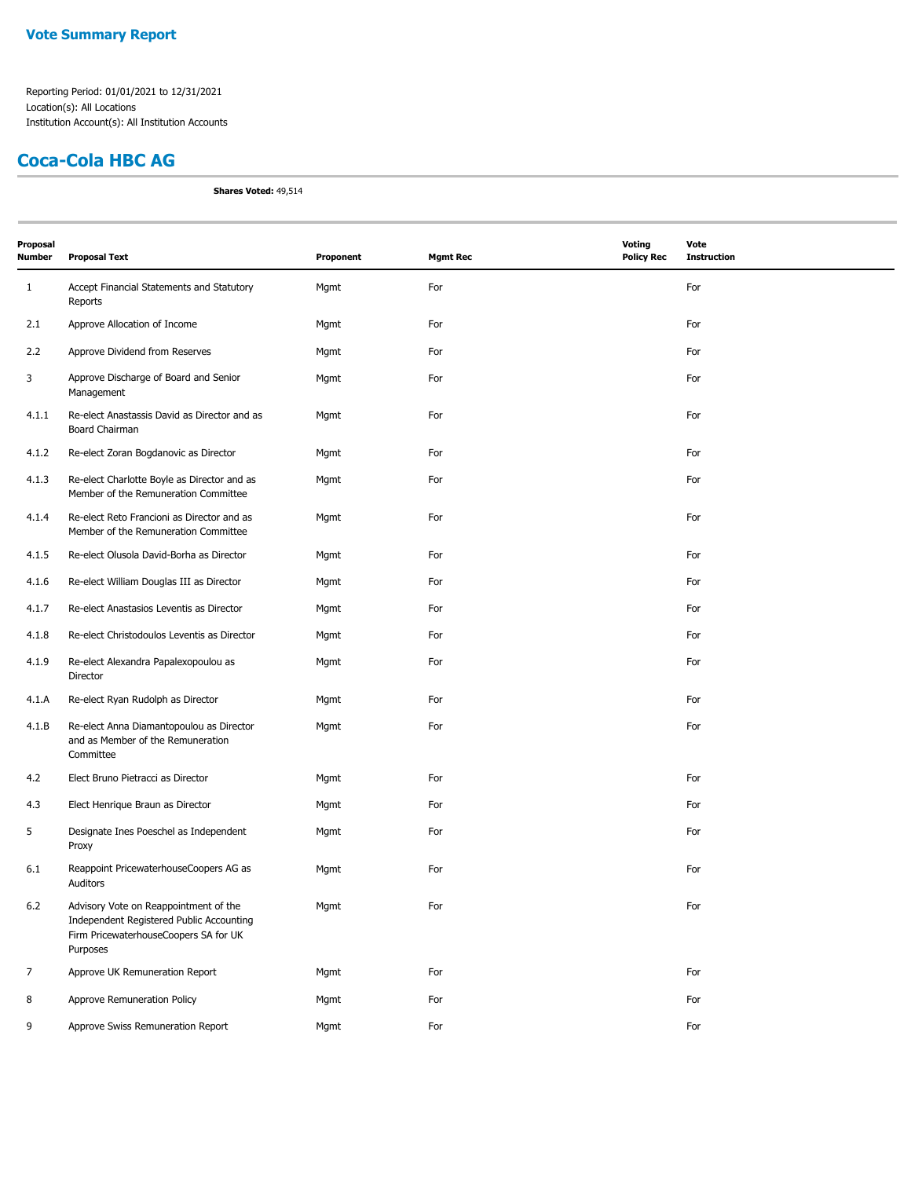## Vote Summary Report

Reporting Period: 01/01/2021 to 12/31/2021
Location(s): All Locations
Institution Account(s): All Institution Accounts

## Coca-Cola HBC AG

**Shares Voted:** 49,514

| Proposal Number | Proposal Text | Proponent | Mgmt Rec | Voting Policy Rec | Vote Instruction |
|---|---|---|---|---|---|
| 1 | Accept Financial Statements and Statutory Reports | Mgmt | For | | For |
| 2.1 | Approve Allocation of Income | Mgmt | For | | For |
| 2.2 | Approve Dividend from Reserves | Mgmt | For | | For |
| 3 | Approve Discharge of Board and Senior Management | Mgmt | For | | For |
| 4.1.1 | Re-elect Anastassis David as Director and as Board Chairman | Mgmt | For | | For |
| 4.1.2 | Re-elect Zoran Bogdanovic as Director | Mgmt | For | | For |
| 4.1.3 | Re-elect Charlotte Boyle as Director and as Member of the Remuneration Committee | Mgmt | For | | For |
| 4.1.4 | Re-elect Reto Francioni as Director and as Member of the Remuneration Committee | Mgmt | For | | For |
| 4.1.5 | Re-elect Olusola David-Borha as Director | Mgmt | For | | For |
| 4.1.6 | Re-elect William Douglas III as Director | Mgmt | For | | For |
| 4.1.7 | Re-elect Anastasios Leventis as Director | Mgmt | For | | For |
| 4.1.8 | Re-elect Christodoulos Leventis as Director | Mgmt | For | | For |
| 4.1.9 | Re-elect Alexandra Papalexopoulou as Director | Mgmt | For | | For |
| 4.1.A | Re-elect Ryan Rudolph as Director | Mgmt | For | | For |
| 4.1.B | Re-elect Anna Diamantopoulou as Director and as Member of the Remuneration Committee | Mgmt | For | | For |
| 4.2 | Elect Bruno Pietracci as Director | Mgmt | For | | For |
| 4.3 | Elect Henrique Braun as Director | Mgmt | For | | For |
| 5 | Designate Ines Poeschel as Independent Proxy | Mgmt | For | | For |
| 6.1 | Reappoint PricewaterhouseCoopers AG as Auditors | Mgmt | For | | For |
| 6.2 | Advisory Vote on Reappointment of the Independent Registered Public Accounting Firm PricewaterhouseCoopers SA for UK Purposes | Mgmt | For | | For |
| 7 | Approve UK Remuneration Report | Mgmt | For | | For |
| 8 | Approve Remuneration Policy | Mgmt | For | | For |
| 9 | Approve Swiss Remuneration Report | Mgmt | For | | For |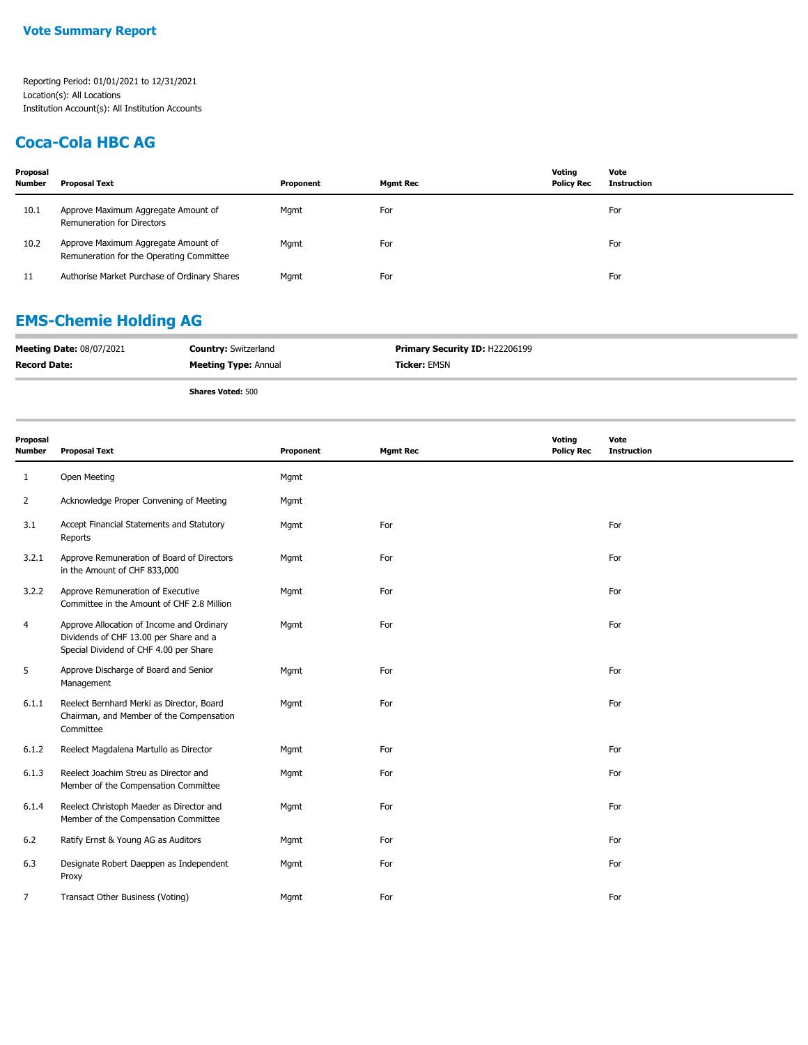## Vote Summary Report

Reporting Period: 01/01/2021 to 12/31/2021
Location(s): All Locations
Institution Account(s): All Institution Accounts

## Coca-Cola HBC AG

| Proposal Number | Proposal Text | Proponent | Mgmt Rec | Voting Policy Rec | Vote Instruction |
|---|---|---|---|---|---|
| 10.1 | Approve Maximum Aggregate Amount of Remuneration for Directors | Mgmt | For | | For |
| 10.2 | Approve Maximum Aggregate Amount of Remuneration for the Operating Committee | Mgmt | For | | For |
| 11 | Authorise Market Purchase of Ordinary Shares | Mgmt | For | | For |

## EMS-Chemie Holding AG

**Meeting Date:** 08/07/2021 | **Country:** Switzerland | **Primary Security ID:** H22206199
**Record Date:** | **Meeting Type:** Annual | **Ticker:** EMSN

**Shares Voted:** 500

| Proposal Number | Proposal Text | Proponent | Mgmt Rec | Voting Policy Rec | Vote Instruction |
|---|---|---|---|---|---|
| 1 | Open Meeting | Mgmt | | | |
| 2 | Acknowledge Proper Convening of Meeting | Mgmt | | | |
| 3.1 | Accept Financial Statements and Statutory Reports | Mgmt | For | | For |
| 3.2.1 | Approve Remuneration of Board of Directors in the Amount of CHF 833,000 | Mgmt | For | | For |
| 3.2.2 | Approve Remuneration of Executive Committee in the Amount of CHF 2.8 Million | Mgmt | For | | For |
| 4 | Approve Allocation of Income and Ordinary Dividends of CHF 13.00 per Share and a Special Dividend of CHF 4.00 per Share | Mgmt | For | | For |
| 5 | Approve Discharge of Board and Senior Management | Mgmt | For | | For |
| 6.1.1 | Reelect Bernhard Merki as Director, Board Chairman, and Member of the Compensation Committee | Mgmt | For | | For |
| 6.1.2 | Reelect Magdalena Martullo as Director | Mgmt | For | | For |
| 6.1.3 | Reelect Joachim Streu as Director and Member of the Compensation Committee | Mgmt | For | | For |
| 6.1.4 | Reelect Christoph Maeder as Director and Member of the Compensation Committee | Mgmt | For | | For |
| 6.2 | Ratify Ernst & Young AG as Auditors | Mgmt | For | | For |
| 6.3 | Designate Robert Daeppen as Independent Proxy | Mgmt | For | | For |
| 7 | Transact Other Business (Voting) | Mgmt | For | | For |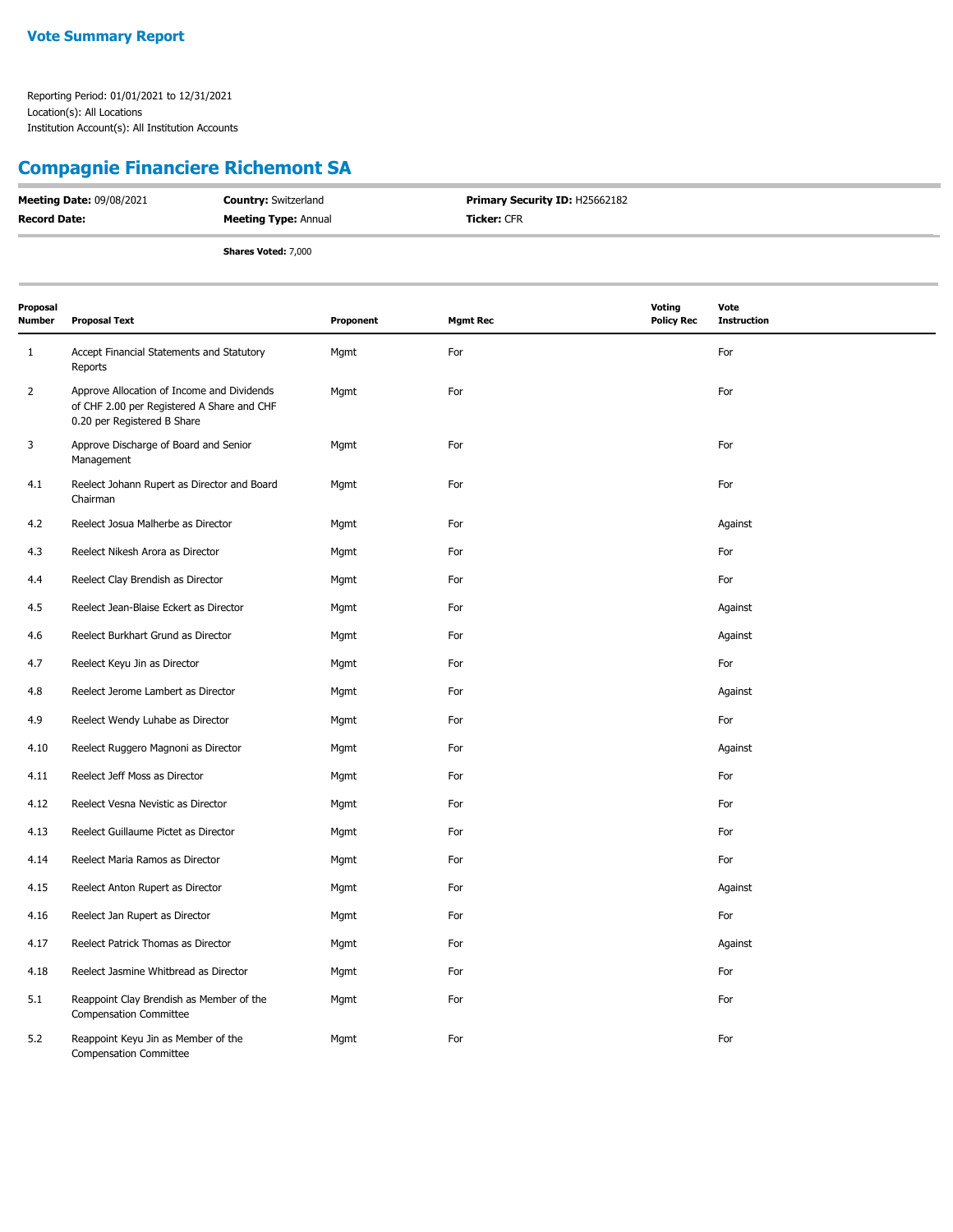**Vote Summary Report**

Reporting Period: 01/01/2021 to 12/31/2021
Location(s): All Locations
Institution Account(s): All Institution Accounts

## Compagnie Financiere Richemont SA

| | | |
|---|---|---|
| **Meeting Date:** 09/08/2021 | **Country:** Switzerland | **Primary Security ID:** H25662182 |
| **Record Date:** | **Meeting Type:** Annual | **Ticker:** CFR |

**Shares Voted:** 7,000

| Proposal Number | Proposal Text | Proponent | Mgmt Rec | Voting Policy Rec | Vote Instruction |
|---|---|---|---|---|---|
| 1 | Accept Financial Statements and Statutory Reports | Mgmt | For | | For |
| 2 | Approve Allocation of Income and Dividends of CHF 2.00 per Registered A Share and CHF 0.20 per Registered B Share | Mgmt | For | | For |
| 3 | Approve Discharge of Board and Senior Management | Mgmt | For | | For |
| 4.1 | Reelect Johann Rupert as Director and Board Chairman | Mgmt | For | | For |
| 4.2 | Reelect Josua Malherbe as Director | Mgmt | For | | Against |
| 4.3 | Reelect Nikesh Arora as Director | Mgmt | For | | For |
| 4.4 | Reelect Clay Brendish as Director | Mgmt | For | | For |
| 4.5 | Reelect Jean-Blaise Eckert as Director | Mgmt | For | | Against |
| 4.6 | Reelect Burkhart Grund as Director | Mgmt | For | | Against |
| 4.7 | Reelect Keyu Jin as Director | Mgmt | For | | For |
| 4.8 | Reelect Jerome Lambert as Director | Mgmt | For | | Against |
| 4.9 | Reelect Wendy Luhabe as Director | Mgmt | For | | For |
| 4.10 | Reelect Ruggero Magnoni as Director | Mgmt | For | | Against |
| 4.11 | Reelect Jeff Moss as Director | Mgmt | For | | For |
| 4.12 | Reelect Vesna Nevistic as Director | Mgmt | For | | For |
| 4.13 | Reelect Guillaume Pictet as Director | Mgmt | For | | For |
| 4.14 | Reelect Maria Ramos as Director | Mgmt | For | | For |
| 4.15 | Reelect Anton Rupert as Director | Mgmt | For | | Against |
| 4.16 | Reelect Jan Rupert as Director | Mgmt | For | | For |
| 4.17 | Reelect Patrick Thomas as Director | Mgmt | For | | Against |
| 4.18 | Reelect Jasmine Whitbread as Director | Mgmt | For | | For |
| 5.1 | Reappoint Clay Brendish as Member of the Compensation Committee | Mgmt | For | | For |
| 5.2 | Reappoint Keyu Jin as Member of the Compensation Committee | Mgmt | For | | For |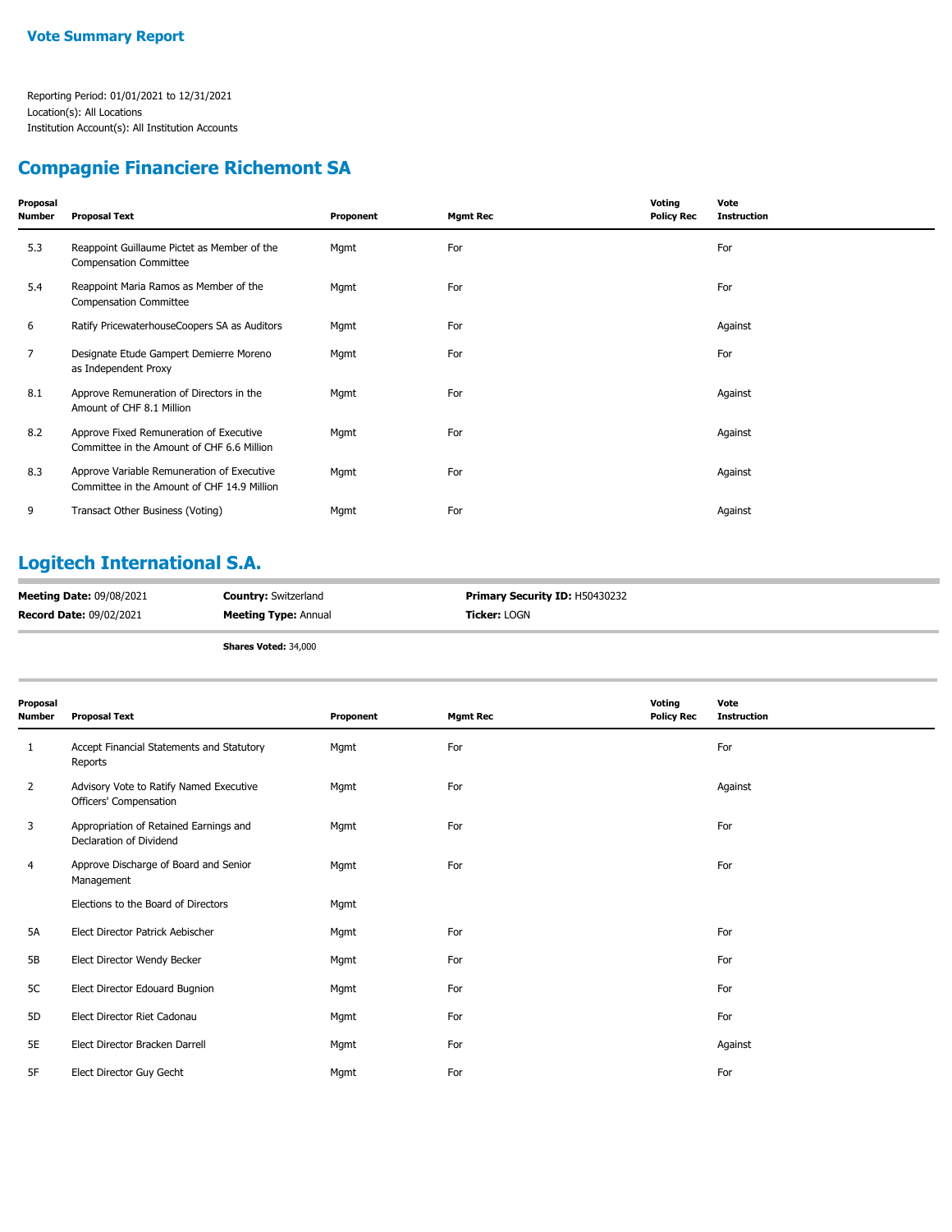## Vote Summary Report

Reporting Period: 01/01/2021 to 12/31/2021
Location(s): All Locations
Institution Account(s): All Institution Accounts

## Compagnie Financiere Richemont SA

| Proposal Number | Proposal Text | Proponent | Mgmt Rec | Voting Policy Rec | Vote Instruction |
|---|---|---|---|---|---|
| 5.3 | Reappoint Guillaume Pictet as Member of the Compensation Committee | Mgmt | For | | For |
| 5.4 | Reappoint Maria Ramos as Member of the Compensation Committee | Mgmt | For | | For |
| 6 | Ratify PricewaterhouseCoopers SA as Auditors | Mgmt | For | | Against |
| 7 | Designate Etude Gampert Demierre Moreno as Independent Proxy | Mgmt | For | | For |
| 8.1 | Approve Remuneration of Directors in the Amount of CHF 8.1 Million | Mgmt | For | | Against |
| 8.2 | Approve Fixed Remuneration of Executive Committee in the Amount of CHF 6.6 Million | Mgmt | For | | Against |
| 8.3 | Approve Variable Remuneration of Executive Committee in the Amount of CHF 14.9 Million | Mgmt | For | | Against |
| 9 | Transact Other Business (Voting) | Mgmt | For | | Against |

## Logitech International S.A.

**Meeting Date:** 09/08/2021 **Country:** Switzerland **Primary Security ID:** H50430232

**Record Date:** 09/02/2021 **Meeting Type:** Annual **Ticker:** LOGN

**Shares Voted:** 34,000

| Proposal Number | Proposal Text | Proponent | Mgmt Rec | Voting Policy Rec | Vote Instruction |
|---|---|---|---|---|---|
| 1 | Accept Financial Statements and Statutory Reports | Mgmt | For | | For |
| 2 | Advisory Vote to Ratify Named Executive Officers' Compensation | Mgmt | For | | Against |
| 3 | Appropriation of Retained Earnings and Declaration of Dividend | Mgmt | For | | For |
| 4 | Approve Discharge of Board and Senior Management | Mgmt | For | | For |
| | Elections to the Board of Directors | Mgmt | | | |
| 5A | Elect Director Patrick Aebischer | Mgmt | For | | For |
| 5B | Elect Director Wendy Becker | Mgmt | For | | For |
| 5C | Elect Director Edouard Bugnion | Mgmt | For | | For |
| 5D | Elect Director Riet Cadonau | Mgmt | For | | For |
| 5E | Elect Director Bracken Darrell | Mgmt | For | | Against |
| 5F | Elect Director Guy Gecht | Mgmt | For | | For |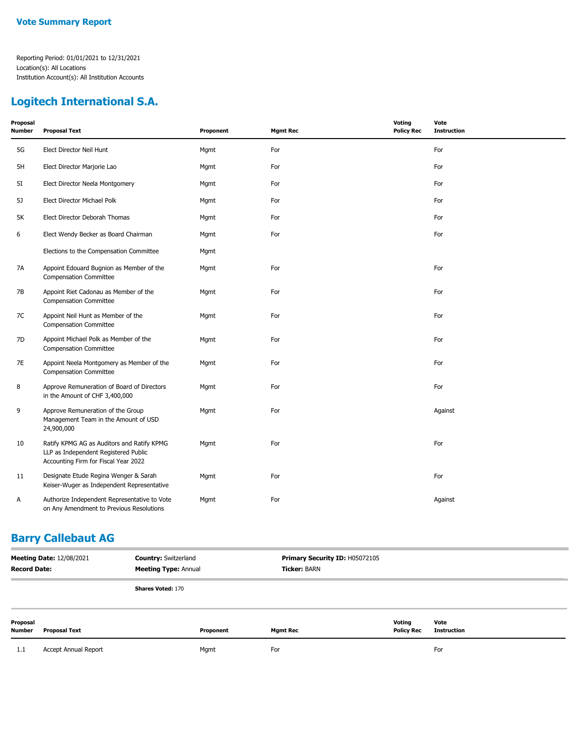**Vote Summary Report**

Reporting Period: 01/01/2021 to 12/31/2021
Location(s): All Locations
Institution Account(s): All Institution Accounts

## Logitech International S.A.

| Proposal Number | Proposal Text | Proponent | Mgmt Rec | Voting Policy Rec | Vote Instruction |
|---|---|---|---|---|---|
| 5G | Elect Director Neil Hunt | Mgmt | For | | For |
| 5H | Elect Director Marjorie Lao | Mgmt | For | | For |
| 5I | Elect Director Neela Montgomery | Mgmt | For | | For |
| 5J | Elect Director Michael Polk | Mgmt | For | | For |
| 5K | Elect Director Deborah Thomas | Mgmt | For | | For |
| 6 | Elect Wendy Becker as Board Chairman | Mgmt | For | | For |
| | Elections to the Compensation Committee | Mgmt | | | |
| 7A | Appoint Edouard Bugnion as Member of the Compensation Committee | Mgmt | For | | For |
| 7B | Appoint Riet Cadonau as Member of the Compensation Committee | Mgmt | For | | For |
| 7C | Appoint Neil Hunt as Member of the Compensation Committee | Mgmt | For | | For |
| 7D | Appoint Michael Polk as Member of the Compensation Committee | Mgmt | For | | For |
| 7E | Appoint Neela Montgomery as Member of the Compensation Committee | Mgmt | For | | For |
| 8 | Approve Remuneration of Board of Directors in the Amount of CHF 3,400,000 | Mgmt | For | | For |
| 9 | Approve Remuneration of the Group Management Team in the Amount of USD 24,900,000 | Mgmt | For | | Against |
| 10 | Ratify KPMG AG as Auditors and Ratify KPMG LLP as Independent Registered Public Accounting Firm for Fiscal Year 2022 | Mgmt | For | | For |
| 11 | Designate Etude Regina Wenger & Sarah Keiser-Wuger as Independent Representative | Mgmt | For | | For |
| A | Authorize Independent Representative to Vote on Any Amendment to Previous Resolutions | Mgmt | For | | Against |

## Barry Callebaut AG

**Meeting Date:** 12/08/2021
**Record Date:**
**Country:** Switzerland
**Meeting Type:** Annual
**Primary Security ID:** H05072105
**Ticker:** BARN

**Shares Voted:** 170

| Proposal Number | Proposal Text | Proponent | Mgmt Rec | Voting Policy Rec | Vote Instruction |
|---|---|---|---|---|---|
| 1.1 | Accept Annual Report | Mgmt | For | | For |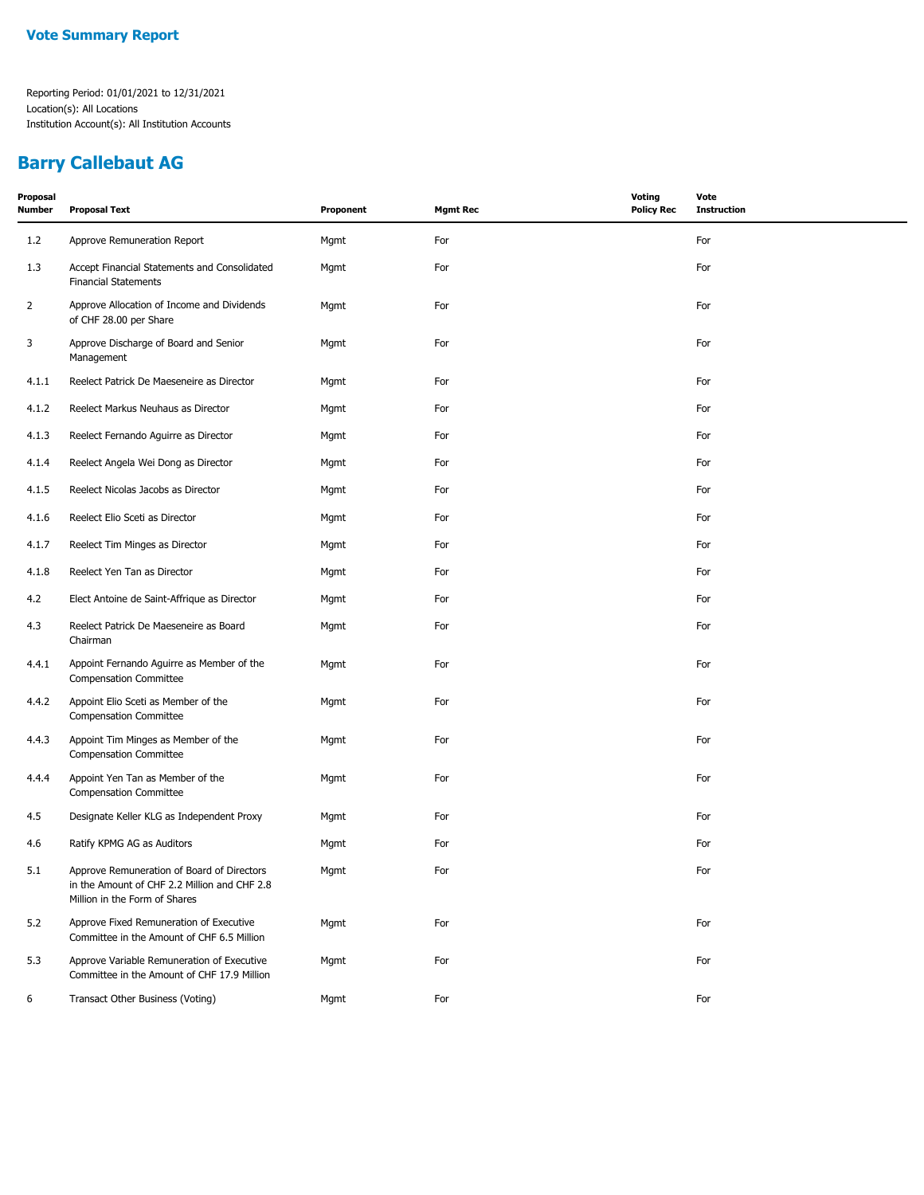# Vote Summary Report

Reporting Period: 01/01/2021 to 12/31/2021
Location(s): All Locations
Institution Account(s): All Institution Accounts

## Barry Callebaut AG

| Proposal Number | Proposal Text | Proponent | Mgmt Rec | Voting Policy Rec | Vote Instruction |
|---|---|---|---|---|---|
| 1.2 | Approve Remuneration Report | Mgmt | For | | For |
| 1.3 | Accept Financial Statements and Consolidated Financial Statements | Mgmt | For | | For |
| 2 | Approve Allocation of Income and Dividends of CHF 28.00 per Share | Mgmt | For | | For |
| 3 | Approve Discharge of Board and Senior Management | Mgmt | For | | For |
| 4.1.1 | Reelect Patrick De Maeseneire as Director | Mgmt | For | | For |
| 4.1.2 | Reelect Markus Neuhaus as Director | Mgmt | For | | For |
| 4.1.3 | Reelect Fernando Aguirre as Director | Mgmt | For | | For |
| 4.1.4 | Reelect Angela Wei Dong as Director | Mgmt | For | | For |
| 4.1.5 | Reelect Nicolas Jacobs as Director | Mgmt | For | | For |
| 4.1.6 | Reelect Elio Sceti as Director | Mgmt | For | | For |
| 4.1.7 | Reelect Tim Minges as Director | Mgmt | For | | For |
| 4.1.8 | Reelect Yen Tan as Director | Mgmt | For | | For |
| 4.2 | Elect Antoine de Saint-Affrique as Director | Mgmt | For | | For |
| 4.3 | Reelect Patrick De Maeseneire as Board Chairman | Mgmt | For | | For |
| 4.4.1 | Appoint Fernando Aguirre as Member of the Compensation Committee | Mgmt | For | | For |
| 4.4.2 | Appoint Elio Sceti as Member of the Compensation Committee | Mgmt | For | | For |
| 4.4.3 | Appoint Tim Minges as Member of the Compensation Committee | Mgmt | For | | For |
| 4.4.4 | Appoint Yen Tan as Member of the Compensation Committee | Mgmt | For | | For |
| 4.5 | Designate Keller KLG as Independent Proxy | Mgmt | For | | For |
| 4.6 | Ratify KPMG AG as Auditors | Mgmt | For | | For |
| 5.1 | Approve Remuneration of Board of Directors in the Amount of CHF 2.2 Million and CHF 2.8 Million in the Form of Shares | Mgmt | For | | For |
| 5.2 | Approve Fixed Remuneration of Executive Committee in the Amount of CHF 6.5 Million | Mgmt | For | | For |
| 5.3 | Approve Variable Remuneration of Executive Committee in the Amount of CHF 17.9 Million | Mgmt | For | | For |
| 6 | Transact Other Business (Voting) | Mgmt | For | | For |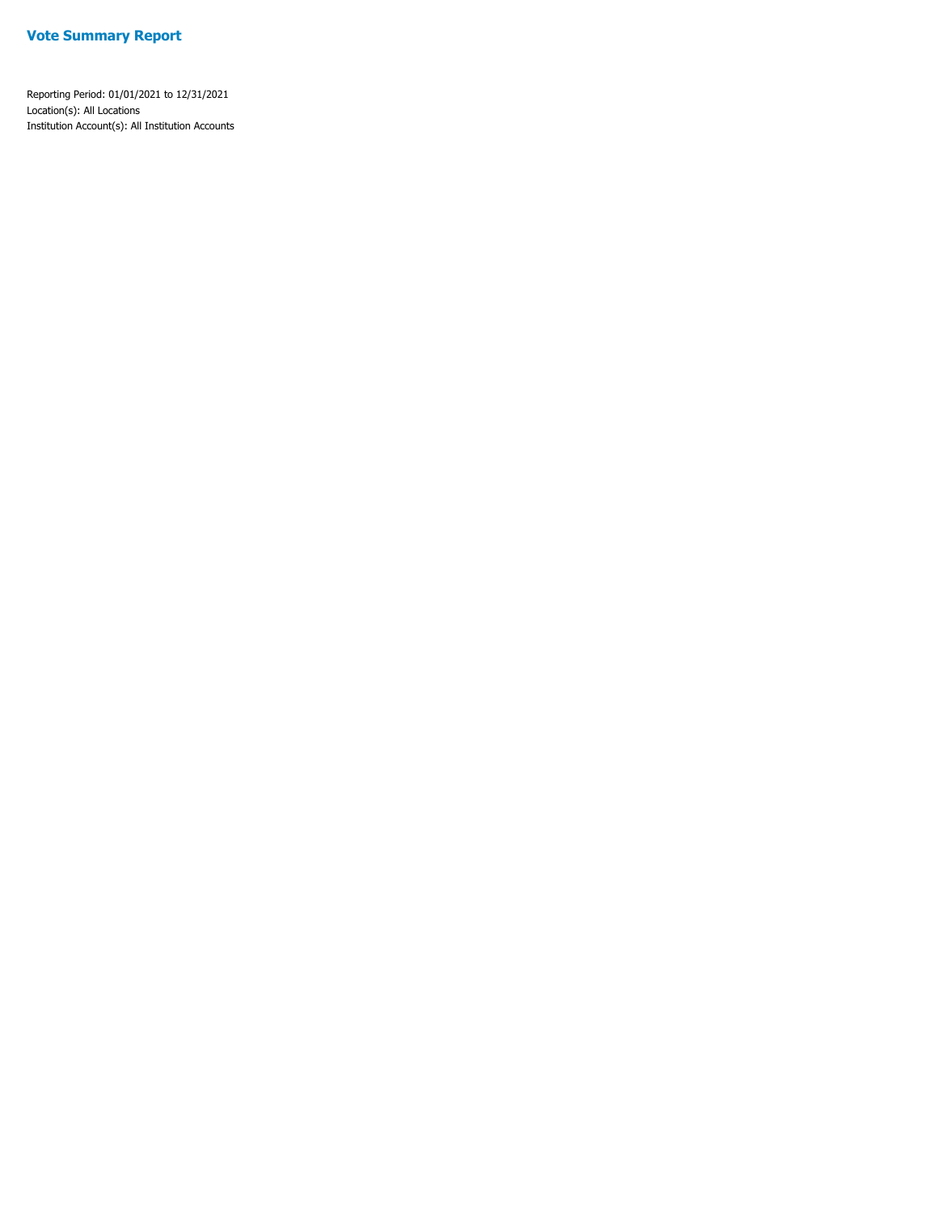## Vote Summary Report

Reporting Period: 01/01/2021 to 12/31/2021
Location(s): All Locations
Institution Account(s): All Institution Accounts